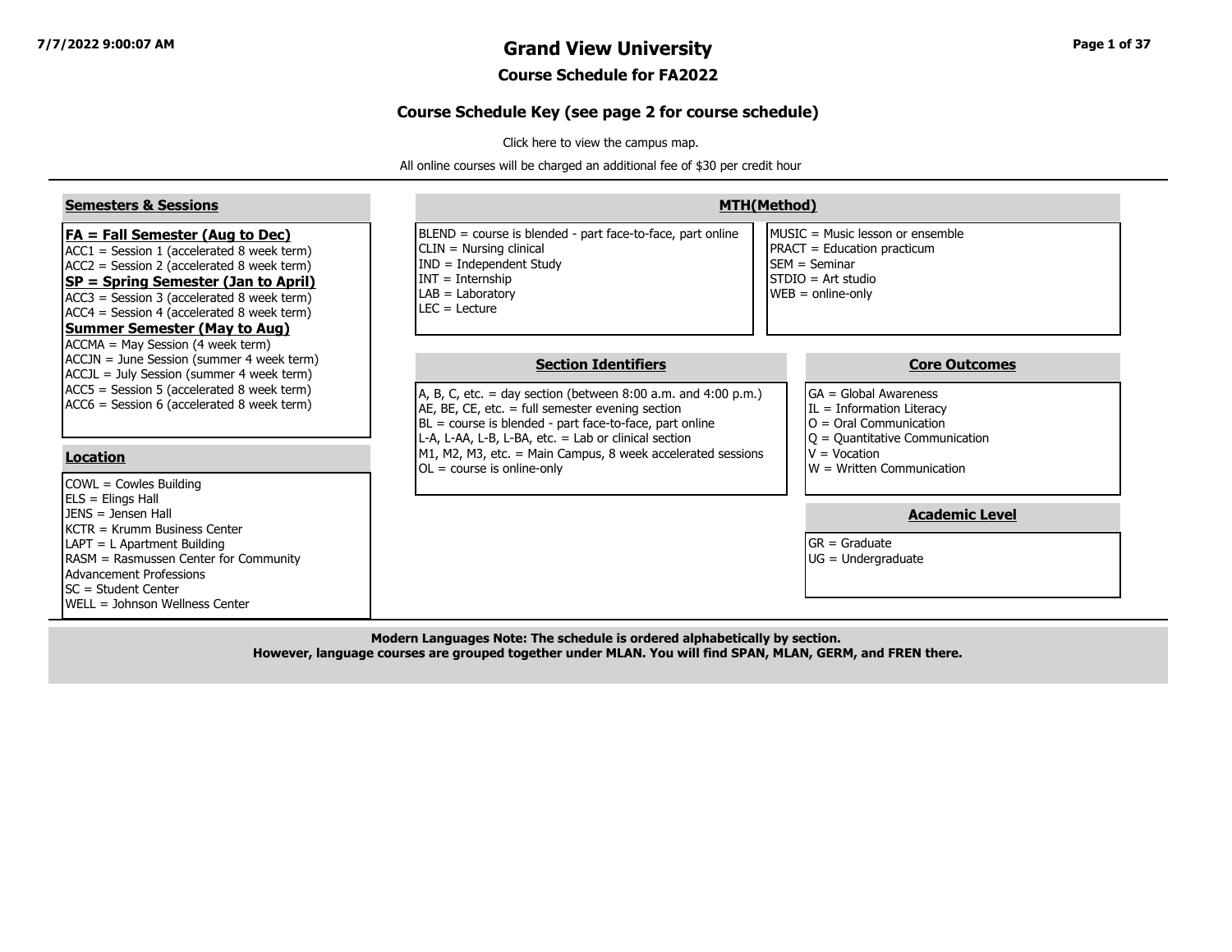# Grand View University

## Course Schedule for FA2022

### Course Schedule Key (see page 2 for course schedule)

Click here to view the campus map.

All online courses will be charged an additional fee of $30 per credit hour

#### Semesters & Sessions

**FA = Fall Semester (Aug to Dec)**

- ACC1 = Session 1 (accelerated 8 week term)
- ACC2 = Session 2 (accelerated 8 week term)

**SP = Spring Semester (Jan to April)**

- ACC3 = Session 3 (accelerated 8 week term)
- ACC4 = Session 4 (accelerated 8 week term)

**Summer Semester (May to Aug)**

- ACCMA = May Session (4 week term)
- ACCJN = June Session (summer 4 week term)
- ACCJL = July Session (summer 4 week term)
- ACC5 = Session 5 (accelerated 8 week term)
- ACC6 = Session 6 (accelerated 8 week term)

#### Location

- COWL = Cowles Building
- ELS = Elings Hall
- JENS = Jensen Hall
- KCTR = Krumm Business Center
- LAPT = L Apartment Building
- RASM = Rasmussen Center for Community Advancement Professions
- SC = Student Center
- WELL = Johnson Wellness Center

#### MTH(Method)

- BLEND = course is blended - part face-to-face, part online
- CLIN = Nursing clinical
- IND = Independent Study
- INT = Internship
- LAB = Laboratory
- LEC = Lecture
- MUSIC = Music lesson or ensemble
- PRACT = Education practicum
- SEM = Seminar
- STDIO = Art studio
- WEB = online-only

#### Section Identifiers

- A, B, C, etc. = day section (between 8:00 a.m. and 4:00 p.m.)
- AE, BE, CE, etc. = full semester evening section
- BL = course is blended - part face-to-face, part online
- L-A, L-AA, L-B, L-BA, etc. = Lab or clinical section
- M1, M2, M3, etc. = Main Campus, 8 week accelerated sessions
- OL = course is online-only

#### Core Outcomes

- GA = Global Awareness
- IL = Information Literacy
- O = Oral Communication
- Q = Quantitative Communication
- V = Vocation
- W = Written Communication

#### Academic Level

- GR = Graduate
- UG = Undergraduate

**Modern Languages Note: The schedule is ordered alphabetically by section.**
**However, language courses are grouped together under MLAN. You will find SPAN, MLAN, GERM, and FREN there.**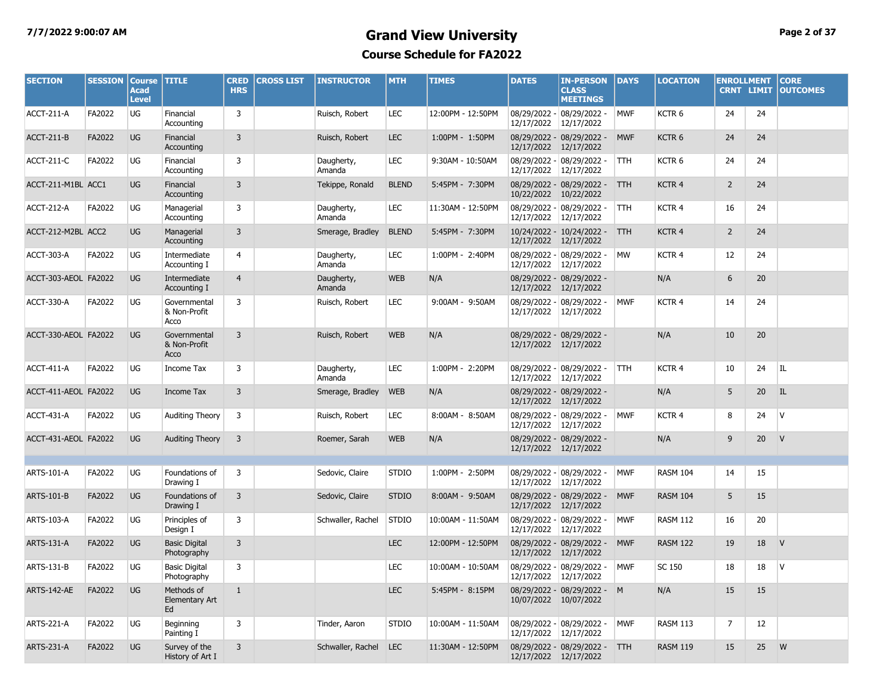# Grand View University

## Course Schedule for FA2022

| SECTION | SESSION | Course Acad Level | TITLE | CRED HRS | CROSS LIST | INSTRUCTOR | MTH | TIMES | DATES | IN-PERSON CLASS MEETINGS | DAYS | LOCATION | ENROLLMENT CRNT | ENROLLMENT LIMIT | CORE OUTCOMES |
|---|---|---|---|---|---|---|---|---|---|---|---|---|---|---|---|
| ACCT-211-A | FA2022 | UG | Financial Accounting | 3 | | Ruisch, Robert | LEC | 12:00PM - 12:50PM | 08/29/2022 - 12/17/2022 | 08/29/2022 - 12/17/2022 | MWF | KCTR 6 | 24 | 24 | |
| ACCT-211-B | FA2022 | UG | Financial Accounting | 3 | | Ruisch, Robert | LEC | 1:00PM - 1:50PM | 08/29/2022 - 12/17/2022 | 08/29/2022 - 12/17/2022 | MWF | KCTR 6 | 24 | 24 | |
| ACCT-211-C | FA2022 | UG | Financial Accounting | 3 | | Daugherty, Amanda | LEC | 9:30AM - 10:50AM | 08/29/2022 - 12/17/2022 | 08/29/2022 - 12/17/2022 | TTH | KCTR 6 | 24 | 24 | |
| ACCT-211-M1BL | ACC1 | UG | Financial Accounting | 3 | | Tekippe, Ronald | BLEND | 5:45PM - 7:30PM | 08/29/2022 - 10/22/2022 | 08/29/2022 - 10/22/2022 | TTH | KCTR 4 | 2 | 24 | |
| ACCT-212-A | FA2022 | UG | Managerial Accounting | 3 | | Daugherty, Amanda | LEC | 11:30AM - 12:50PM | 08/29/2022 - 12/17/2022 | 08/29/2022 - 12/17/2022 | TTH | KCTR 4 | 16 | 24 | |
| ACCT-212-M2BL | ACC2 | UG | Managerial Accounting | 3 | | Smerage, Bradley | BLEND | 5:45PM - 7:30PM | 10/24/2022 - 12/17/2022 | 10/24/2022 - 12/17/2022 | TTH | KCTR 4 | 2 | 24 | |
| ACCT-303-A | FA2022 | UG | Intermediate Accounting I | 4 | | Daugherty, Amanda | LEC | 1:00PM - 2:40PM | 08/29/2022 - 12/17/2022 | 08/29/2022 - 12/17/2022 | MW | KCTR 4 | 12 | 24 | |
| ACCT-303-AEOL | FA2022 | UG | Intermediate Accounting I | 4 | | Daugherty, Amanda | WEB | N/A | 08/29/2022 - 12/17/2022 | 08/29/2022 - 12/17/2022 | | N/A | 6 | 20 | |
| ACCT-330-A | FA2022 | UG | Governmental & Non-Profit Acco | 3 | | Ruisch, Robert | LEC | 9:00AM - 9:50AM | 08/29/2022 - 12/17/2022 | 08/29/2022 - 12/17/2022 | MWF | KCTR 4 | 14 | 24 | |
| ACCT-330-AEOL | FA2022 | UG | Governmental & Non-Profit Acco | 3 | | Ruisch, Robert | WEB | N/A | 08/29/2022 - 12/17/2022 | 08/29/2022 - 12/17/2022 | | N/A | 10 | 20 | |
| ACCT-411-A | FA2022 | UG | Income Tax | 3 | | Daugherty, Amanda | LEC | 1:00PM - 2:20PM | 08/29/2022 - 12/17/2022 | 08/29/2022 - 12/17/2022 | TTH | KCTR 4 | 10 | 24 | IL |
| ACCT-411-AEOL | FA2022 | UG | Income Tax | 3 | | Smerage, Bradley | WEB | N/A | 08/29/2022 - 12/17/2022 | 08/29/2022 - 12/17/2022 | | N/A | 5 | 20 | IL |
| ACCT-431-A | FA2022 | UG | Auditing Theory | 3 | | Ruisch, Robert | LEC | 8:00AM - 8:50AM | 08/29/2022 - 12/17/2022 | 08/29/2022 - 12/17/2022 | MWF | KCTR 4 | 8 | 24 | V |
| ACCT-431-AEOL | FA2022 | UG | Auditing Theory | 3 | | Roemer, Sarah | WEB | N/A | 08/29/2022 - 12/17/2022 | 08/29/2022 - 12/17/2022 | | N/A | 9 | 20 | V |
| | | | | | | | | | | | | | | | |
| ARTS-101-A | FA2022 | UG | Foundations of Drawing I | 3 | | Sedovic, Claire | STDIO | 1:00PM - 2:50PM | 08/29/2022 - 12/17/2022 | 08/29/2022 - 12/17/2022 | MWF | RASM 104 | 14 | 15 | |
| ARTS-101-B | FA2022 | UG | Foundations of Drawing I | 3 | | Sedovic, Claire | STDIO | 8:00AM - 9:50AM | 08/29/2022 - 12/17/2022 | 08/29/2022 - 12/17/2022 | MWF | RASM 104 | 5 | 15 | |
| ARTS-103-A | FA2022 | UG | Principles of Design I | 3 | | Schwaller, Rachel | STDIO | 10:00AM - 11:50AM | 08/29/2022 - 12/17/2022 | 08/29/2022 - 12/17/2022 | MWF | RASM 112 | 16 | 20 | |
| ARTS-131-A | FA2022 | UG | Basic Digital Photography | 3 | | | LEC | 12:00PM - 12:50PM | 08/29/2022 - 12/17/2022 | 08/29/2022 - 12/17/2022 | MWF | RASM 122 | 19 | 18 | V |
| ARTS-131-B | FA2022 | UG | Basic Digital Photography | 3 | | | LEC | 10:00AM - 10:50AM | 08/29/2022 - 12/17/2022 | 08/29/2022 - 12/17/2022 | MWF | SC 150 | 18 | 18 | V |
| ARTS-142-AE | FA2022 | UG | Methods of Elementary Art Ed | 1 | | | LEC | 5:45PM - 8:15PM | 08/29/2022 - 10/07/2022 | 08/29/2022 - 10/07/2022 | M | N/A | 15 | 15 | |
| ARTS-221-A | FA2022 | UG | Beginning Painting I | 3 | | Tinder, Aaron | STDIO | 10:00AM - 11:50AM | 08/29/2022 - 12/17/2022 | 08/29/2022 - 12/17/2022 | MWF | RASM 113 | 7 | 12 | |
| ARTS-231-A | FA2022 | UG | Survey of the History of Art I | 3 | | Schwaller, Rachel | LEC | 11:30AM - 12:50PM | 08/29/2022 - 12/17/2022 | 08/29/2022 - 12/17/2022 | TTH | RASM 119 | 15 | 25 | W |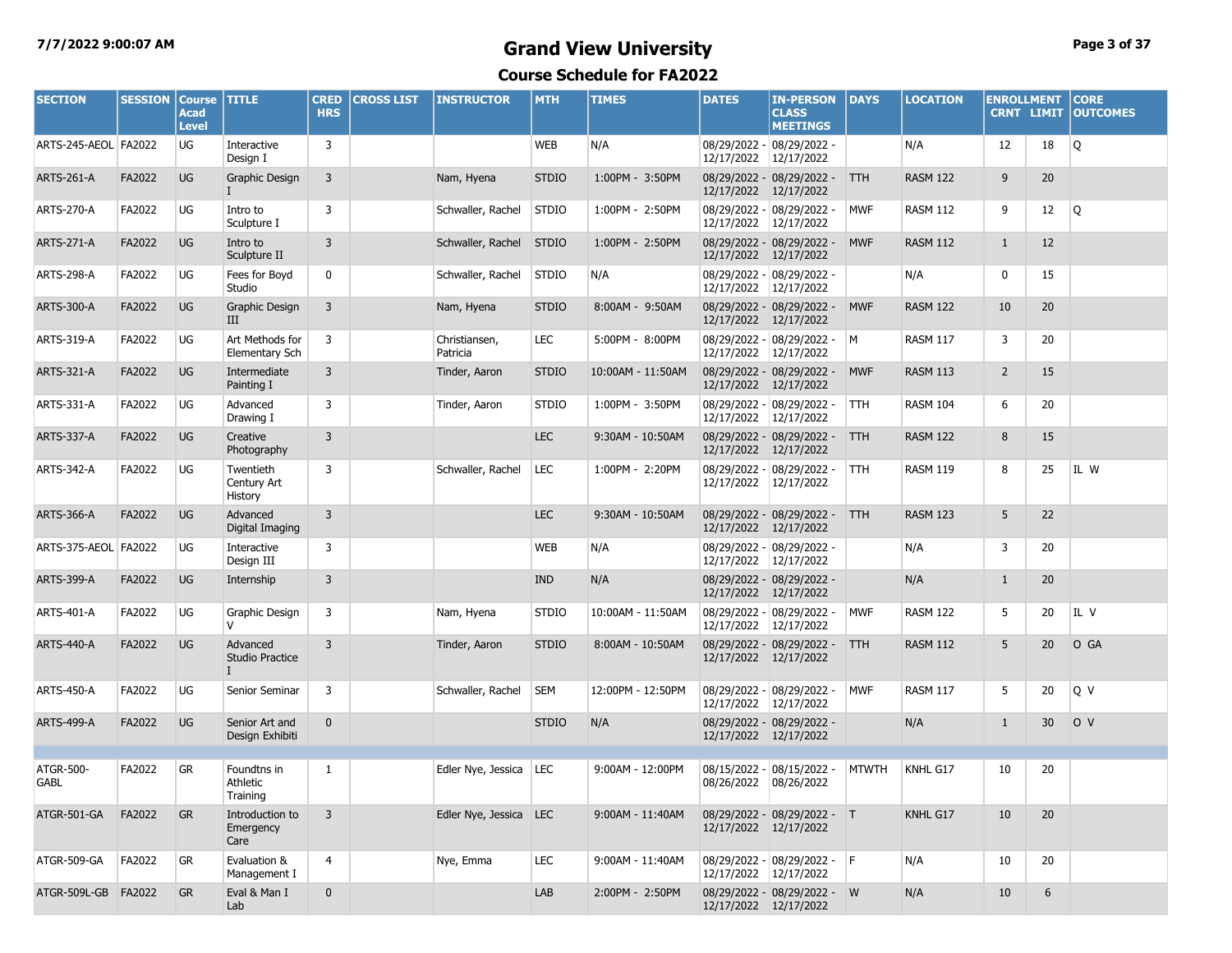# Grand View University

## Course Schedule for FA2022

| SECTION | SESSION | Course Acad Level | TITLE | CRED HRS | CROSS LIST | INSTRUCTOR | MTH | TIMES | DATES | IN-PERSON CLASS MEETINGS | DAYS | LOCATION | ENROLLMENT CRNT | LIMIT | CORE OUTCOMES |
|---|---|---|---|---|---|---|---|---|---|---|---|---|---|---|---|
| ARTS-245-AEOL | FA2022 | UG | Interactive Design I | 3 | | | WEB | N/A | 08/29/2022 - 12/17/2022 | 08/29/2022 - 12/17/2022 | | N/A | 12 | 18 | Q |
| ARTS-261-A | FA2022 | UG | Graphic Design I | 3 | | Nam, Hyena | STDIO | 1:00PM - 3:50PM | 08/29/2022 - 12/17/2022 | 08/29/2022 - 12/17/2022 | TTH | RASM 122 | 9 | 20 | |
| ARTS-270-A | FA2022 | UG | Intro to Sculpture I | 3 | | Schwaller, Rachel | STDIO | 1:00PM - 2:50PM | 08/29/2022 - 12/17/2022 | 08/29/2022 - 12/17/2022 | MWF | RASM 112 | 9 | 12 | Q |
| ARTS-271-A | FA2022 | UG | Intro to Sculpture II | 3 | | Schwaller, Rachel | STDIO | 1:00PM - 2:50PM | 08/29/2022 - 12/17/2022 | 08/29/2022 - 12/17/2022 | MWF | RASM 112 | 1 | 12 | |
| ARTS-298-A | FA2022 | UG | Fees for Boyd Studio | 0 | | Schwaller, Rachel | STDIO | N/A | 08/29/2022 - 12/17/2022 | 08/29/2022 - 12/17/2022 | | N/A | 0 | 15 | |
| ARTS-300-A | FA2022 | UG | Graphic Design III | 3 | | Nam, Hyena | STDIO | 8:00AM - 9:50AM | 08/29/2022 - 12/17/2022 | 08/29/2022 - 12/17/2022 | MWF | RASM 122 | 10 | 20 | |
| ARTS-319-A | FA2022 | UG | Art Methods for Elementary Sch | 3 | | Christiansen, Patricia | LEC | 5:00PM - 8:00PM | 08/29/2022 - 12/17/2022 | 08/29/2022 - 12/17/2022 | M | RASM 117 | 3 | 20 | |
| ARTS-321-A | FA2022 | UG | Intermediate Painting I | 3 | | Tinder, Aaron | STDIO | 10:00AM - 11:50AM | 08/29/2022 - 12/17/2022 | 08/29/2022 - 12/17/2022 | MWF | RASM 113 | 2 | 15 | |
| ARTS-331-A | FA2022 | UG | Advanced Drawing I | 3 | | Tinder, Aaron | STDIO | 1:00PM - 3:50PM | 08/29/2022 - 12/17/2022 | 08/29/2022 - 12/17/2022 | TTH | RASM 104 | 6 | 20 | |
| ARTS-337-A | FA2022 | UG | Creative Photography | 3 | | | LEC | 9:30AM - 10:50AM | 08/29/2022 - 12/17/2022 | 08/29/2022 - 12/17/2022 | TTH | RASM 122 | 8 | 15 | |
| ARTS-342-A | FA2022 | UG | Twentieth Century Art History | 3 | | Schwaller, Rachel | LEC | 1:00PM - 2:20PM | 08/29/2022 - 12/17/2022 | 08/29/2022 - 12/17/2022 | TTH | RASM 119 | 8 | 25 | IL W |
| ARTS-366-A | FA2022 | UG | Advanced Digital Imaging | 3 | | | LEC | 9:30AM - 10:50AM | 08/29/2022 - 12/17/2022 | 08/29/2022 - 12/17/2022 | TTH | RASM 123 | 5 | 22 | |
| ARTS-375-AEOL | FA2022 | UG | Interactive Design III | 3 | | | WEB | N/A | 08/29/2022 - 12/17/2022 | 08/29/2022 - 12/17/2022 | | N/A | 3 | 20 | |
| ARTS-399-A | FA2022 | UG | Internship | 3 | | | IND | N/A | 08/29/2022 - 12/17/2022 | 08/29/2022 - 12/17/2022 | | N/A | 1 | 20 | |
| ARTS-401-A | FA2022 | UG | Graphic Design V | 3 | | Nam, Hyena | STDIO | 10:00AM - 11:50AM | 08/29/2022 - 12/17/2022 | 08/29/2022 - 12/17/2022 | MWF | RASM 122 | 5 | 20 | IL V |
| ARTS-440-A | FA2022 | UG | Advanced Studio Practice I | 3 | | Tinder, Aaron | STDIO | 8:00AM - 10:50AM | 08/29/2022 - 12/17/2022 | 08/29/2022 - 12/17/2022 | TTH | RASM 112 | 5 | 20 | O GA |
| ARTS-450-A | FA2022 | UG | Senior Seminar | 3 | | Schwaller, Rachel | SEM | 12:00PM - 12:50PM | 08/29/2022 - 12/17/2022 | 08/29/2022 - 12/17/2022 | MWF | RASM 117 | 5 | 20 | Q V |
| ARTS-499-A | FA2022 | UG | Senior Art and Design Exhibiti | 0 | | | STDIO | N/A | 08/29/2022 - 12/17/2022 | 08/29/2022 - 12/17/2022 | | N/A | 1 | 30 | O V |
| | | | | | | | | | | | | | | | |
| ATGR-500-GABL | FA2022 | GR | Foundtns in Athletic Training | 1 | | Edler Nye, Jessica | LEC | 9:00AM - 12:00PM | 08/15/2022 - 08/26/2022 | 08/15/2022 - 08/26/2022 | MTWTH | KNHL G17 | 10 | 20 | |
| ATGR-501-GA | FA2022 | GR | Introduction to Emergency Care | 3 | | Edler Nye, Jessica | LEC | 9:00AM - 11:40AM | 08/29/2022 - 12/17/2022 | 08/29/2022 - 12/17/2022 | T | KNHL G17 | 10 | 20 | |
| ATGR-509-GA | FA2022 | GR | Evaluation & Management I | 4 | | Nye, Emma | LEC | 9:00AM - 11:40AM | 08/29/2022 - 12/17/2022 | 08/29/2022 - 12/17/2022 | F | N/A | 10 | 20 | |
| ATGR-509L-GB | FA2022 | GR | Eval & Man I Lab | 0 | | | LAB | 2:00PM - 2:50PM | 08/29/2022 - 12/17/2022 | 08/29/2022 - 12/17/2022 | W | N/A | 10 | 6 | |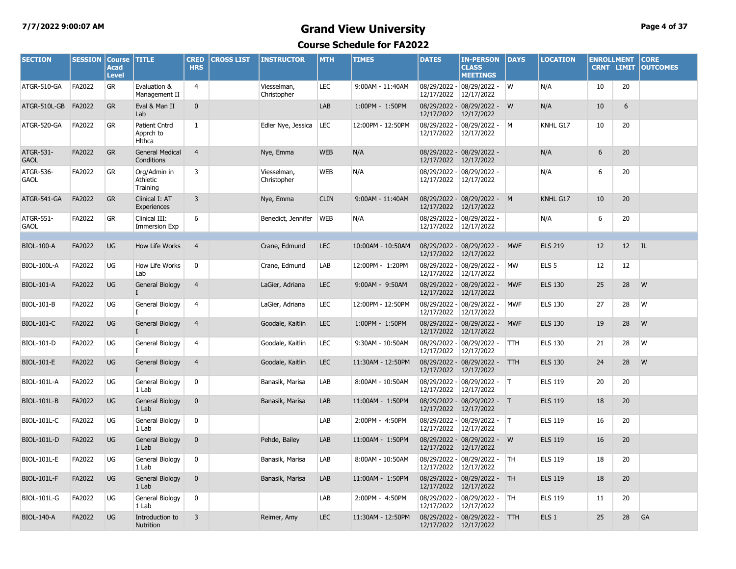# Grand View University

## Course Schedule for FA2022

| SECTION | SESSION | Course Acad Level | TITLE | CRED HRS | CROSS LIST | INSTRUCTOR | MTH | TIMES | DATES | IN-PERSON CLASS MEETINGS | DAYS | LOCATION | ENROLLMENT CRNT | LIMIT | CORE OUTCOMES |
|---|---|---|---|---|---|---|---|---|---|---|---|---|---|---|---|
| ATGR-510-GA | FA2022 | GR | Evaluation & Management II | 4 | | Viesselman, Christopher | LEC | 9:00AM - 11:40AM | 08/29/2022 - 12/17/2022 | 08/29/2022 - 12/17/2022 | W | N/A | 10 | 20 | |
| ATGR-510L-GB | FA2022 | GR | Eval & Man II Lab | 0 | | | LAB | 1:00PM - 1:50PM | 08/29/2022 - 12/17/2022 | 08/29/2022 - 12/17/2022 | W | N/A | 10 | 6 | |
| ATGR-520-GA | FA2022 | GR | Patient Cntrd Apprch to Hlthca | 1 | | Edler Nye, Jessica | LEC | 12:00PM - 12:50PM | 08/29/2022 - 12/17/2022 | 08/29/2022 - 12/17/2022 | M | KNHL G17 | 10 | 20 | |
| ATGR-531-GAOL | FA2022 | GR | General Medical Conditions | 4 | | Nye, Emma | WEB | N/A | 08/29/2022 - 12/17/2022 | 08/29/2022 - 12/17/2022 | | N/A | 6 | 20 | |
| ATGR-536-GAOL | FA2022 | GR | Org/Admin in Athletic Training | 3 | | Viesselman, Christopher | WEB | N/A | 08/29/2022 - 12/17/2022 | 08/29/2022 - 12/17/2022 | | N/A | 6 | 20 | |
| ATGR-541-GA | FA2022 | GR | Clinical I: AT Experiences | 3 | | Nye, Emma | CLIN | 9:00AM - 11:40AM | 08/29/2022 - 12/17/2022 | 08/29/2022 - 12/17/2022 | M | KNHL G17 | 10 | 20 | |
| ATGR-551-GAOL | FA2022 | GR | Clinical III: Immersion Exp | 6 | | Benedict, Jennifer | WEB | N/A | 08/29/2022 - 12/17/2022 | 08/29/2022 - 12/17/2022 | | N/A | 6 | 20 | |
| | | | | | | | | | | | | | | | |
| BIOL-100-A | FA2022 | UG | How Life Works | 4 | | Crane, Edmund | LEC | 10:00AM - 10:50AM | 08/29/2022 - 12/17/2022 | 08/29/2022 - 12/17/2022 | MWF | ELS 219 | 12 | 12 | IL |
| BIOL-100L-A | FA2022 | UG | How Life Works Lab | 0 | | Crane, Edmund | LAB | 12:00PM - 1:20PM | 08/29/2022 - 12/17/2022 | 08/29/2022 - 12/17/2022 | MW | ELS 5 | 12 | 12 | |
| BIOL-101-A | FA2022 | UG | General Biology I | 4 | | LaGier, Adriana | LEC | 9:00AM - 9:50AM | 08/29/2022 - 12/17/2022 | 08/29/2022 - 12/17/2022 | MWF | ELS 130 | 25 | 28 | W |
| BIOL-101-B | FA2022 | UG | General Biology I | 4 | | LaGier, Adriana | LEC | 12:00PM - 12:50PM | 08/29/2022 - 12/17/2022 | 08/29/2022 - 12/17/2022 | MWF | ELS 130 | 27 | 28 | W |
| BIOL-101-C | FA2022 | UG | General Biology I | 4 | | Goodale, Kaitlin | LEC | 1:00PM - 1:50PM | 08/29/2022 - 12/17/2022 | 08/29/2022 - 12/17/2022 | MWF | ELS 130 | 19 | 28 | W |
| BIOL-101-D | FA2022 | UG | General Biology I | 4 | | Goodale, Kaitlin | LEC | 9:30AM - 10:50AM | 08/29/2022 - 12/17/2022 | 08/29/2022 - 12/17/2022 | TTH | ELS 130 | 21 | 28 | W |
| BIOL-101-E | FA2022 | UG | General Biology I | 4 | | Goodale, Kaitlin | LEC | 11:30AM - 12:50PM | 08/29/2022 - 12/17/2022 | 08/29/2022 - 12/17/2022 | TTH | ELS 130 | 24 | 28 | W |
| BIOL-101L-A | FA2022 | UG | General Biology 1 Lab | 0 | | Banasik, Marisa | LAB | 8:00AM - 10:50AM | 08/29/2022 - 12/17/2022 | 08/29/2022 - 12/17/2022 | T | ELS 119 | 20 | 20 | |
| BIOL-101L-B | FA2022 | UG | General Biology 1 Lab | 0 | | Banasik, Marisa | LAB | 11:00AM - 1:50PM | 08/29/2022 - 12/17/2022 | 08/29/2022 - 12/17/2022 | T | ELS 119 | 18 | 20 | |
| BIOL-101L-C | FA2022 | UG | General Biology 1 Lab | 0 | | | LAB | 2:00PM - 4:50PM | 08/29/2022 - 12/17/2022 | 08/29/2022 - 12/17/2022 | T | ELS 119 | 16 | 20 | |
| BIOL-101L-D | FA2022 | UG | General Biology 1 Lab | 0 | | Pehde, Bailey | LAB | 11:00AM - 1:50PM | 08/29/2022 - 12/17/2022 | 08/29/2022 - 12/17/2022 | W | ELS 119 | 16 | 20 | |
| BIOL-101L-E | FA2022 | UG | General Biology 1 Lab | 0 | | Banasik, Marisa | LAB | 8:00AM - 10:50AM | 08/29/2022 - 12/17/2022 | 08/29/2022 - 12/17/2022 | TH | ELS 119 | 18 | 20 | |
| BIOL-101L-F | FA2022 | UG | General Biology 1 Lab | 0 | | Banasik, Marisa | LAB | 11:00AM - 1:50PM | 08/29/2022 - 12/17/2022 | 08/29/2022 - 12/17/2022 | TH | ELS 119 | 18 | 20 | |
| BIOL-101L-G | FA2022 | UG | General Biology 1 Lab | 0 | | | LAB | 2:00PM - 4:50PM | 08/29/2022 - 12/17/2022 | 08/29/2022 - 12/17/2022 | TH | ELS 119 | 11 | 20 | |
| BIOL-140-A | FA2022 | UG | Introduction to Nutrition | 3 | | Reimer, Amy | LEC | 11:30AM - 12:50PM | 08/29/2022 - 12/17/2022 | 08/29/2022 - 12/17/2022 | TTH | ELS 1 | 25 | 28 | GA |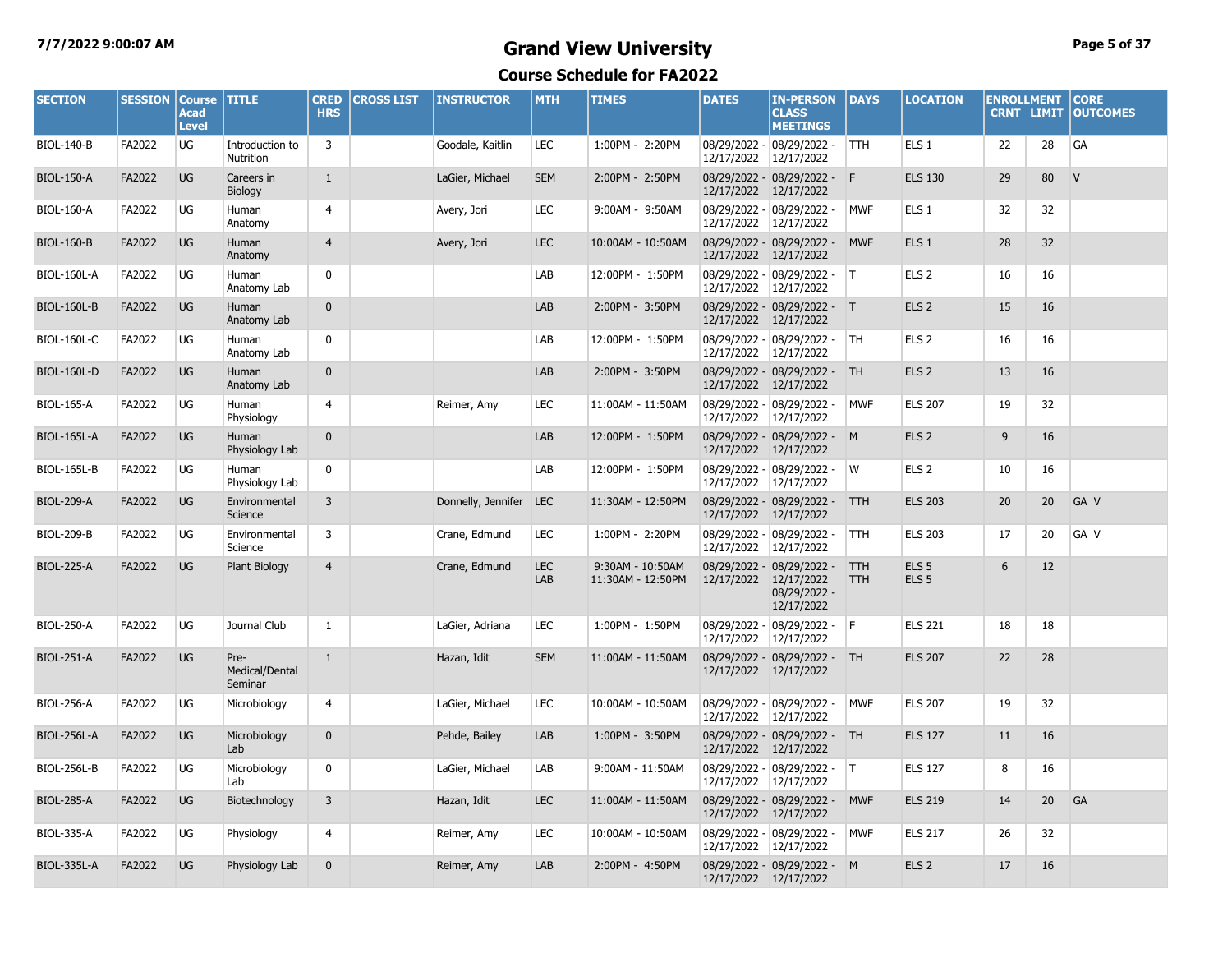# Grand View University

## Course Schedule for FA2022

| SECTION | SESSION | Course Acad Level | TITLE | CRED HRS | CROSS LIST | INSTRUCTOR | MTH | TIMES | DATES | IN-PERSON CLASS MEETINGS | DAYS | LOCATION | ENROLLMENT CRNT | ENROLLMENT LIMIT | CORE OUTCOMES |
|---|---|---|---|---|---|---|---|---|---|---|---|---|---|---|---|
| BIOL-140-B | FA2022 | UG | Introduction to Nutrition | 3 | | Goodale, Kaitlin | LEC | 1:00PM - 2:20PM | 08/29/2022 - 12/17/2022 | 08/29/2022 - 12/17/2022 | TTH | ELS 1 | 22 | 28 | GA |
| BIOL-150-A | FA2022 | UG | Careers in Biology | 1 | | LaGier, Michael | SEM | 2:00PM - 2:50PM | 08/29/2022 - 12/17/2022 | 08/29/2022 - 12/17/2022 | F | ELS 130 | 29 | 80 | V |
| BIOL-160-A | FA2022 | UG | Human Anatomy | 4 | | Avery, Jori | LEC | 9:00AM - 9:50AM | 08/29/2022 - 12/17/2022 | 08/29/2022 - 12/17/2022 | MWF | ELS 1 | 32 | 32 | |
| BIOL-160-B | FA2022 | UG | Human Anatomy | 4 | | Avery, Jori | LEC | 10:00AM - 10:50AM | 08/29/2022 - 12/17/2022 | 08/29/2022 - 12/17/2022 | MWF | ELS 1 | 28 | 32 | |
| BIOL-160L-A | FA2022 | UG | Human Anatomy Lab | 0 | | | LAB | 12:00PM - 1:50PM | 08/29/2022 - 12/17/2022 | 08/29/2022 - 12/17/2022 | T | ELS 2 | 16 | 16 | |
| BIOL-160L-B | FA2022 | UG | Human Anatomy Lab | 0 | | | LAB | 2:00PM - 3:50PM | 08/29/2022 - 12/17/2022 | 08/29/2022 - 12/17/2022 | T | ELS 2 | 15 | 16 | |
| BIOL-160L-C | FA2022 | UG | Human Anatomy Lab | 0 | | | LAB | 12:00PM - 1:50PM | 08/29/2022 - 12/17/2022 | 08/29/2022 - 12/17/2022 | TH | ELS 2 | 16 | 16 | |
| BIOL-160L-D | FA2022 | UG | Human Anatomy Lab | 0 | | | LAB | 2:00PM - 3:50PM | 08/29/2022 - 12/17/2022 | 08/29/2022 - 12/17/2022 | TH | ELS 2 | 13 | 16 | |
| BIOL-165-A | FA2022 | UG | Human Physiology | 4 | | Reimer, Amy | LEC | 11:00AM - 11:50AM | 08/29/2022 - 12/17/2022 | 08/29/2022 - 12/17/2022 | MWF | ELS 207 | 19 | 32 | |
| BIOL-165L-A | FA2022 | UG | Human Physiology Lab | 0 | | | LAB | 12:00PM - 1:50PM | 08/29/2022 - 12/17/2022 | 08/29/2022 - 12/17/2022 | M | ELS 2 | 9 | 16 | |
| BIOL-165L-B | FA2022 | UG | Human Physiology Lab | 0 | | | LAB | 12:00PM - 1:50PM | 08/29/2022 - 12/17/2022 | 08/29/2022 - 12/17/2022 | W | ELS 2 | 10 | 16 | |
| BIOL-209-A | FA2022 | UG | Environmental Science | 3 | | Donnelly, Jennifer | LEC | 11:30AM - 12:50PM | 08/29/2022 - 12/17/2022 | 08/29/2022 - 12/17/2022 | TTH | ELS 203 | 20 | 20 | GA V |
| BIOL-209-B | FA2022 | UG | Environmental Science | 3 | | Crane, Edmund | LEC | 1:00PM - 2:20PM | 08/29/2022 - 12/17/2022 | 08/29/2022 - 12/17/2022 | TTH | ELS 203 | 17 | 20 | GA V |
| BIOL-225-A | FA2022 | UG | Plant Biology | 4 | | Crane, Edmund | LEC<br>LAB | 9:30AM - 10:50AM<br>11:30AM - 12:50PM | 08/29/2022 - 12/17/2022 | 08/29/2022 - 12/17/2022<br>08/29/2022 - 12/17/2022 | TTH<br>TTH | ELS 5<br>ELS 5 | 6 | 12 | |
| BIOL-250-A | FA2022 | UG | Journal Club | 1 | | LaGier, Adriana | LEC | 1:00PM - 1:50PM | 08/29/2022 - 12/17/2022 | 08/29/2022 - 12/17/2022 | F | ELS 221 | 18 | 18 | |
| BIOL-251-A | FA2022 | UG | Pre-Medical/Dental Seminar | 1 | | Hazan, Idit | SEM | 11:00AM - 11:50AM | 08/29/2022 - 12/17/2022 | 08/29/2022 - 12/17/2022 | TH | ELS 207 | 22 | 28 | |
| BIOL-256-A | FA2022 | UG | Microbiology | 4 | | LaGier, Michael | LEC | 10:00AM - 10:50AM | 08/29/2022 - 12/17/2022 | 08/29/2022 - 12/17/2022 | MWF | ELS 207 | 19 | 32 | |
| BIOL-256L-A | FA2022 | UG | Microbiology Lab | 0 | | Pehde, Bailey | LAB | 1:00PM - 3:50PM | 08/29/2022 - 12/17/2022 | 08/29/2022 - 12/17/2022 | TH | ELS 127 | 11 | 16 | |
| BIOL-256L-B | FA2022 | UG | Microbiology Lab | 0 | | LaGier, Michael | LAB | 9:00AM - 11:50AM | 08/29/2022 - 12/17/2022 | 08/29/2022 - 12/17/2022 | T | ELS 127 | 8 | 16 | |
| BIOL-285-A | FA2022 | UG | Biotechnology | 3 | | Hazan, Idit | LEC | 11:00AM - 11:50AM | 08/29/2022 - 12/17/2022 | 08/29/2022 - 12/17/2022 | MWF | ELS 219 | 14 | 20 | GA |
| BIOL-335-A | FA2022 | UG | Physiology | 4 | | Reimer, Amy | LEC | 10:00AM - 10:50AM | 08/29/2022 - 12/17/2022 | 08/29/2022 - 12/17/2022 | MWF | ELS 217 | 26 | 32 | |
| BIOL-335L-A | FA2022 | UG | Physiology Lab | 0 | | Reimer, Amy | LAB | 2:00PM - 4:50PM | 08/29/2022 - 12/17/2022 | 08/29/2022 - 12/17/2022 | M | ELS 2 | 17 | 16 | |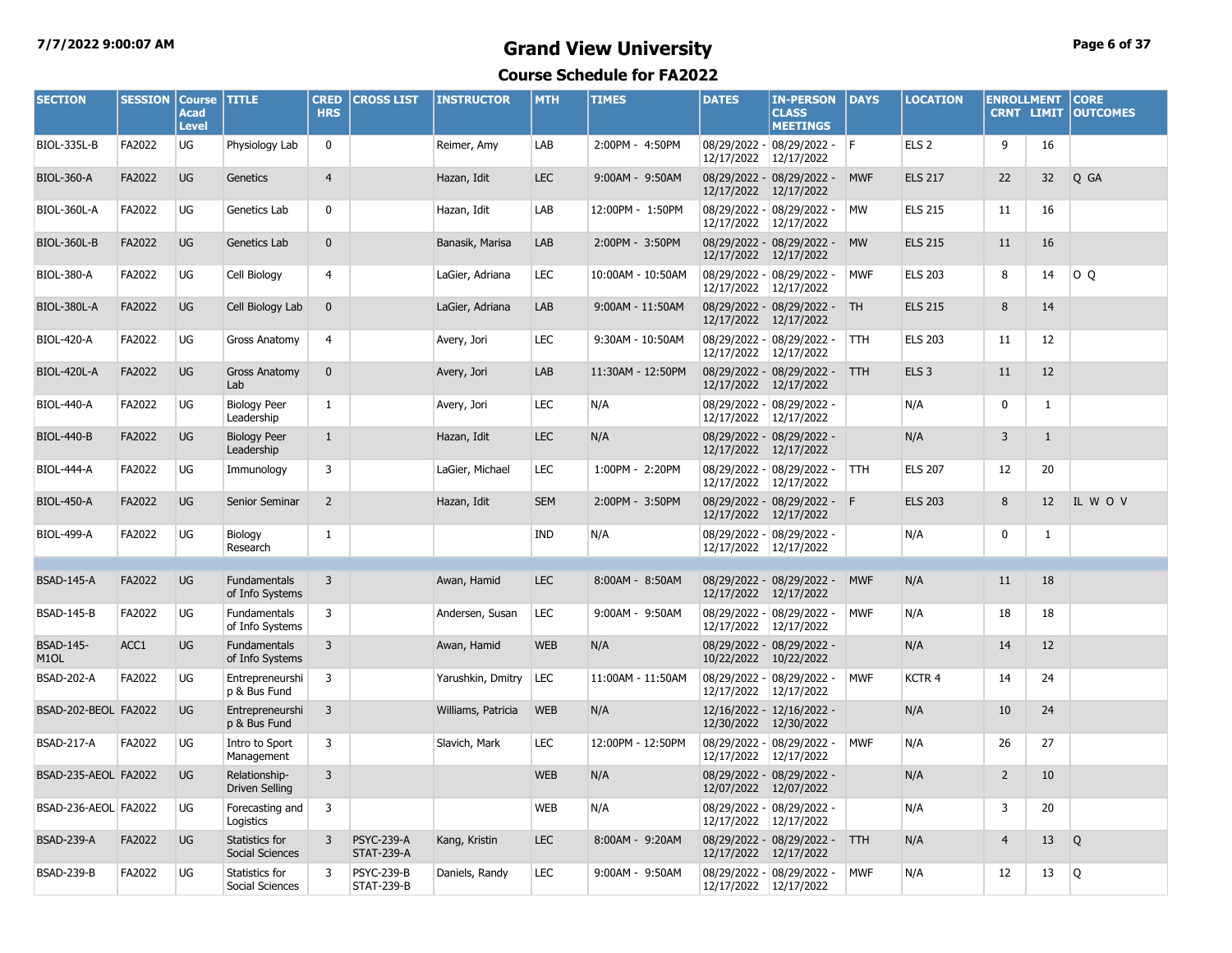# Grand View University

## Course Schedule for FA2022

| SECTION | SESSION | Course Acad Level | TITLE | CRED HRS | CROSS LIST | INSTRUCTOR | MTH | TIMES | DATES | IN-PERSON CLASS MEETINGS | DAYS | LOCATION | ENROLLMENT CRNT | ENROLLMENT LIMIT | CORE OUTCOMES |
|---|---|---|---|---|---|---|---|---|---|---|---|---|---|---|---|
| BIOL-335L-B | FA2022 | UG | Physiology Lab | 0 | | Reimer, Amy | LAB | 2:00PM - 4:50PM | 08/29/2022 - 12/17/2022 | 08/29/2022 - 12/17/2022 | F | ELS 2 | 9 | 16 | |
| BIOL-360-A | FA2022 | UG | Genetics | 4 | | Hazan, Idit | LEC | 9:00AM - 9:50AM | 08/29/2022 - 12/17/2022 | 08/29/2022 - 12/17/2022 | MWF | ELS 217 | 22 | 32 | Q GA |
| BIOL-360L-A | FA2022 | UG | Genetics Lab | 0 | | Hazan, Idit | LAB | 12:00PM - 1:50PM | 08/29/2022 - 12/17/2022 | 08/29/2022 - 12/17/2022 | MW | ELS 215 | 11 | 16 | |
| BIOL-360L-B | FA2022 | UG | Genetics Lab | 0 | | Banasik, Marisa | LAB | 2:00PM - 3:50PM | 08/29/2022 - 12/17/2022 | 08/29/2022 - 12/17/2022 | MW | ELS 215 | 11 | 16 | |
| BIOL-380-A | FA2022 | UG | Cell Biology | 4 | | LaGier, Adriana | LEC | 10:00AM - 10:50AM | 08/29/2022 - 12/17/2022 | 08/29/2022 - 12/17/2022 | MWF | ELS 203 | 8 | 14 | O Q |
| BIOL-380L-A | FA2022 | UG | Cell Biology Lab | 0 | | LaGier, Adriana | LAB | 9:00AM - 11:50AM | 08/29/2022 - 12/17/2022 | 08/29/2022 - 12/17/2022 | TH | ELS 215 | 8 | 14 | |
| BIOL-420-A | FA2022 | UG | Gross Anatomy | 4 | | Avery, Jori | LEC | 9:30AM - 10:50AM | 08/29/2022 - 12/17/2022 | 08/29/2022 - 12/17/2022 | TTH | ELS 203 | 11 | 12 | |
| BIOL-420L-A | FA2022 | UG | Gross Anatomy Lab | 0 | | Avery, Jori | LAB | 11:30AM - 12:50PM | 08/29/2022 - 12/17/2022 | 08/29/2022 - 12/17/2022 | TTH | ELS 3 | 11 | 12 | |
| BIOL-440-A | FA2022 | UG | Biology Peer Leadership | 1 | | Avery, Jori | LEC | N/A | 08/29/2022 - 12/17/2022 | 08/29/2022 - 12/17/2022 | | N/A | 0 | 1 | |
| BIOL-440-B | FA2022 | UG | Biology Peer Leadership | 1 | | Hazan, Idit | LEC | N/A | 08/29/2022 - 12/17/2022 | 08/29/2022 - 12/17/2022 | | N/A | 3 | 1 | |
| BIOL-444-A | FA2022 | UG | Immunology | 3 | | LaGier, Michael | LEC | 1:00PM - 2:20PM | 08/29/2022 - 12/17/2022 | 08/29/2022 - 12/17/2022 | TTH | ELS 207 | 12 | 20 | |
| BIOL-450-A | FA2022 | UG | Senior Seminar | 2 | | Hazan, Idit | SEM | 2:00PM - 3:50PM | 08/29/2022 - 12/17/2022 | 08/29/2022 - 12/17/2022 | F | ELS 203 | 8 | 12 | IL W O V |
| BIOL-499-A | FA2022 | UG | Biology Research | 1 | | | IND | N/A | 08/29/2022 - 12/17/2022 | 08/29/2022 - 12/17/2022 | | N/A | 0 | 1 | |
| | | | | | | | | | | | | | | | |
| BSAD-145-A | FA2022 | UG | Fundamentals of Info Systems | 3 | | Awan, Hamid | LEC | 8:00AM - 8:50AM | 08/29/2022 - 12/17/2022 | 08/29/2022 - 12/17/2022 | MWF | N/A | 11 | 18 | |
| BSAD-145-B | FA2022 | UG | Fundamentals of Info Systems | 3 | | Andersen, Susan | LEC | 9:00AM - 9:50AM | 08/29/2022 - 12/17/2022 | 08/29/2022 - 12/17/2022 | MWF | N/A | 18 | 18 | |
| BSAD-145-M1OL | ACC1 | UG | Fundamentals of Info Systems | 3 | | Awan, Hamid | WEB | N/A | 08/29/2022 - 10/22/2022 | 08/29/2022 - 10/22/2022 | | N/A | 14 | 12 | |
| BSAD-202-A | FA2022 | UG | Entrepreneurship & Bus Fund | 3 | | Yarushkin, Dmitry | LEC | 11:00AM - 11:50AM | 08/29/2022 - 12/17/2022 | 08/29/2022 - 12/17/2022 | MWF | KCTR 4 | 14 | 24 | |
| BSAD-202-BEOL | FA2022 | UG | Entrepreneurship & Bus Fund | 3 | | Williams, Patricia | WEB | N/A | 12/16/2022 - 12/30/2022 | 12/16/2022 - 12/30/2022 | | N/A | 10 | 24 | |
| BSAD-217-A | FA2022 | UG | Intro to Sport Management | 3 | | Slavich, Mark | LEC | 12:00PM - 12:50PM | 08/29/2022 - 12/17/2022 | 08/29/2022 - 12/17/2022 | MWF | N/A | 26 | 27 | |
| BSAD-235-AEOL | FA2022 | UG | Relationship-Driven Selling | 3 | | | WEB | N/A | 08/29/2022 - 12/07/2022 | 08/29/2022 - 12/07/2022 | | N/A | 2 | 10 | |
| BSAD-236-AEOL | FA2022 | UG | Forecasting and Logistics | 3 | | | WEB | N/A | 08/29/2022 - 12/17/2022 | 08/29/2022 - 12/17/2022 | | N/A | 3 | 20 | |
| BSAD-239-A | FA2022 | UG | Statistics for Social Sciences | 3 | PSYC-239-A STAT-239-A | Kang, Kristin | LEC | 8:00AM - 9:20AM | 08/29/2022 - 12/17/2022 | 08/29/2022 - 12/17/2022 | TTH | N/A | 4 | 13 | Q |
| BSAD-239-B | FA2022 | UG | Statistics for Social Sciences | 3 | PSYC-239-B STAT-239-B | Daniels, Randy | LEC | 9:00AM - 9:50AM | 08/29/2022 - 12/17/2022 | 08/29/2022 - 12/17/2022 | MWF | N/A | 12 | 13 | Q |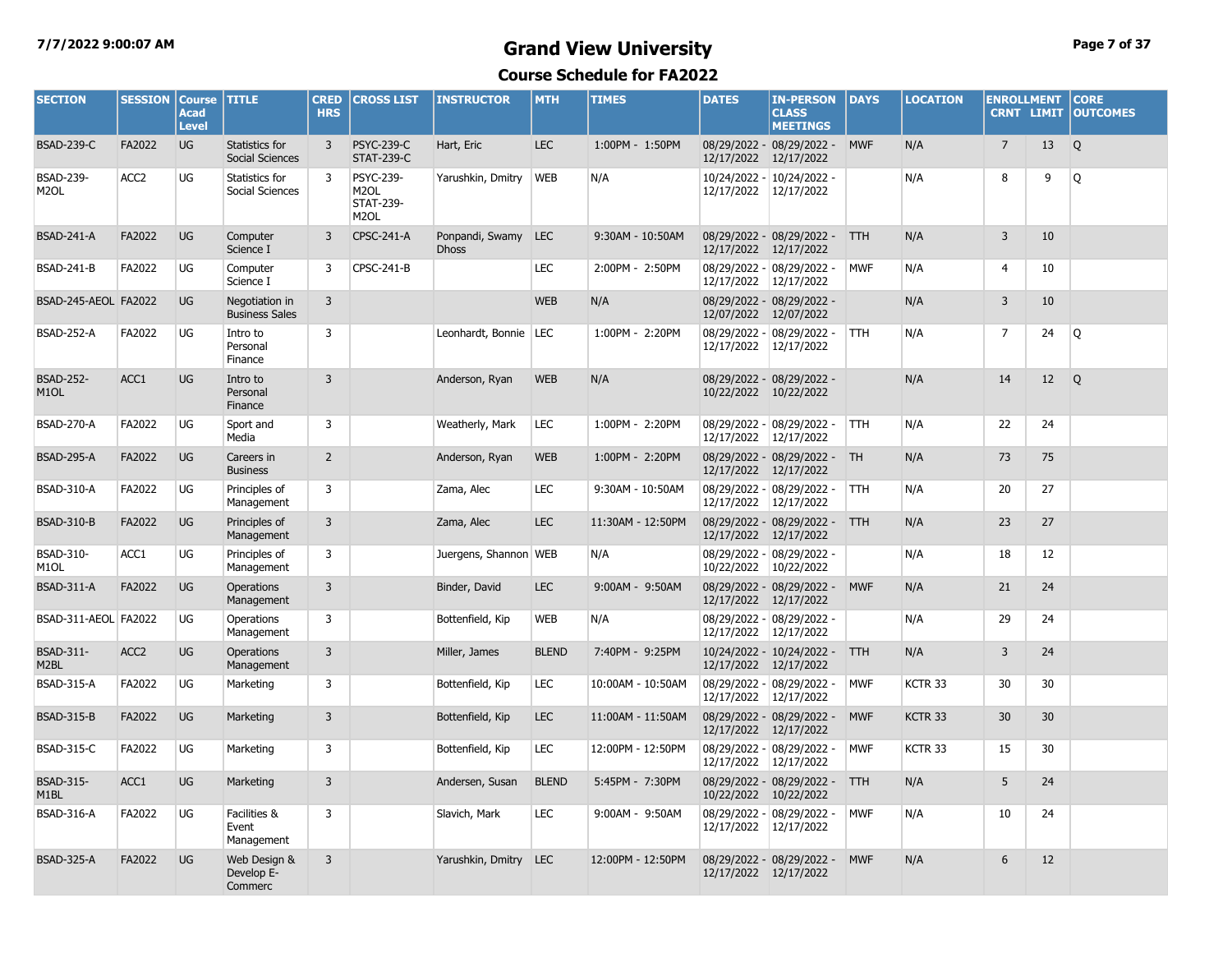# Grand View University

## Course Schedule for FA2022

| SECTION | SESSION | Course Acad Level | TITLE | CRED HRS | CROSS LIST | INSTRUCTOR | MTH | TIMES | DATES | IN-PERSON CLASS MEETINGS | DAYS | LOCATION | ENROLLMENT CRNT | LIMIT | CORE OUTCOMES |
|---|---|---|---|---|---|---|---|---|---|---|---|---|---|---|---|
| BSAD-239-C | FA2022 | UG | Statistics for Social Sciences | 3 | PSYC-239-C STAT-239-C | Hart, Eric | LEC | 1:00PM - 1:50PM | 08/29/2022 - 12/17/2022 | 08/29/2022 - 12/17/2022 | MWF | N/A | 7 | 13 | Q |
| BSAD-239-M2OL | ACC2 | UG | Statistics for Social Sciences | 3 | PSYC-239-M2OL STAT-239-M2OL | Yarushkin, Dmitry | WEB | N/A | 10/24/2022 - 12/17/2022 | 10/24/2022 - 12/17/2022 | | N/A | 8 | 9 | Q |
| BSAD-241-A | FA2022 | UG | Computer Science I | 3 | CPSC-241-A | Ponpandi, Swamy Dhoss | LEC | 9:30AM - 10:50AM | 08/29/2022 - 12/17/2022 | 08/29/2022 - 12/17/2022 | TTH | N/A | 3 | 10 | |
| BSAD-241-B | FA2022 | UG | Computer Science I | 3 | CPSC-241-B | | LEC | 2:00PM - 2:50PM | 08/29/2022 - 12/17/2022 | 08/29/2022 - 12/17/2022 | MWF | N/A | 4 | 10 | |
| BSAD-245-AEOL | FA2022 | UG | Negotiation in Business Sales | 3 | | | WEB | N/A | 08/29/2022 - 12/07/2022 | 08/29/2022 - 12/07/2022 | | N/A | 3 | 10 | |
| BSAD-252-A | FA2022 | UG | Intro to Personal Finance | 3 | | Leonhardt, Bonnie | LEC | 1:00PM - 2:20PM | 08/29/2022 - 12/17/2022 | 08/29/2022 - 12/17/2022 | TTH | N/A | 7 | 24 | Q |
| BSAD-252-M1OL | ACC1 | UG | Intro to Personal Finance | 3 | | Anderson, Ryan | WEB | N/A | 08/29/2022 - 10/22/2022 | 08/29/2022 - 10/22/2022 | | N/A | 14 | 12 | Q |
| BSAD-270-A | FA2022 | UG | Sport and Media | 3 | | Weatherly, Mark | LEC | 1:00PM - 2:20PM | 08/29/2022 - 12/17/2022 | 08/29/2022 - 12/17/2022 | TTH | N/A | 22 | 24 | |
| BSAD-295-A | FA2022 | UG | Careers in Business | 2 | | Anderson, Ryan | WEB | 1:00PM - 2:20PM | 08/29/2022 - 12/17/2022 | 08/29/2022 - 12/17/2022 | TH | N/A | 73 | 75 | |
| BSAD-310-A | FA2022 | UG | Principles of Management | 3 | | Zama, Alec | LEC | 9:30AM - 10:50AM | 08/29/2022 - 12/17/2022 | 08/29/2022 - 12/17/2022 | TTH | N/A | 20 | 27 | |
| BSAD-310-B | FA2022 | UG | Principles of Management | 3 | | Zama, Alec | LEC | 11:30AM - 12:50PM | 08/29/2022 - 12/17/2022 | 08/29/2022 - 12/17/2022 | TTH | N/A | 23 | 27 | |
| BSAD-310-M1OL | ACC1 | UG | Principles of Management | 3 | | Juergens, Shannon | WEB | N/A | 08/29/2022 - 10/22/2022 | 08/29/2022 - 10/22/2022 | | N/A | 18 | 12 | |
| BSAD-311-A | FA2022 | UG | Operations Management | 3 | | Binder, David | LEC | 9:00AM - 9:50AM | 08/29/2022 - 12/17/2022 | 08/29/2022 - 12/17/2022 | MWF | N/A | 21 | 24 | |
| BSAD-311-AEOL | FA2022 | UG | Operations Management | 3 | | Bottenfield, Kip | WEB | N/A | 08/29/2022 - 12/17/2022 | 08/29/2022 - 12/17/2022 | | N/A | 29 | 24 | |
| BSAD-311-M2BL | ACC2 | UG | Operations Management | 3 | | Miller, James | BLEND | 7:40PM - 9:25PM | 10/24/2022 - 12/17/2022 | 10/24/2022 - 12/17/2022 | TTH | N/A | 3 | 24 | |
| BSAD-315-A | FA2022 | UG | Marketing | 3 | | Bottenfield, Kip | LEC | 10:00AM - 10:50AM | 08/29/2022 - 12/17/2022 | 08/29/2022 - 12/17/2022 | MWF | KCTR 33 | 30 | 30 | |
| BSAD-315-B | FA2022 | UG | Marketing | 3 | | Bottenfield, Kip | LEC | 11:00AM - 11:50AM | 08/29/2022 - 12/17/2022 | 08/29/2022 - 12/17/2022 | MWF | KCTR 33 | 30 | 30 | |
| BSAD-315-C | FA2022 | UG | Marketing | 3 | | Bottenfield, Kip | LEC | 12:00PM - 12:50PM | 08/29/2022 - 12/17/2022 | 08/29/2022 - 12/17/2022 | MWF | KCTR 33 | 15 | 30 | |
| BSAD-315-M1BL | ACC1 | UG | Marketing | 3 | | Andersen, Susan | BLEND | 5:45PM - 7:30PM | 08/29/2022 - 10/22/2022 | 08/29/2022 - 10/22/2022 | TTH | N/A | 5 | 24 | |
| BSAD-316-A | FA2022 | UG | Facilities & Event Management | 3 | | Slavich, Mark | LEC | 9:00AM - 9:50AM | 08/29/2022 - 12/17/2022 | 08/29/2022 - 12/17/2022 | MWF | N/A | 10 | 24 | |
| BSAD-325-A | FA2022 | UG | Web Design & Develop E-Commerc | 3 | | Yarushkin, Dmitry | LEC | 12:00PM - 12:50PM | 08/29/2022 - 12/17/2022 | 08/29/2022 - 12/17/2022 | MWF | N/A | 6 | 12 | |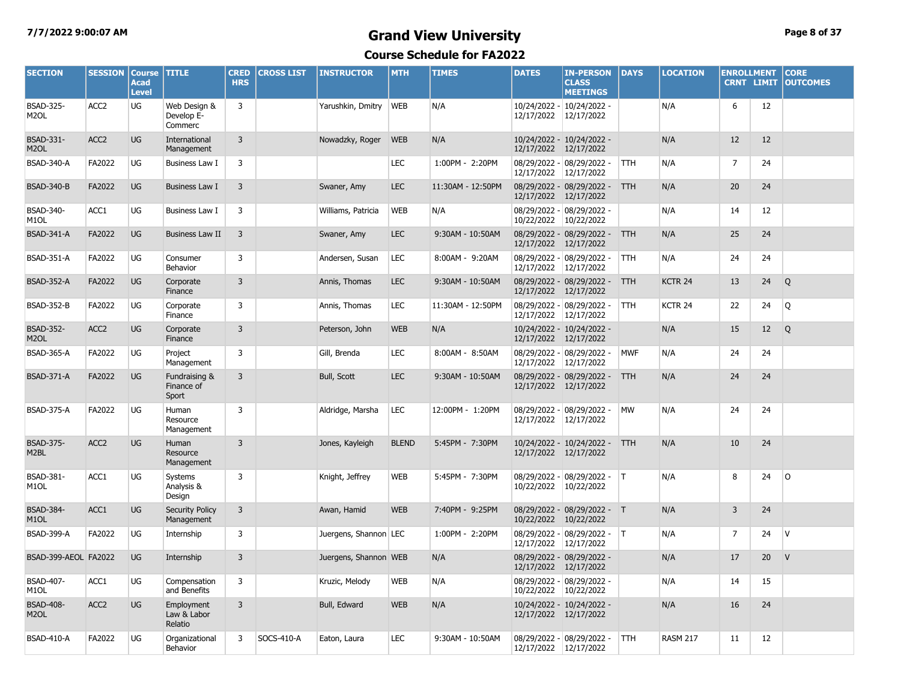# Grand View University

## Course Schedule for FA2022

| SECTION | SESSION | Course Acad Level | TITLE | CRED HRS | CROSS LIST | INSTRUCTOR | MTH | TIMES | DATES | IN-PERSON CLASS MEETINGS | DAYS | LOCATION | ENROLLMENT CRNT | LIMIT | CORE OUTCOMES |
|---|---|---|---|---|---|---|---|---|---|---|---|---|---|---|---|
| BSAD-325-M2OL | ACC2 | UG | Web Design & Develop E-Commerc | 3 | | Yarushkin, Dmitry | WEB | N/A | 10/24/2022 - 12/17/2022 | 10/24/2022 - 12/17/2022 | | N/A | 6 | 12 | |
| BSAD-331-M2OL | ACC2 | UG | International Management | 3 | | Nowadzky, Roger | WEB | N/A | 10/24/2022 - 12/17/2022 | 10/24/2022 - 12/17/2022 | | N/A | 12 | 12 | |
| BSAD-340-A | FA2022 | UG | Business Law I | 3 | | | LEC | 1:00PM - 2:20PM | 08/29/2022 - 12/17/2022 | 08/29/2022 - 12/17/2022 | TTH | N/A | 7 | 24 | |
| BSAD-340-B | FA2022 | UG | Business Law I | 3 | | Swaner, Amy | LEC | 11:30AM - 12:50PM | 08/29/2022 - 12/17/2022 | 08/29/2022 - 12/17/2022 | TTH | N/A | 20 | 24 | |
| BSAD-340-M1OL | ACC1 | UG | Business Law I | 3 | | Williams, Patricia | WEB | N/A | 08/29/2022 - 10/22/2022 | 08/29/2022 - 10/22/2022 | | N/A | 14 | 12 | |
| BSAD-341-A | FA2022 | UG | Business Law II | 3 | | Swaner, Amy | LEC | 9:30AM - 10:50AM | 08/29/2022 - 12/17/2022 | 08/29/2022 - 12/17/2022 | TTH | N/A | 25 | 24 | |
| BSAD-351-A | FA2022 | UG | Consumer Behavior | 3 | | Andersen, Susan | LEC | 8:00AM - 9:20AM | 08/29/2022 - 12/17/2022 | 08/29/2022 - 12/17/2022 | TTH | N/A | 24 | 24 | |
| BSAD-352-A | FA2022 | UG | Corporate Finance | 3 | | Annis, Thomas | LEC | 9:30AM - 10:50AM | 08/29/2022 - 12/17/2022 | 08/29/2022 - 12/17/2022 | TTH | KCTR 24 | 13 | 24 | Q |
| BSAD-352-B | FA2022 | UG | Corporate Finance | 3 | | Annis, Thomas | LEC | 11:30AM - 12:50PM | 08/29/2022 - 12/17/2022 | 08/29/2022 - 12/17/2022 | TTH | KCTR 24 | 22 | 24 | Q |
| BSAD-352-M2OL | ACC2 | UG | Corporate Finance | 3 | | Peterson, John | WEB | N/A | 10/24/2022 - 12/17/2022 | 10/24/2022 - 12/17/2022 | | N/A | 15 | 12 | Q |
| BSAD-365-A | FA2022 | UG | Project Management | 3 | | Gill, Brenda | LEC | 8:00AM - 8:50AM | 08/29/2022 - 12/17/2022 | 08/29/2022 - 12/17/2022 | MWF | N/A | 24 | 24 | |
| BSAD-371-A | FA2022 | UG | Fundraising & Finance of Sport | 3 | | Bull, Scott | LEC | 9:30AM - 10:50AM | 08/29/2022 - 12/17/2022 | 08/29/2022 - 12/17/2022 | TTH | N/A | 24 | 24 | |
| BSAD-375-A | FA2022 | UG | Human Resource Management | 3 | | Aldridge, Marsha | LEC | 12:00PM - 1:20PM | 08/29/2022 - 12/17/2022 | 08/29/2022 - 12/17/2022 | MW | N/A | 24 | 24 | |
| BSAD-375-M2BL | ACC2 | UG | Human Resource Management | 3 | | Jones, Kayleigh | BLEND | 5:45PM - 7:30PM | 10/24/2022 - 12/17/2022 | 10/24/2022 - 12/17/2022 | TTH | N/A | 10 | 24 | |
| BSAD-381-M1OL | ACC1 | UG | Systems Analysis & Design | 3 | | Knight, Jeffrey | WEB | 5:45PM - 7:30PM | 08/29/2022 - 10/22/2022 | 08/29/2022 - 10/22/2022 | T | N/A | 8 | 24 | O |
| BSAD-384-M1OL | ACC1 | UG | Security Policy Management | 3 | | Awan, Hamid | WEB | 7:40PM - 9:25PM | 08/29/2022 - 10/22/2022 | 08/29/2022 - 10/22/2022 | T | N/A | 3 | 24 | |
| BSAD-399-A | FA2022 | UG | Internship | 3 | | Juergens, Shannon | LEC | 1:00PM - 2:20PM | 08/29/2022 - 12/17/2022 | 08/29/2022 - 12/17/2022 | T | N/A | 7 | 24 | V |
| BSAD-399-AEOL | FA2022 | UG | Internship | 3 | | Juergens, Shannon | WEB | N/A | 08/29/2022 - 12/17/2022 | 08/29/2022 - 12/17/2022 | | N/A | 17 | 20 | V |
| BSAD-407-M1OL | ACC1 | UG | Compensation and Benefits | 3 | | Kruzic, Melody | WEB | N/A | 08/29/2022 - 10/22/2022 | 08/29/2022 - 10/22/2022 | | N/A | 14 | 15 | |
| BSAD-408-M2OL | ACC2 | UG | Employment Law & Labor Relatio | 3 | | Bull, Edward | WEB | N/A | 10/24/2022 - 12/17/2022 | 10/24/2022 - 12/17/2022 | | N/A | 16 | 24 | |
| BSAD-410-A | FA2022 | UG | Organizational Behavior | 3 | SOCS-410-A | Eaton, Laura | LEC | 9:30AM - 10:50AM | 08/29/2022 - 12/17/2022 | 08/29/2022 - 12/17/2022 | TTH | RASM 217 | 11 | 12 | |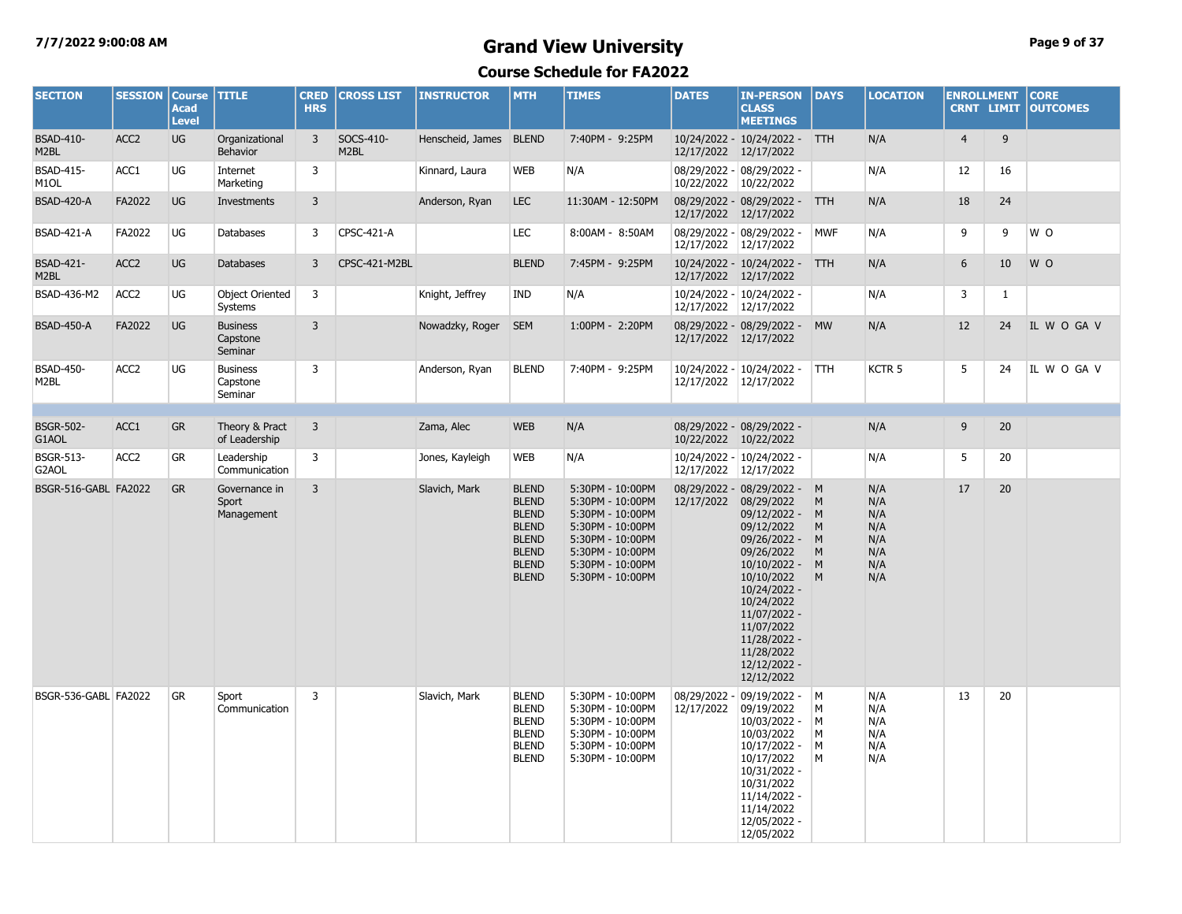# Grand View University

## Course Schedule for FA2022

| SECTION | SESSION | Course Acad Level | TITLE | CRED HRS | CROSS LIST | INSTRUCTOR | MTH | TIMES | DATES | IN-PERSON CLASS MEETINGS | DAYS | LOCATION | ENROLLMENT CRNT | ENROLLMENT LIMIT | CORE OUTCOMES |
|---|---|---|---|---|---|---|---|---|---|---|---|---|---|---|---|
| BSAD-410-M2BL | ACC2 | UG | Organizational Behavior | 3 | SOCS-410-M2BL | Henscheid, James | BLEND | 7:40PM - 9:25PM | 10/24/2022 - 12/17/2022 | 10/24/2022 - 12/17/2022 | TTH | N/A | 4 | 9 | |
| BSAD-415-M1OL | ACC1 | UG | Internet Marketing | 3 | | Kinnard, Laura | WEB | N/A | 08/29/2022 - 10/22/2022 | 08/29/2022 - 10/22/2022 | | N/A | 12 | 16 | |
| BSAD-420-A | FA2022 | UG | Investments | 3 | | Anderson, Ryan | LEC | 11:30AM - 12:50PM | 08/29/2022 - 12/17/2022 | 08/29/2022 - 12/17/2022 | TTH | N/A | 18 | 24 | |
| BSAD-421-A | FA2022 | UG | Databases | 3 | CPSC-421-A | | LEC | 8:00AM - 8:50AM | 08/29/2022 - 12/17/2022 | 08/29/2022 - 12/17/2022 | MWF | N/A | 9 | 9 | W O |
| BSAD-421-M2BL | ACC2 | UG | Databases | 3 | CPSC-421-M2BL | | BLEND | 7:45PM - 9:25PM | 10/24/2022 - 12/17/2022 | 10/24/2022 - 12/17/2022 | TTH | N/A | 6 | 10 | W O |
| BSAD-436-M2 | ACC2 | UG | Object Oriented Systems | 3 | | Knight, Jeffrey | IND | N/A | 10/24/2022 - 12/17/2022 | 10/24/2022 - 12/17/2022 | | N/A | 3 | 1 | |
| BSAD-450-A | FA2022 | UG | Business Capstone Seminar | 3 | | Nowadzky, Roger | SEM | 1:00PM - 2:20PM | 08/29/2022 - 12/17/2022 | 08/29/2022 - 12/17/2022 | MW | N/A | 12 | 24 | IL W O GA V |
| BSAD-450-M2BL | ACC2 | UG | Business Capstone Seminar | 3 | | Anderson, Ryan | BLEND | 7:40PM - 9:25PM | 10/24/2022 - 12/17/2022 | 10/24/2022 - 12/17/2022 | TTH | KCTR 5 | 5 | 24 | IL W O GA V |
| | | | | | | | | | | | | | | | |
| BSGR-502-G1AOL | ACC1 | GR | Theory & Pract of Leadership | 3 | | Zama, Alec | WEB | N/A | 08/29/2022 - 10/22/2022 | 08/29/2022 - 10/22/2022 | | N/A | 9 | 20 | |
| BSGR-513-G2AOL | ACC2 | GR | Leadership Communication | 3 | | Jones, Kayleigh | WEB | N/A | 10/24/2022 - 12/17/2022 | 10/24/2022 - 12/17/2022 | | N/A | 5 | 20 | |
| BSGR-516-GABL | FA2022 | GR | Governance in Sport Management | 3 | | Slavich, Mark | BLEND<br>BLEND<br>BLEND<br>BLEND<br>BLEND<br>BLEND<br>BLEND<br>BLEND | 5:30PM - 10:00PM<br>5:30PM - 10:00PM<br>5:30PM - 10:00PM<br>5:30PM - 10:00PM<br>5:30PM - 10:00PM<br>5:30PM - 10:00PM<br>5:30PM - 10:00PM<br>5:30PM - 10:00PM | 08/29/2022 - 12/17/2022 | 08/29/2022 - 08/29/2022<br>09/12/2022 - 09/12/2022<br>09/26/2022 - 09/26/2022<br>10/10/2022 - 10/10/2022<br>10/24/2022 - 10/24/2022<br>11/07/2022 - 11/07/2022<br>11/28/2022 - 11/28/2022<br>12/12/2022 - 12/12/2022 | M<br>M<br>M<br>M<br>M<br>M<br>M<br>M | N/A<br>N/A<br>N/A<br>N/A<br>N/A<br>N/A<br>N/A<br>N/A | 17 | 20 | |
| BSGR-536-GABL | FA2022 | GR | Sport Communication | 3 | | Slavich, Mark | BLEND<br>BLEND<br>BLEND<br>BLEND<br>BLEND<br>BLEND | 5:30PM - 10:00PM<br>5:30PM - 10:00PM<br>5:30PM - 10:00PM<br>5:30PM - 10:00PM<br>5:30PM - 10:00PM<br>5:30PM - 10:00PM | 08/29/2022 - 12/17/2022 | 09/19/2022 - 09/19/2022<br>10/03/2022 - 10/03/2022<br>10/17/2022 - 10/17/2022<br>10/31/2022 - 10/31/2022<br>11/14/2022 - 11/14/2022<br>12/05/2022 - 12/05/2022 | M<br>M<br>M<br>M<br>M<br>M | N/A<br>N/A<br>N/A<br>N/A<br>N/A<br>N/A | 13 | 20 | |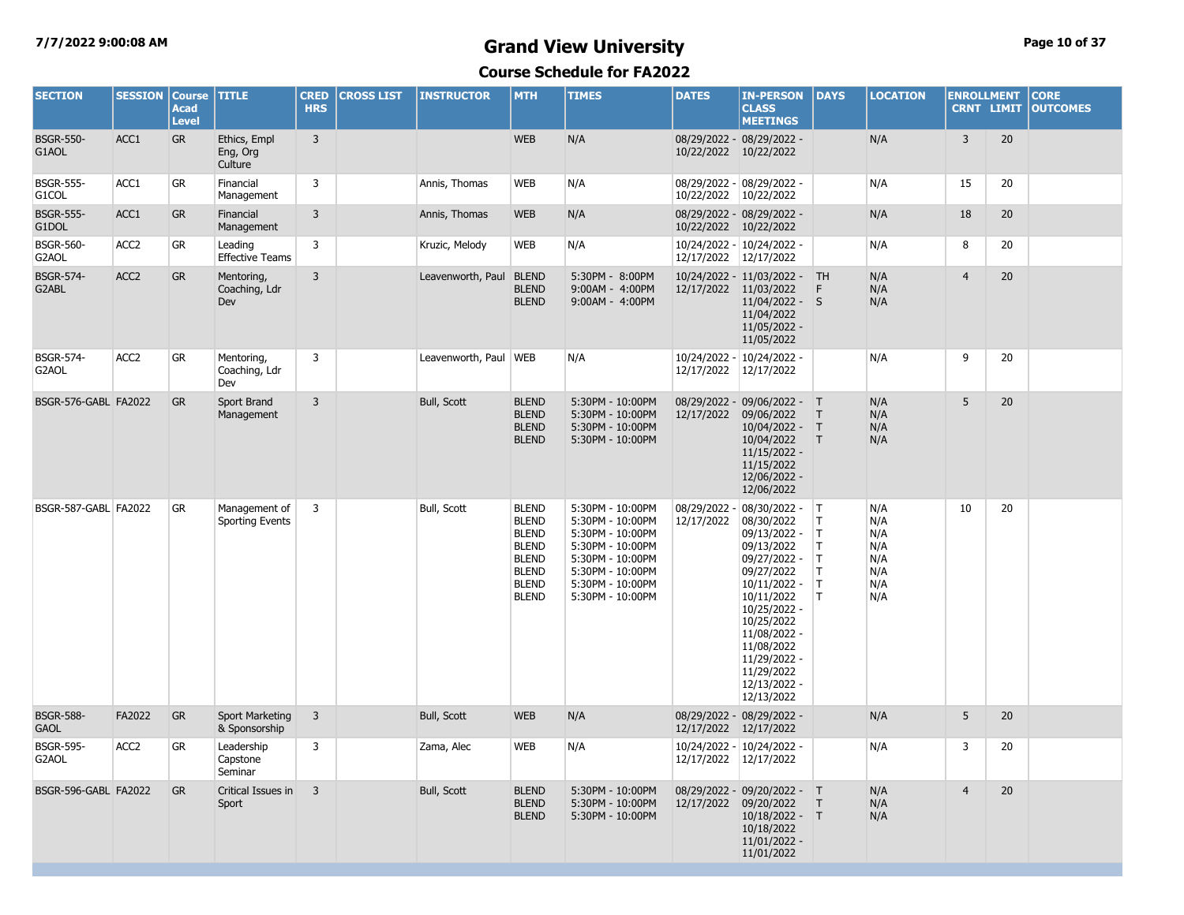# Grand View University

## Course Schedule for FA2022

| SECTION | SESSION | Course Acad Level | TITLE | CRED HRS | CROSS LIST | INSTRUCTOR | MTH | TIMES | DATES | IN-PERSON CLASS MEETINGS | DAYS | LOCATION | ENROLLMENT CRNT | ENROLLMENT LIMIT | CORE OUTCOMES |
|---|---|---|---|---|---|---|---|---|---|---|---|---|---|---|---|
| BSGR-550-G1AOL | ACC1 | GR | Ethics, Empl Eng, Org Culture | 3 | | | WEB | N/A | 08/29/2022 - 10/22/2022 | 08/29/2022 - 10/22/2022 | | N/A | 3 | 20 | |
| BSGR-555-G1COL | ACC1 | GR | Financial Management | 3 | | Annis, Thomas | WEB | N/A | 08/29/2022 - 10/22/2022 | 08/29/2022 - 10/22/2022 | | N/A | 15 | 20 | |
| BSGR-555-G1DOL | ACC1 | GR | Financial Management | 3 | | Annis, Thomas | WEB | N/A | 08/29/2022 - 10/22/2022 | 08/29/2022 - 10/22/2022 | | N/A | 18 | 20 | |
| BSGR-560-G2AOL | ACC2 | GR | Leading Effective Teams | 3 | | Kruzic, Melody | WEB | N/A | 10/24/2022 - 12/17/2022 | 10/24/2022 - 12/17/2022 | | N/A | 8 | 20 | |
| BSGR-574-G2ABL | ACC2 | GR | Mentoring, Coaching, Ldr Dev | 3 | | Leavenworth, Paul | BLEND<br>BLEND<br>BLEND | 5:30PM - 8:00PM<br>9:00AM - 4:00PM<br>9:00AM - 4:00PM | 10/24/2022 - 12/17/2022 | 11/03/2022 - 11/03/2022<br>11/04/2022 - 11/04/2022<br>11/05/2022 - 11/05/2022 | TH<br>F<br>S | N/A<br>N/A<br>N/A | 4 | 20 | |
| BSGR-574-G2AOL | ACC2 | GR | Mentoring, Coaching, Ldr Dev | 3 | | Leavenworth, Paul | WEB | N/A | 10/24/2022 - 12/17/2022 | 10/24/2022 - 12/17/2022 | | N/A | 9 | 20 | |
| BSGR-576-GABL | FA2022 | GR | Sport Brand Management | 3 | | Bull, Scott | BLEND<br>BLEND<br>BLEND<br>BLEND | 5:30PM - 10:00PM<br>5:30PM - 10:00PM<br>5:30PM - 10:00PM<br>5:30PM - 10:00PM | 08/29/2022 - 12/17/2022 | 09/06/2022 - 09/06/2022<br>10/04/2022 - 10/04/2022<br>11/15/2022 - 11/15/2022<br>12/06/2022 - 12/06/2022 | T<br>T<br>T<br>T | N/A<br>N/A<br>N/A<br>N/A | 5 | 20 | |
| BSGR-587-GABL | FA2022 | GR | Management of Sporting Events | 3 | | Bull, Scott | BLEND<br>BLEND<br>BLEND<br>BLEND<br>BLEND<br>BLEND<br>BLEND<br>BLEND | 5:30PM - 10:00PM<br>5:30PM - 10:00PM<br>5:30PM - 10:00PM<br>5:30PM - 10:00PM<br>5:30PM - 10:00PM<br>5:30PM - 10:00PM<br>5:30PM - 10:00PM<br>5:30PM - 10:00PM | 08/29/2022 - 12/17/2022 | 08/30/2022 - 08/30/2022<br>09/13/2022 - 09/13/2022<br>09/27/2022 - 09/27/2022<br>10/11/2022 - 10/11/2022<br>10/25/2022 - 10/25/2022<br>11/08/2022 - 11/08/2022<br>11/29/2022 - 11/29/2022<br>12/13/2022 - 12/13/2022 | T<br>T<br>T<br>T<br>T<br>T<br>T<br>T | N/A<br>N/A<br>N/A<br>N/A<br>N/A<br>N/A<br>N/A<br>N/A | 10 | 20 | |
| BSGR-588-GAOL | FA2022 | GR | Sport Marketing & Sponsorship | 3 | | Bull, Scott | WEB | N/A | 08/29/2022 - 12/17/2022 | 08/29/2022 - 12/17/2022 | | N/A | 5 | 20 | |
| BSGR-595-G2AOL | ACC2 | GR | Leadership Capstone Seminar | 3 | | Zama, Alec | WEB | N/A | 10/24/2022 - 12/17/2022 | 10/24/2022 - 12/17/2022 | | N/A | 3 | 20 | |
| BSGR-596-GABL | FA2022 | GR | Critical Issues in Sport | 3 | | Bull, Scott | BLEND<br>BLEND<br>BLEND | 5:30PM - 10:00PM<br>5:30PM - 10:00PM<br>5:30PM - 10:00PM | 08/29/2022 - 12/17/2022 | 09/20/2022 - 09/20/2022<br>10/18/2022 - 10/18/2022<br>11/01/2022 - 11/01/2022 | T<br>T<br>T | N/A<br>N/A<br>N/A | 4 | 20 | |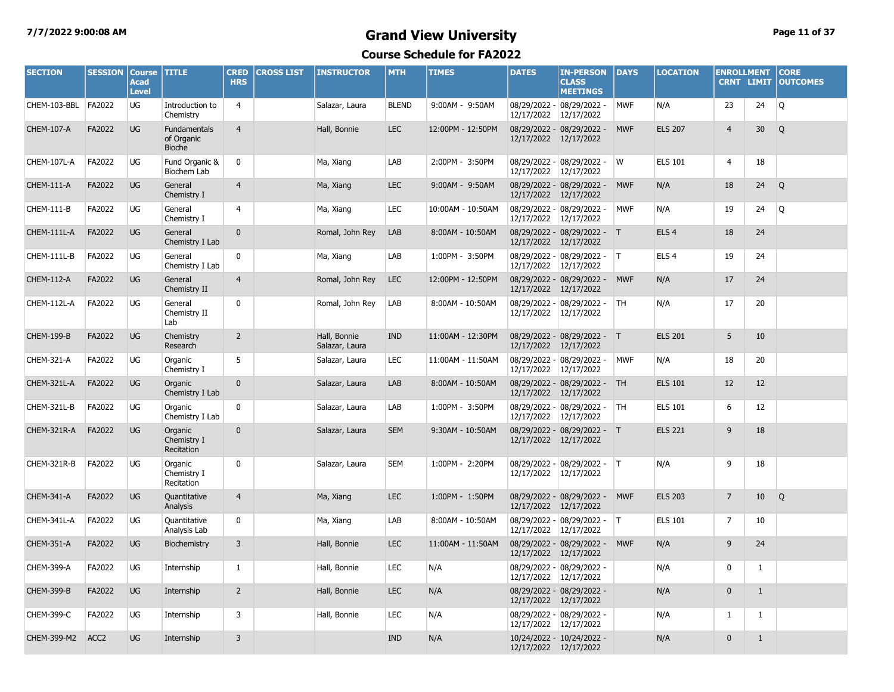# Grand View University

## Course Schedule for FA2022

| SECTION | SESSION | Course Acad Level | TITLE | CRED HRS | CROSS LIST | INSTRUCTOR | MTH | TIMES | DATES | IN-PERSON CLASS MEETINGS | DAYS | LOCATION | ENROLLMENT CRNT | LIMIT | CORE OUTCOMES |
|---|---|---|---|---|---|---|---|---|---|---|---|---|---|---|---|
| CHEM-103-BBL | FA2022 | UG | Introduction to Chemistry | 4 | | Salazar, Laura | BLEND | 9:00AM - 9:50AM | 08/29/2022 - 12/17/2022 | 08/29/2022 - 12/17/2022 | MWF | N/A | 23 | 24 | Q |
| CHEM-107-A | FA2022 | UG | Fundamentals of Organic Bioche | 4 | | Hall, Bonnie | LEC | 12:00PM - 12:50PM | 08/29/2022 - 12/17/2022 | 08/29/2022 - 12/17/2022 | MWF | ELS 207 | 4 | 30 | Q |
| CHEM-107L-A | FA2022 | UG | Fund Organic & Biochem Lab | 0 | | Ma, Xiang | LAB | 2:00PM - 3:50PM | 08/29/2022 - 12/17/2022 | 08/29/2022 - 12/17/2022 | W | ELS 101 | 4 | 18 | |
| CHEM-111-A | FA2022 | UG | General Chemistry I | 4 | | Ma, Xiang | LEC | 9:00AM - 9:50AM | 08/29/2022 - 12/17/2022 | 08/29/2022 - 12/17/2022 | MWF | N/A | 18 | 24 | Q |
| CHEM-111-B | FA2022 | UG | General Chemistry I | 4 | | Ma, Xiang | LEC | 10:00AM - 10:50AM | 08/29/2022 - 12/17/2022 | 08/29/2022 - 12/17/2022 | MWF | N/A | 19 | 24 | Q |
| CHEM-111L-A | FA2022 | UG | General Chemistry I Lab | 0 | | Romal, John Rey | LAB | 8:00AM - 10:50AM | 08/29/2022 - 12/17/2022 | 08/29/2022 - 12/17/2022 | T | ELS 4 | 18 | 24 | |
| CHEM-111L-B | FA2022 | UG | General Chemistry I Lab | 0 | | Ma, Xiang | LAB | 1:00PM - 3:50PM | 08/29/2022 - 12/17/2022 | 08/29/2022 - 12/17/2022 | T | ELS 4 | 19 | 24 | |
| CHEM-112-A | FA2022 | UG | General Chemistry II | 4 | | Romal, John Rey | LEC | 12:00PM - 12:50PM | 08/29/2022 - 12/17/2022 | 08/29/2022 - 12/17/2022 | MWF | N/A | 17 | 24 | |
| CHEM-112L-A | FA2022 | UG | General Chemistry II Lab | 0 | | Romal, John Rey | LAB | 8:00AM - 10:50AM | 08/29/2022 - 12/17/2022 | 08/29/2022 - 12/17/2022 | TH | N/A | 17 | 20 | |
| CHEM-199-B | FA2022 | UG | Chemistry Research | 2 | | Hall, Bonnie Salazar, Laura | IND | 11:00AM - 12:30PM | 08/29/2022 - 12/17/2022 | 08/29/2022 - 12/17/2022 | T | ELS 201 | 5 | 10 | |
| CHEM-321-A | FA2022 | UG | Organic Chemistry I | 5 | | Salazar, Laura | LEC | 11:00AM - 11:50AM | 08/29/2022 - 12/17/2022 | 08/29/2022 - 12/17/2022 | MWF | N/A | 18 | 20 | |
| CHEM-321L-A | FA2022 | UG | Organic Chemistry I Lab | 0 | | Salazar, Laura | LAB | 8:00AM - 10:50AM | 08/29/2022 - 12/17/2022 | 08/29/2022 - 12/17/2022 | TH | ELS 101 | 12 | 12 | |
| CHEM-321L-B | FA2022 | UG | Organic Chemistry I Lab | 0 | | Salazar, Laura | LAB | 1:00PM - 3:50PM | 08/29/2022 - 12/17/2022 | 08/29/2022 - 12/17/2022 | TH | ELS 101 | 6 | 12 | |
| CHEM-321R-A | FA2022 | UG | Organic Chemistry I Recitation | 0 | | Salazar, Laura | SEM | 9:30AM - 10:50AM | 08/29/2022 - 12/17/2022 | 08/29/2022 - 12/17/2022 | T | ELS 221 | 9 | 18 | |
| CHEM-321R-B | FA2022 | UG | Organic Chemistry I Recitation | 0 | | Salazar, Laura | SEM | 1:00PM - 2:20PM | 08/29/2022 - 12/17/2022 | 08/29/2022 - 12/17/2022 | T | N/A | 9 | 18 | |
| CHEM-341-A | FA2022 | UG | Quantitative Analysis | 4 | | Ma, Xiang | LEC | 1:00PM - 1:50PM | 08/29/2022 - 12/17/2022 | 08/29/2022 - 12/17/2022 | MWF | ELS 203 | 7 | 10 | Q |
| CHEM-341L-A | FA2022 | UG | Quantitative Analysis Lab | 0 | | Ma, Xiang | LAB | 8:00AM - 10:50AM | 08/29/2022 - 12/17/2022 | 08/29/2022 - 12/17/2022 | T | ELS 101 | 7 | 10 | |
| CHEM-351-A | FA2022 | UG | Biochemistry | 3 | | Hall, Bonnie | LEC | 11:00AM - 11:50AM | 08/29/2022 - 12/17/2022 | 08/29/2022 - 12/17/2022 | MWF | N/A | 9 | 24 | |
| CHEM-399-A | FA2022 | UG | Internship | 1 | | Hall, Bonnie | LEC | N/A | 08/29/2022 - 12/17/2022 | 08/29/2022 - 12/17/2022 | | N/A | 0 | 1 | |
| CHEM-399-B | FA2022 | UG | Internship | 2 | | Hall, Bonnie | LEC | N/A | 08/29/2022 - 12/17/2022 | 08/29/2022 - 12/17/2022 | | N/A | 0 | 1 | |
| CHEM-399-C | FA2022 | UG | Internship | 3 | | Hall, Bonnie | LEC | N/A | 08/29/2022 - 12/17/2022 | 08/29/2022 - 12/17/2022 | | N/A | 1 | 1 | |
| CHEM-399-M2 | ACC2 | UG | Internship | 3 | | | IND | N/A | 10/24/2022 - 12/17/2022 | 10/24/2022 - 12/17/2022 | | N/A | 0 | 1 | |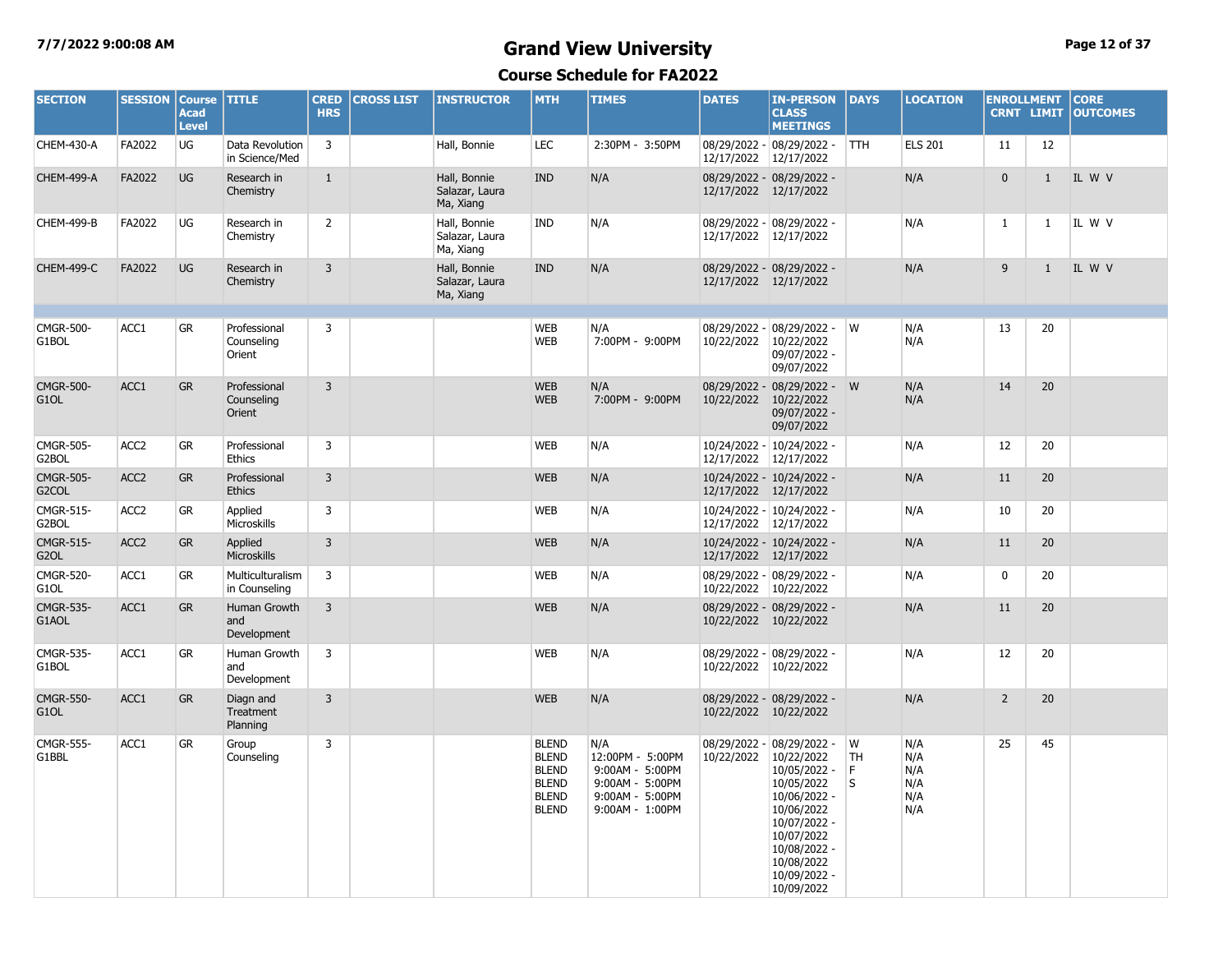# Grand View University

## Course Schedule for FA2022

| SECTION | SESSION | Course Acad Level | TITLE | CRED HRS | CROSS LIST | INSTRUCTOR | MTH | TIMES | DATES | IN-PERSON CLASS MEETINGS | DAYS | LOCATION | ENROLLMENT CRNT | LIMIT | CORE OUTCOMES |
|---|---|---|---|---|---|---|---|---|---|---|---|---|---|---|---|
| CHEM-430-A | FA2022 | UG | Data Revolution in Science/Med | 3 | | Hall, Bonnie | LEC | 2:30PM - 3:50PM | 08/29/2022 - 12/17/2022 | 08/29/2022 - 12/17/2022 | TTH | ELS 201 | 11 | 12 | |
| CHEM-499-A | FA2022 | UG | Research in Chemistry | 1 | | Hall, Bonnie Salazar, Laura Ma, Xiang | IND | N/A | 08/29/2022 - 12/17/2022 | 08/29/2022 - 12/17/2022 | | N/A | 0 | 1 | IL W V |
| CHEM-499-B | FA2022 | UG | Research in Chemistry | 2 | | Hall, Bonnie Salazar, Laura Ma, Xiang | IND | N/A | 08/29/2022 - 12/17/2022 | 08/29/2022 - 12/17/2022 | | N/A | 1 | 1 | IL W V |
| CHEM-499-C | FA2022 | UG | Research in Chemistry | 3 | | Hall, Bonnie Salazar, Laura Ma, Xiang | IND | N/A | 08/29/2022 - 12/17/2022 | 08/29/2022 - 12/17/2022 | | N/A | 9 | 1 | IL W V |
| | | | | | | | | | | | | | | | |
| CMGR-500-G1BOL | ACC1 | GR | Professional Counseling Orient | 3 | | | WEB WEB | N/A 7:00PM - 9:00PM | 08/29/2022 - 10/22/2022 | 08/29/2022 - 10/22/2022 09/07/2022 - 09/07/2022 | W | N/A N/A | 13 | 20 | |
| CMGR-500-G1OL | ACC1 | GR | Professional Counseling Orient | 3 | | | WEB WEB | N/A 7:00PM - 9:00PM | 08/29/2022 - 10/22/2022 | 08/29/2022 - 10/22/2022 09/07/2022 - 09/07/2022 | W | N/A N/A | 14 | 20 | |
| CMGR-505-G2BOL | ACC2 | GR | Professional Ethics | 3 | | | WEB | N/A | 10/24/2022 - 12/17/2022 | 10/24/2022 - 12/17/2022 | | N/A | 12 | 20 | |
| CMGR-505-G2COL | ACC2 | GR | Professional Ethics | 3 | | | WEB | N/A | 10/24/2022 - 12/17/2022 | 10/24/2022 - 12/17/2022 | | N/A | 11 | 20 | |
| CMGR-515-G2BOL | ACC2 | GR | Applied Microskills | 3 | | | WEB | N/A | 10/24/2022 - 12/17/2022 | 10/24/2022 - 12/17/2022 | | N/A | 10 | 20 | |
| CMGR-515-G2OL | ACC2 | GR | Applied Microskills | 3 | | | WEB | N/A | 10/24/2022 - 12/17/2022 | 10/24/2022 - 12/17/2022 | | N/A | 11 | 20 | |
| CMGR-520-G1OL | ACC1 | GR | Multiculturalism in Counseling | 3 | | | WEB | N/A | 08/29/2022 - 10/22/2022 | 08/29/2022 - 10/22/2022 | | N/A | 0 | 20 | |
| CMGR-535-G1AOL | ACC1 | GR | Human Growth and Development | 3 | | | WEB | N/A | 08/29/2022 - 10/22/2022 | 08/29/2022 - 10/22/2022 | | N/A | 11 | 20 | |
| CMGR-535-G1BOL | ACC1 | GR | Human Growth and Development | 3 | | | WEB | N/A | 08/29/2022 - 10/22/2022 | 08/29/2022 - 10/22/2022 | | N/A | 12 | 20 | |
| CMGR-550-G1OL | ACC1 | GR | Diagn and Treatment Planning | 3 | | | WEB | N/A | 08/29/2022 - 10/22/2022 | 08/29/2022 - 10/22/2022 | | N/A | 2 | 20 | |
| CMGR-555-G1BBL | ACC1 | GR | Group Counseling | 3 | | | BLEND BLEND BLEND BLEND BLEND BLEND | N/A 12:00PM - 5:00PM 9:00AM - 5:00PM 9:00AM - 5:00PM 9:00AM - 5:00PM 9:00AM - 1:00PM | 08/29/2022 - 10/22/2022 | 08/29/2022 - 10/22/2022 10/05/2022 - 10/05/2022 10/06/2022 - 10/06/2022 10/07/2022 - 10/07/2022 10/08/2022 - 10/08/2022 10/09/2022 - 10/09/2022 | W TH F S | N/A N/A N/A N/A N/A N/A | 25 | 45 | |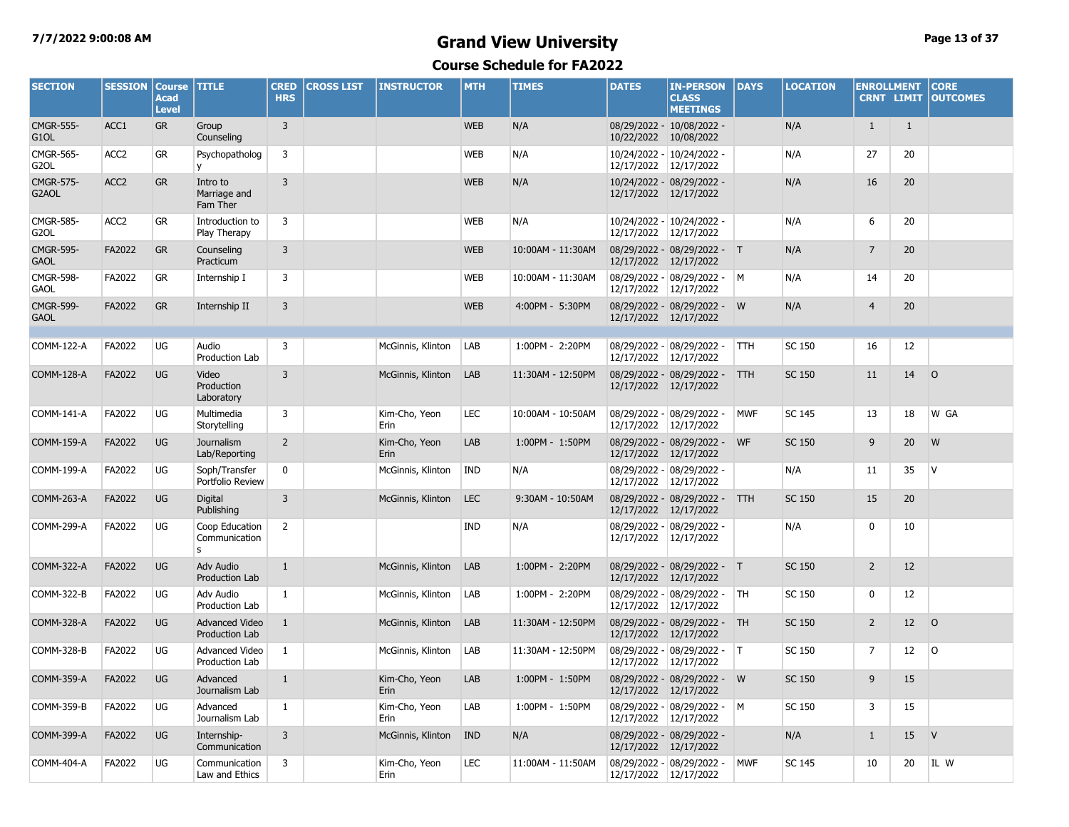# Grand View University

## Course Schedule for FA2022

7/7/2022 9:00:08 AM

| SECTION | SESSION | Course Acad Level | TITLE | CRED HRS | CROSS LIST | INSTRUCTOR | MTH | TIMES | DATES | IN-PERSON CLASS MEETINGS | DAYS | LOCATION | ENROLLMENT CRNT | ENROLLMENT LIMIT | CORE OUTCOMES |
|---|---|---|---|---|---|---|---|---|---|---|---|---|---|---|---|
| CMGR-555-G1OL | ACC1 | GR | Group Counseling | 3 | | | WEB | N/A | 08/29/2022 - 10/22/2022 | 10/08/2022 - 10/08/2022 | | N/A | 1 | 1 | |
| CMGR-565-G2OL | ACC2 | GR | Psychopathology | 3 | | | WEB | N/A | 10/24/2022 - 12/17/2022 | 10/24/2022 - 12/17/2022 | | N/A | 27 | 20 | |
| CMGR-575-G2AOL | ACC2 | GR | Intro to Marriage and Fam Ther | 3 | | | WEB | N/A | 10/24/2022 - 12/17/2022 | 08/29/2022 - 12/17/2022 | | N/A | 16 | 20 | |
| CMGR-585-G2OL | ACC2 | GR | Introduction to Play Therapy | 3 | | | WEB | N/A | 10/24/2022 - 12/17/2022 | 10/24/2022 - 12/17/2022 | | N/A | 6 | 20 | |
| CMGR-595-GAOL | FA2022 | GR | Counseling Practicum | 3 | | | WEB | 10:00AM - 11:30AM | 08/29/2022 - 12/17/2022 | 08/29/2022 - 12/17/2022 | T | N/A | 7 | 20 | |
| CMGR-598-GAOL | FA2022 | GR | Internship I | 3 | | | WEB | 10:00AM - 11:30AM | 08/29/2022 - 12/17/2022 | 08/29/2022 - 12/17/2022 | M | N/A | 14 | 20 | |
| CMGR-599-GAOL | FA2022 | GR | Internship II | 3 | | | WEB | 4:00PM - 5:30PM | 08/29/2022 - 12/17/2022 | 08/29/2022 - 12/17/2022 | W | N/A | 4 | 20 | |
| COMM-122-A | FA2022 | UG | Audio Production Lab | 3 | | McGinnis, Klinton | LAB | 1:00PM - 2:20PM | 08/29/2022 - 12/17/2022 | 08/29/2022 - 12/17/2022 | TTH | SC 150 | 16 | 12 | |
| COMM-128-A | FA2022 | UG | Video Production Laboratory | 3 | | McGinnis, Klinton | LAB | 11:30AM - 12:50PM | 08/29/2022 - 12/17/2022 | 08/29/2022 - 12/17/2022 | TTH | SC 150 | 11 | 14 | O |
| COMM-141-A | FA2022 | UG | Multimedia Storytelling | 3 | | Kim-Cho, Yeon Erin | LEC | 10:00AM - 10:50AM | 08/29/2022 - 12/17/2022 | 08/29/2022 - 12/17/2022 | MWF | SC 145 | 13 | 18 | W GA |
| COMM-159-A | FA2022 | UG | Journalism Lab/Reporting | 2 | | Kim-Cho, Yeon Erin | LAB | 1:00PM - 1:50PM | 08/29/2022 - 12/17/2022 | 08/29/2022 - 12/17/2022 | WF | SC 150 | 9 | 20 | W |
| COMM-199-A | FA2022 | UG | Soph/Transfer Portfolio Review | 0 | | McGinnis, Klinton | IND | N/A | 08/29/2022 - 12/17/2022 | 08/29/2022 - 12/17/2022 | | N/A | 11 | 35 | V |
| COMM-263-A | FA2022 | UG | Digital Publishing | 3 | | McGinnis, Klinton | LEC | 9:30AM - 10:50AM | 08/29/2022 - 12/17/2022 | 08/29/2022 - 12/17/2022 | TTH | SC 150 | 15 | 20 | |
| COMM-299-A | FA2022 | UG | Coop Education Communications | 2 | | | IND | N/A | 08/29/2022 - 12/17/2022 | 08/29/2022 - 12/17/2022 | | N/A | 0 | 10 | |
| COMM-322-A | FA2022 | UG | Adv Audio Production Lab | 1 | | McGinnis, Klinton | LAB | 1:00PM - 2:20PM | 08/29/2022 - 12/17/2022 | 08/29/2022 - 12/17/2022 | T | SC 150 | 2 | 12 | |
| COMM-322-B | FA2022 | UG | Adv Audio Production Lab | 1 | | McGinnis, Klinton | LAB | 1:00PM - 2:20PM | 08/29/2022 - 12/17/2022 | 08/29/2022 - 12/17/2022 | TH | SC 150 | 0 | 12 | |
| COMM-328-A | FA2022 | UG | Advanced Video Production Lab | 1 | | McGinnis, Klinton | LAB | 11:30AM - 12:50PM | 08/29/2022 - 12/17/2022 | 08/29/2022 - 12/17/2022 | TH | SC 150 | 2 | 12 | O |
| COMM-328-B | FA2022 | UG | Advanced Video Production Lab | 1 | | McGinnis, Klinton | LAB | 11:30AM - 12:50PM | 08/29/2022 - 12/17/2022 | 08/29/2022 - 12/17/2022 | T | SC 150 | 7 | 12 | O |
| COMM-359-A | FA2022 | UG | Advanced Journalism Lab | 1 | | Kim-Cho, Yeon Erin | LAB | 1:00PM - 1:50PM | 08/29/2022 - 12/17/2022 | 08/29/2022 - 12/17/2022 | W | SC 150 | 9 | 15 | |
| COMM-359-B | FA2022 | UG | Advanced Journalism Lab | 1 | | Kim-Cho, Yeon Erin | LAB | 1:00PM - 1:50PM | 08/29/2022 - 12/17/2022 | 08/29/2022 - 12/17/2022 | M | SC 150 | 3 | 15 | |
| COMM-399-A | FA2022 | UG | Internship-Communication | 3 | | McGinnis, Klinton | IND | N/A | 08/29/2022 - 12/17/2022 | 08/29/2022 - 12/17/2022 | | N/A | 1 | 15 | V |
| COMM-404-A | FA2022 | UG | Communication Law and Ethics | 3 | | Kim-Cho, Yeon Erin | LEC | 11:00AM - 11:50AM | 08/29/2022 - 12/17/2022 | 08/29/2022 - 12/17/2022 | MWF | SC 145 | 10 | 20 | IL W |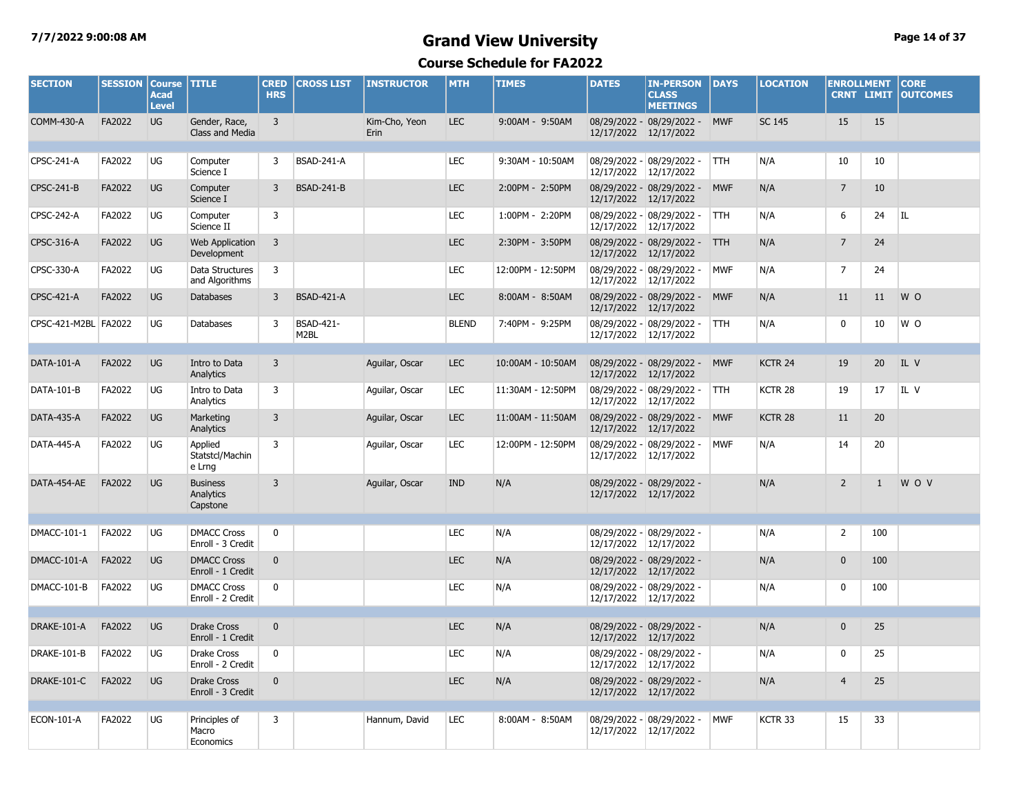# Grand View University

## Course Schedule for FA2022

| SECTION | SESSION | Course Acad Level | TITLE | CRED HRS | CROSS LIST | INSTRUCTOR | MTH | TIMES | DATES | IN-PERSON CLASS MEETINGS | DAYS | LOCATION | ENROLLMENT CRNT | LIMIT | CORE OUTCOMES |
|---|---|---|---|---|---|---|---|---|---|---|---|---|---|---|---|
| COMM-430-A | FA2022 | UG | Gender, Race, Class and Media | 3 | | Kim-Cho, Yeon Erin | LEC | 9:00AM - 9:50AM | 08/29/2022 - 12/17/2022 | 08/29/2022 - 12/17/2022 | MWF | SC 145 | 15 | 15 | |
| | | | | | | | | | | | | | | | |
| CPSC-241-A | FA2022 | UG | Computer Science I | 3 | BSAD-241-A | | LEC | 9:30AM - 10:50AM | 08/29/2022 - 12/17/2022 | 08/29/2022 - 12/17/2022 | TTH | N/A | 10 | 10 | |
| CPSC-241-B | FA2022 | UG | Computer Science I | 3 | BSAD-241-B | | LEC | 2:00PM - 2:50PM | 08/29/2022 - 12/17/2022 | 08/29/2022 - 12/17/2022 | MWF | N/A | 7 | 10 | |
| CPSC-242-A | FA2022 | UG | Computer Science II | 3 | | | LEC | 1:00PM - 2:20PM | 08/29/2022 - 12/17/2022 | 08/29/2022 - 12/17/2022 | TTH | N/A | 6 | 24 | IL |
| CPSC-316-A | FA2022 | UG | Web Application Development | 3 | | | LEC | 2:30PM - 3:50PM | 08/29/2022 - 12/17/2022 | 08/29/2022 - 12/17/2022 | TTH | N/A | 7 | 24 | |
| CPSC-330-A | FA2022 | UG | Data Structures and Algorithms | 3 | | | LEC | 12:00PM - 12:50PM | 08/29/2022 - 12/17/2022 | 08/29/2022 - 12/17/2022 | MWF | N/A | 7 | 24 | |
| CPSC-421-A | FA2022 | UG | Databases | 3 | BSAD-421-A | | LEC | 8:00AM - 8:50AM | 08/29/2022 - 12/17/2022 | 08/29/2022 - 12/17/2022 | MWF | N/A | 11 | 11 | W O |
| CPSC-421-M2BL | FA2022 | UG | Databases | 3 | BSAD-421-M2BL | | BLEND | 7:40PM - 9:25PM | 08/29/2022 - 12/17/2022 | 08/29/2022 - 12/17/2022 | TTH | N/A | 0 | 10 | W O |
| | | | | | | | | | | | | | | | |
| DATA-101-A | FA2022 | UG | Intro to Data Analytics | 3 | | Aguilar, Oscar | LEC | 10:00AM - 10:50AM | 08/29/2022 - 12/17/2022 | 08/29/2022 - 12/17/2022 | MWF | KCTR 24 | 19 | 20 | IL V |
| DATA-101-B | FA2022 | UG | Intro to Data Analytics | 3 | | Aguilar, Oscar | LEC | 11:30AM - 12:50PM | 08/29/2022 - 12/17/2022 | 08/29/2022 - 12/17/2022 | TTH | KCTR 28 | 19 | 17 | IL V |
| DATA-435-A | FA2022 | UG | Marketing Analytics | 3 | | Aguilar, Oscar | LEC | 11:00AM - 11:50AM | 08/29/2022 - 12/17/2022 | 08/29/2022 - 12/17/2022 | MWF | KCTR 28 | 11 | 20 | |
| DATA-445-A | FA2022 | UG | Applied Statstcl/Machine Lrng | 3 | | Aguilar, Oscar | LEC | 12:00PM - 12:50PM | 08/29/2022 - 12/17/2022 | 08/29/2022 - 12/17/2022 | MWF | N/A | 14 | 20 | |
| DATA-454-AE | FA2022 | UG | Business Analytics Capstone | 3 | | Aguilar, Oscar | IND | N/A | 08/29/2022 - 12/17/2022 | 08/29/2022 - 12/17/2022 | | N/A | 2 | 1 | W O V |
| | | | | | | | | | | | | | | | |
| DMACC-101-1 | FA2022 | UG | DMACC Cross Enroll - 3 Credit | 0 | | | LEC | N/A | 08/29/2022 - 12/17/2022 | 08/29/2022 - 12/17/2022 | | N/A | 2 | 100 | |
| DMACC-101-A | FA2022 | UG | DMACC Cross Enroll - 1 Credit | 0 | | | LEC | N/A | 08/29/2022 - 12/17/2022 | 08/29/2022 - 12/17/2022 | | N/A | 0 | 100 | |
| DMACC-101-B | FA2022 | UG | DMACC Cross Enroll - 2 Credit | 0 | | | LEC | N/A | 08/29/2022 - 12/17/2022 | 08/29/2022 - 12/17/2022 | | N/A | 0 | 100 | |
| | | | | | | | | | | | | | | | |
| DRAKE-101-A | FA2022 | UG | Drake Cross Enroll - 1 Credit | 0 | | | LEC | N/A | 08/29/2022 - 12/17/2022 | 08/29/2022 - 12/17/2022 | | N/A | 0 | 25 | |
| DRAKE-101-B | FA2022 | UG | Drake Cross Enroll - 2 Credit | 0 | | | LEC | N/A | 08/29/2022 - 12/17/2022 | 08/29/2022 - 12/17/2022 | | N/A | 0 | 25 | |
| DRAKE-101-C | FA2022 | UG | Drake Cross Enroll - 3 Credit | 0 | | | LEC | N/A | 08/29/2022 - 12/17/2022 | 08/29/2022 - 12/17/2022 | | N/A | 4 | 25 | |
| | | | | | | | | | | | | | | | |
| ECON-101-A | FA2022 | UG | Principles of Macro Economics | 3 | | Hannum, David | LEC | 8:00AM - 8:50AM | 08/29/2022 - 12/17/2022 | 08/29/2022 - 12/17/2022 | MWF | KCTR 33 | 15 | 33 | |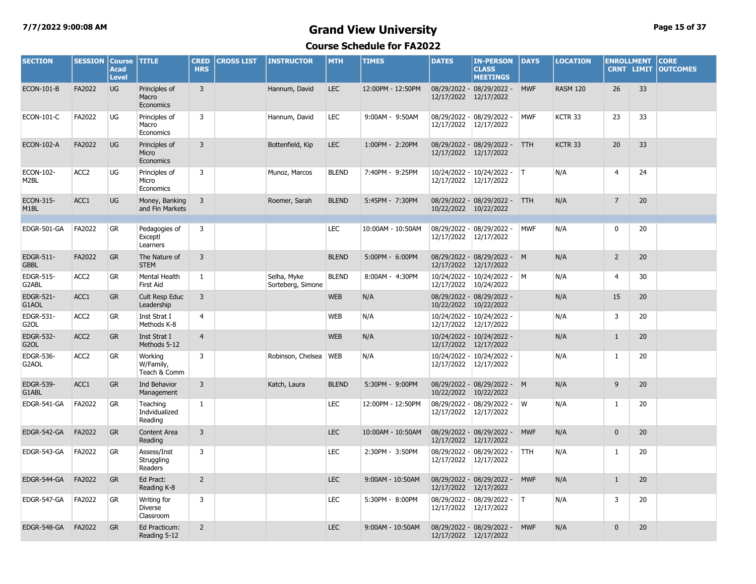# Grand View University

## Course Schedule for FA2022

| SECTION | SESSION | Course Acad Level | TITLE | CRED HRS | CROSS LIST | INSTRUCTOR | MTH | TIMES | DATES | IN-PERSON CLASS MEETINGS | DAYS | LOCATION | ENROLLMENT CRNT | ENROLLMENT LIMIT | CORE OUTCOMES |
|---|---|---|---|---|---|---|---|---|---|---|---|---|---|---|---|
| ECON-101-B | FA2022 | UG | Principles of Macro Economics | 3 | | Hannum, David | LEC | 12:00PM - 12:50PM | 08/29/2022 - 12/17/2022 | 08/29/2022 - 12/17/2022 | MWF | RASM 120 | 26 | 33 | |
| ECON-101-C | FA2022 | UG | Principles of Macro Economics | 3 | | Hannum, David | LEC | 9:00AM - 9:50AM | 08/29/2022 - 12/17/2022 | 08/29/2022 - 12/17/2022 | MWF | KCTR 33 | 23 | 33 | |
| ECON-102-A | FA2022 | UG | Principles of Micro Economics | 3 | | Bottenfield, Kip | LEC | 1:00PM - 2:20PM | 08/29/2022 - 12/17/2022 | 08/29/2022 - 12/17/2022 | TTH | KCTR 33 | 20 | 33 | |
| ECON-102-M2BL | ACC2 | UG | Principles of Micro Economics | 3 | | Munoz, Marcos | BLEND | 7:40PM - 9:25PM | 10/24/2022 - 12/17/2022 | 10/24/2022 - 12/17/2022 | T | N/A | 4 | 24 | |
| ECON-315-M1BL | ACC1 | UG | Money, Banking and Fin Markets | 3 | | Roemer, Sarah | BLEND | 5:45PM - 7:30PM | 08/29/2022 - 10/22/2022 | 08/29/2022 - 10/22/2022 | TTH | N/A | 7 | 20 | |
| | | | | | | | | | | | | | | | |
| EDGR-501-GA | FA2022 | GR | Pedagogies of Exceptl Learners | 3 | | | LEC | 10:00AM - 10:50AM | 08/29/2022 - 12/17/2022 | 08/29/2022 - 12/17/2022 | MWF | N/A | 0 | 20 | |
| EDGR-511-GBBL | FA2022 | GR | The Nature of STEM | 3 | | | BLEND | 5:00PM - 6:00PM | 08/29/2022 - 12/17/2022 | 08/29/2022 - 12/17/2022 | M | N/A | 2 | 20 | |
| EDGR-515-G2ABL | ACC2 | GR | Mental Health First Aid | 1 | | Selha, Myke Sorteberg, Simone | BLEND | 8:00AM - 4:30PM | 10/24/2022 - 12/17/2022 | 10/24/2022 - 10/24/2022 | M | N/A | 4 | 30 | |
| EDGR-521-G1AOL | ACC1 | GR | Cult Resp Educ Leadership | 3 | | | WEB | N/A | 08/29/2022 - 10/22/2022 | 08/29/2022 - 10/22/2022 | | N/A | 15 | 20 | |
| EDGR-531-G2OL | ACC2 | GR | Inst Strat I Methods K-8 | 4 | | | WEB | N/A | 10/24/2022 - 12/17/2022 | 10/24/2022 - 12/17/2022 | | N/A | 3 | 20 | |
| EDGR-532-G2OL | ACC2 | GR | Inst Strat I Methods 5-12 | 4 | | | WEB | N/A | 10/24/2022 - 12/17/2022 | 10/24/2022 - 12/17/2022 | | N/A | 1 | 20 | |
| EDGR-536-G2AOL | ACC2 | GR | Working W/Family, Teach & Comm | 3 | | Robinson, Chelsea | WEB | N/A | 10/24/2022 - 12/17/2022 | 10/24/2022 - 12/17/2022 | | N/A | 1 | 20 | |
| EDGR-539-G1ABL | ACC1 | GR | Ind Behavior Management | 3 | | Katch, Laura | BLEND | 5:30PM - 9:00PM | 08/29/2022 - 10/22/2022 | 08/29/2022 - 10/22/2022 | M | N/A | 9 | 20 | |
| EDGR-541-GA | FA2022 | GR | Teaching Indvidualized Reading | 1 | | | LEC | 12:00PM - 12:50PM | 08/29/2022 - 12/17/2022 | 08/29/2022 - 12/17/2022 | W | N/A | 1 | 20 | |
| EDGR-542-GA | FA2022 | GR | Content Area Reading | 3 | | | LEC | 10:00AM - 10:50AM | 08/29/2022 - 12/17/2022 | 08/29/2022 - 12/17/2022 | MWF | N/A | 0 | 20 | |
| EDGR-543-GA | FA2022 | GR | Assess/Inst Struggling Readers | 3 | | | LEC | 2:30PM - 3:50PM | 08/29/2022 - 12/17/2022 | 08/29/2022 - 12/17/2022 | TTH | N/A | 1 | 20 | |
| EDGR-544-GA | FA2022 | GR | Ed Pract: Reading K-8 | 2 | | | LEC | 9:00AM - 10:50AM | 08/29/2022 - 12/17/2022 | 08/29/2022 - 12/17/2022 | MWF | N/A | 1 | 20 | |
| EDGR-547-GA | FA2022 | GR | Writing for Diverse Classroom | 3 | | | LEC | 5:30PM - 8:00PM | 08/29/2022 - 12/17/2022 | 08/29/2022 - 12/17/2022 | T | N/A | 3 | 20 | |
| EDGR-548-GA | FA2022 | GR | Ed Practicum: Reading 5-12 | 2 | | | LEC | 9:00AM - 10:50AM | 08/29/2022 - 12/17/2022 | 08/29/2022 - 12/17/2022 | MWF | N/A | 0 | 20 | |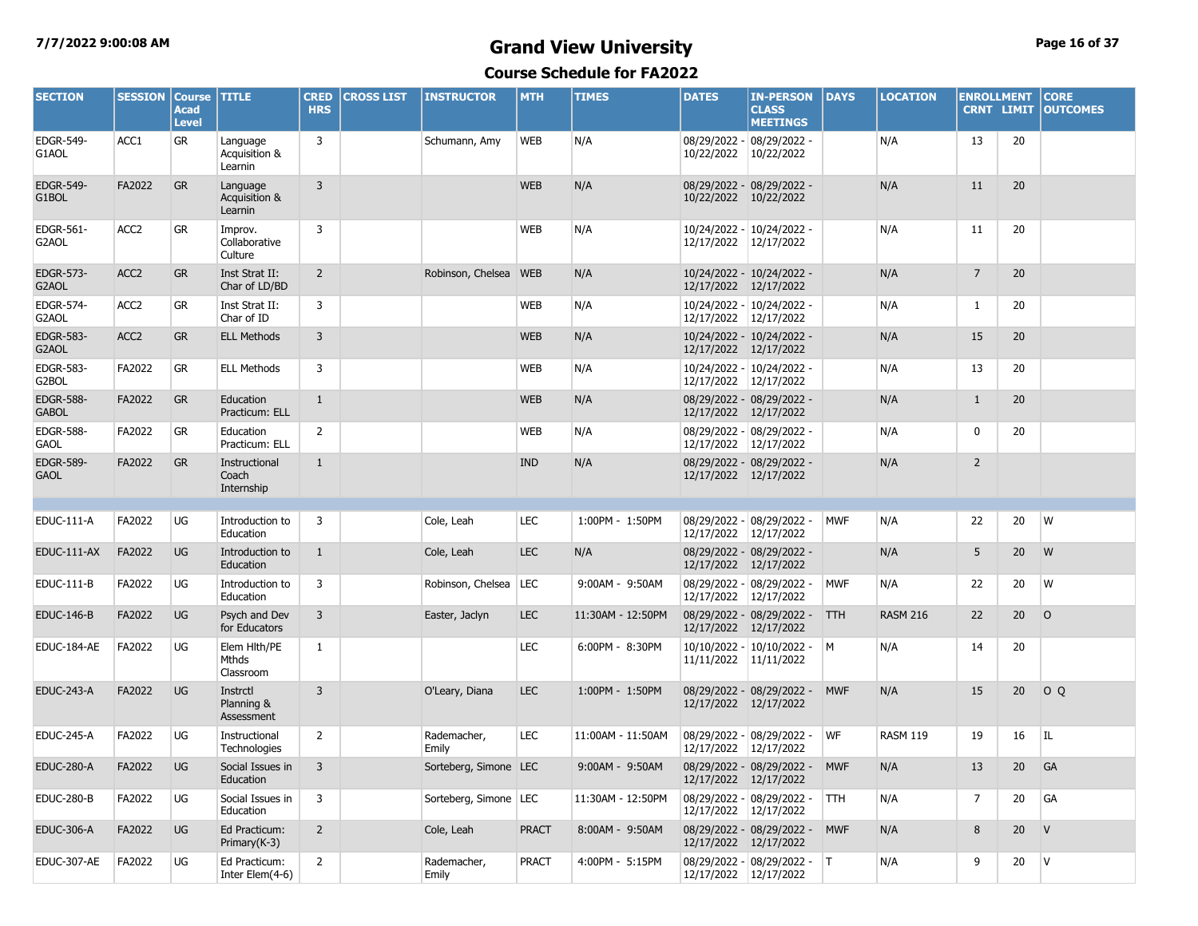# Grand View University

## Course Schedule for FA2022

| SECTION | SESSION | Course Acad Level | TITLE | CRED HRS | CROSS LIST | INSTRUCTOR | MTH | TIMES | DATES | IN-PERSON CLASS MEETINGS | DAYS | LOCATION | ENROLLMENT CRNT | ENROLLMENT LIMIT | CORE OUTCOMES |
|---|---|---|---|---|---|---|---|---|---|---|---|---|---|---|---|
| EDGR-549-G1AOL | ACC1 | GR | Language Acquisition & Learnin | 3 | | Schumann, Amy | WEB | N/A | 08/29/2022 - 10/22/2022 | 08/29/2022 - 10/22/2022 | | N/A | 13 | 20 | |
| EDGR-549-G1BOL | FA2022 | GR | Language Acquisition & Learnin | 3 | | | WEB | N/A | 08/29/2022 - 10/22/2022 | 08/29/2022 - 10/22/2022 | | N/A | 11 | 20 | |
| EDGR-561-G2AOL | ACC2 | GR | Improv. Collaborative Culture | 3 | | | WEB | N/A | 10/24/2022 - 12/17/2022 | 10/24/2022 - 12/17/2022 | | N/A | 11 | 20 | |
| EDGR-573-G2AOL | ACC2 | GR | Inst Strat II: Char of LD/BD | 2 | | Robinson, Chelsea | WEB | N/A | 10/24/2022 - 12/17/2022 | 10/24/2022 - 12/17/2022 | | N/A | 7 | 20 | |
| EDGR-574-G2AOL | ACC2 | GR | Inst Strat II: Char of ID | 3 | | | WEB | N/A | 10/24/2022 - 12/17/2022 | 10/24/2022 - 12/17/2022 | | N/A | 1 | 20 | |
| EDGR-583-G2AOL | ACC2 | GR | ELL Methods | 3 | | | WEB | N/A | 10/24/2022 - 12/17/2022 | 10/24/2022 - 12/17/2022 | | N/A | 15 | 20 | |
| EDGR-583-G2BOL | FA2022 | GR | ELL Methods | 3 | | | WEB | N/A | 10/24/2022 - 12/17/2022 | 10/24/2022 - 12/17/2022 | | N/A | 13 | 20 | |
| EDGR-588-GABOL | FA2022 | GR | Education Practicum: ELL | 1 | | | WEB | N/A | 08/29/2022 - 12/17/2022 | 08/29/2022 - 12/17/2022 | | N/A | 1 | 20 | |
| EDGR-588-GAOL | FA2022 | GR | Education Practicum: ELL | 2 | | | WEB | N/A | 08/29/2022 - 12/17/2022 | 08/29/2022 - 12/17/2022 | | N/A | 0 | 20 | |
| EDGR-589-GAOL | FA2022 | GR | Instructional Coach Internship | 1 | | | IND | N/A | 08/29/2022 - 12/17/2022 | 08/29/2022 - 12/17/2022 | | N/A | 2 | | |
| | | | | | | | | | | | | | | | |
| EDUC-111-A | FA2022 | UG | Introduction to Education | 3 | | Cole, Leah | LEC | 1:00PM - 1:50PM | 08/29/2022 - 12/17/2022 | 08/29/2022 - 12/17/2022 | MWF | N/A | 22 | 20 | W |
| EDUC-111-AX | FA2022 | UG | Introduction to Education | 1 | | Cole, Leah | LEC | N/A | 08/29/2022 - 12/17/2022 | 08/29/2022 - 12/17/2022 | | N/A | 5 | 20 | W |
| EDUC-111-B | FA2022 | UG | Introduction to Education | 3 | | Robinson, Chelsea | LEC | 9:00AM - 9:50AM | 08/29/2022 - 12/17/2022 | 08/29/2022 - 12/17/2022 | MWF | N/A | 22 | 20 | W |
| EDUC-146-B | FA2022 | UG | Psych and Dev for Educators | 3 | | Easter, Jaclyn | LEC | 11:30AM - 12:50PM | 08/29/2022 - 12/17/2022 | 08/29/2022 - 12/17/2022 | TTH | RASM 216 | 22 | 20 | O |
| EDUC-184-AE | FA2022 | UG | Elem Hlth/PE Mthds Classroom | 1 | | | LEC | 6:00PM - 8:30PM | 10/10/2022 - 11/11/2022 | 10/10/2022 - 11/11/2022 | M | N/A | 14 | 20 | |
| EDUC-243-A | FA2022 | UG | Instrctl Planning & Assessment | 3 | | O'Leary, Diana | LEC | 1:00PM - 1:50PM | 08/29/2022 - 12/17/2022 | 08/29/2022 - 12/17/2022 | MWF | N/A | 15 | 20 | O Q |
| EDUC-245-A | FA2022 | UG | Instructional Technologies | 2 | | Rademacher, Emily | LEC | 11:00AM - 11:50AM | 08/29/2022 - 12/17/2022 | 08/29/2022 - 12/17/2022 | WF | RASM 119 | 19 | 16 | IL |
| EDUC-280-A | FA2022 | UG | Social Issues in Education | 3 | | Sorteberg, Simone | LEC | 9:00AM - 9:50AM | 08/29/2022 - 12/17/2022 | 08/29/2022 - 12/17/2022 | MWF | N/A | 13 | 20 | GA |
| EDUC-280-B | FA2022 | UG | Social Issues in Education | 3 | | Sorteberg, Simone | LEC | 11:30AM - 12:50PM | 08/29/2022 - 12/17/2022 | 08/29/2022 - 12/17/2022 | TTH | N/A | 7 | 20 | GA |
| EDUC-306-A | FA2022 | UG | Ed Practicum: Primary(K-3) | 2 | | Cole, Leah | PRACT | 8:00AM - 9:50AM | 08/29/2022 - 12/17/2022 | 08/29/2022 - 12/17/2022 | MWF | N/A | 8 | 20 | V |
| EDUC-307-AE | FA2022 | UG | Ed Practicum: Inter Elem(4-6) | 2 | | Rademacher, Emily | PRACT | 4:00PM - 5:15PM | 08/29/2022 - 12/17/2022 | 08/29/2022 - 12/17/2022 | T | N/A | 9 | 20 | V |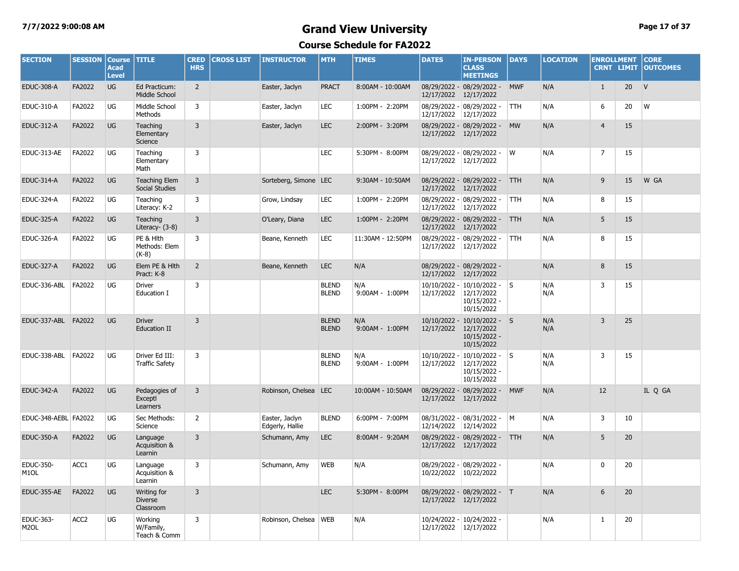# Grand View University

## Course Schedule for FA2022

7/7/2022 9:00:08 AM

| SECTION | SESSION | Course Acad Level | TITLE | CRED HRS | CROSS LIST | INSTRUCTOR | MTH | TIMES | DATES | IN-PERSON CLASS MEETINGS | DAYS | LOCATION | ENROLLMENT CRNT | ENROLLMENT LIMIT | CORE OUTCOMES |
|---|---|---|---|---|---|---|---|---|---|---|---|---|---|---|---|
| EDUC-308-A | FA2022 | UG | Ed Practicum: Middle School | 2 | | Easter, Jaclyn | PRACT | 8:00AM - 10:00AM | 08/29/2022 - 12/17/2022 | 08/29/2022 - 12/17/2022 | MWF | N/A | 1 | 20 | V |
| EDUC-310-A | FA2022 | UG | Middle School Methods | 3 | | Easter, Jaclyn | LEC | 1:00PM - 2:20PM | 08/29/2022 - 12/17/2022 | 08/29/2022 - 12/17/2022 | TTH | N/A | 6 | 20 | W |
| EDUC-312-A | FA2022 | UG | Teaching Elementary Science | 3 | | Easter, Jaclyn | LEC | 2:00PM - 3:20PM | 08/29/2022 - 12/17/2022 | 08/29/2022 - 12/17/2022 | MW | N/A | 4 | 15 | |
| EDUC-313-AE | FA2022 | UG | Teaching Elementary Math | 3 | | | LEC | 5:30PM - 8:00PM | 08/29/2022 - 12/17/2022 | 08/29/2022 - 12/17/2022 | W | N/A | 7 | 15 | |
| EDUC-314-A | FA2022 | UG | Teaching Elem Social Studies | 3 | | Sorteberg, Simone | LEC | 9:30AM - 10:50AM | 08/29/2022 - 12/17/2022 | 08/29/2022 - 12/17/2022 | TTH | N/A | 9 | 15 | W GA |
| EDUC-324-A | FA2022 | UG | Teaching Literacy: K-2 | 3 | | Grow, Lindsay | LEC | 1:00PM - 2:20PM | 08/29/2022 - 12/17/2022 | 08/29/2022 - 12/17/2022 | TTH | N/A | 8 | 15 | |
| EDUC-325-A | FA2022 | UG | Teaching Literacy- (3-8) | 3 | | O'Leary, Diana | LEC | 1:00PM - 2:20PM | 08/29/2022 - 12/17/2022 | 08/29/2022 - 12/17/2022 | TTH | N/A | 5 | 15 | |
| EDUC-326-A | FA2022 | UG | PE & Hlth Methods: Elem (K-8) | 3 | | Beane, Kenneth | LEC | 11:30AM - 12:50PM | 08/29/2022 - 12/17/2022 | 08/29/2022 - 12/17/2022 | TTH | N/A | 8 | 15 | |
| EDUC-327-A | FA2022 | UG | Elem PE & Hlth Pract: K-8 | 2 | | Beane, Kenneth | LEC | N/A | 08/29/2022 - 12/17/2022 | 08/29/2022 - 12/17/2022 | | N/A | 8 | 15 | |
| EDUC-336-ABL | FA2022 | UG | Driver Education I | 3 | | | BLEND<br>BLEND | N/A<br>9:00AM - 1:00PM | 10/10/2022 - 12/17/2022 | 10/10/2022 - 12/17/2022<br>10/15/2022 - 10/15/2022 | S | N/A<br>N/A | 3 | 15 | |
| EDUC-337-ABL | FA2022 | UG | Driver Education II | 3 | | | BLEND<br>BLEND | N/A<br>9:00AM - 1:00PM | 10/10/2022 - 12/17/2022 | 10/10/2022 - 12/17/2022<br>10/15/2022 - 10/15/2022 | S | N/A<br>N/A | 3 | 25 | |
| EDUC-338-ABL | FA2022 | UG | Driver Ed III: Traffic Safety | 3 | | | BLEND<br>BLEND | N/A<br>9:00AM - 1:00PM | 10/10/2022 - 12/17/2022 | 10/10/2022 - 12/17/2022<br>10/15/2022 - 10/15/2022 | S | N/A<br>N/A | 3 | 15 | |
| EDUC-342-A | FA2022 | UG | Pedagogies of Exceptl Learners | 3 | | Robinson, Chelsea | LEC | 10:00AM - 10:50AM | 08/29/2022 - 12/17/2022 | 08/29/2022 - 12/17/2022 | MWF | N/A | 12 | | IL Q GA |
| EDUC-348-AEBL | FA2022 | UG | Sec Methods: Science | 2 | | Easter, Jaclyn<br>Edgerly, Hallie | BLEND | 6:00PM - 7:00PM | 08/31/2022 - 12/14/2022 | 08/31/2022 - 12/14/2022 | M | N/A | 3 | 10 | |
| EDUC-350-A | FA2022 | UG | Language Acquisition & Learnin | 3 | | Schumann, Amy | LEC | 8:00AM - 9:20AM | 08/29/2022 - 12/17/2022 | 08/29/2022 - 12/17/2022 | TTH | N/A | 5 | 20 | |
| EDUC-350-M1OL | ACC1 | UG | Language Acquisition & Learnin | 3 | | Schumann, Amy | WEB | N/A | 08/29/2022 - 10/22/2022 | 08/29/2022 - 10/22/2022 | | N/A | 0 | 20 | |
| EDUC-355-AE | FA2022 | UG | Writing for Diverse Classroom | 3 | | | LEC | 5:30PM - 8:00PM | 08/29/2022 - 12/17/2022 | 08/29/2022 - 12/17/2022 | T | N/A | 6 | 20 | |
| EDUC-363-M2OL | ACC2 | UG | Working W/Family, Teach & Comm | 3 | | Robinson, Chelsea | WEB | N/A | 10/24/2022 - 12/17/2022 | 10/24/2022 - 12/17/2022 | | N/A | 1 | 20 | |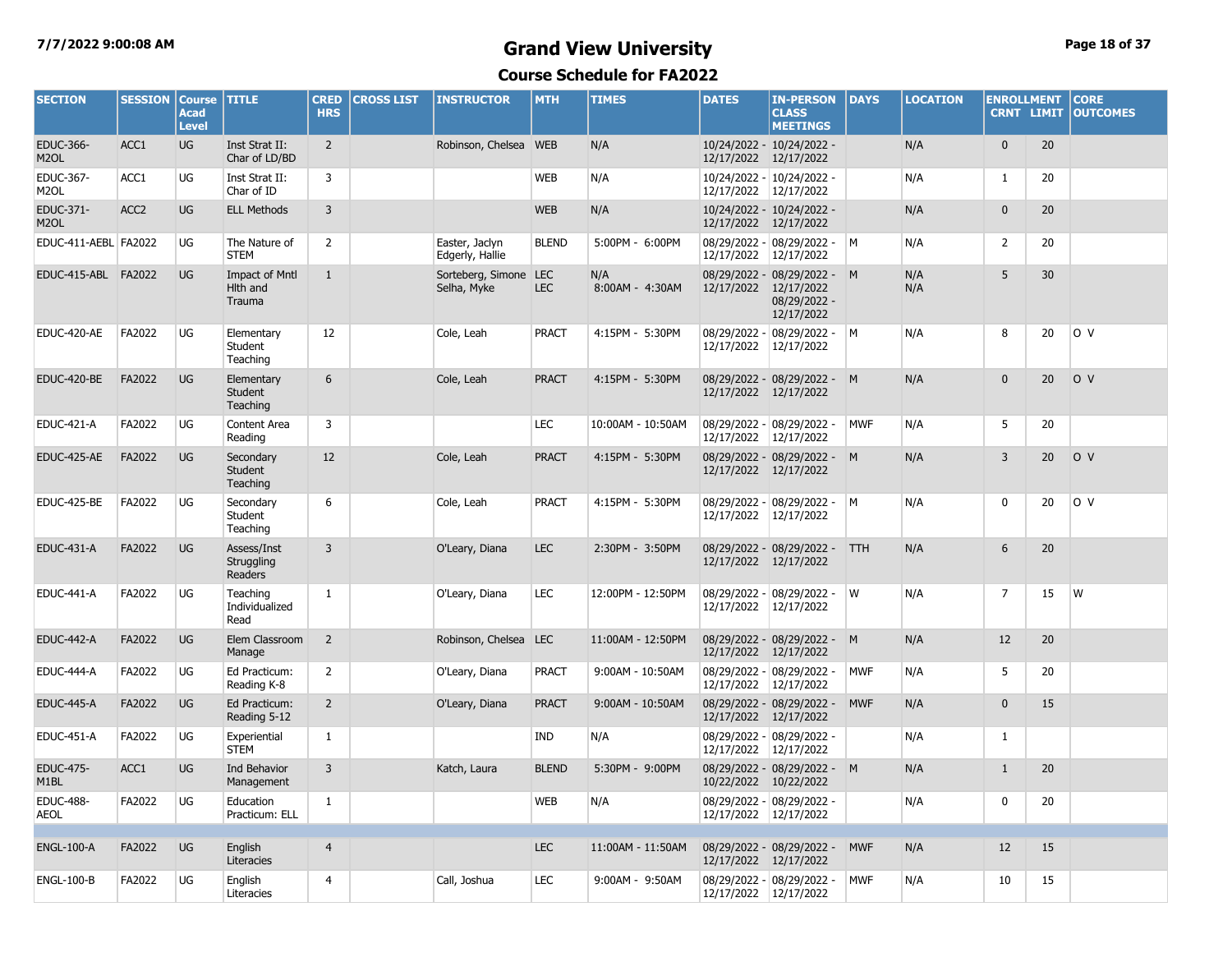# Grand View University

## Course Schedule for FA2022

7/7/2022 9:00:08 AM

| SECTION | SESSION | Course Acad Level | TITLE | CRED HRS | CROSS LIST | INSTRUCTOR | MTH | TIMES | DATES | IN-PERSON CLASS MEETINGS | DAYS | LOCATION | ENROLLMENT CRNT | LIMIT | CORE OUTCOMES |
|---|---|---|---|---|---|---|---|---|---|---|---|---|---|---|---|
| EDUC-366-M2OL | ACC1 | UG | Inst Strat II: Char of LD/BD | 2 | | Robinson, Chelsea | WEB | N/A | 10/24/2022 - 12/17/2022 | 10/24/2022 - 12/17/2022 | | N/A | 0 | 20 | |
| EDUC-367-M2OL | ACC1 | UG | Inst Strat II: Char of ID | 3 | | | WEB | N/A | 10/24/2022 - 12/17/2022 | 10/24/2022 - 12/17/2022 | | N/A | 1 | 20 | |
| EDUC-371-M2OL | ACC2 | UG | ELL Methods | 3 | | | WEB | N/A | 10/24/2022 - 12/17/2022 | 10/24/2022 - 12/17/2022 | | N/A | 0 | 20 | |
| EDUC-411-AEBL | FA2022 | UG | The Nature of STEM | 2 | | Easter, Jaclyn Edgerly, Hallie | BLEND | 5:00PM - 6:00PM | 08/29/2022 - 12/17/2022 | 08/29/2022 - 12/17/2022 | M | N/A | 2 | 20 | |
| EDUC-415-ABL | FA2022 | UG | Impact of Mntl Hlth and Trauma | 1 | | Sorteberg, Simone Selha, Myke | LEC LEC | N/A 8:00AM - 4:30AM | 08/29/2022 - 12/17/2022 | 08/29/2022 - 12/17/2022 08/29/2022 - 12/17/2022 | M | N/A N/A | 5 | 30 | |
| EDUC-420-AE | FA2022 | UG | Elementary Student Teaching | 12 | | Cole, Leah | PRACT | 4:15PM - 5:30PM | 08/29/2022 - 12/17/2022 | 08/29/2022 - 12/17/2022 | M | N/A | 8 | 20 | O V |
| EDUC-420-BE | FA2022 | UG | Elementary Student Teaching | 6 | | Cole, Leah | PRACT | 4:15PM - 5:30PM | 08/29/2022 - 12/17/2022 | 08/29/2022 - 12/17/2022 | M | N/A | 0 | 20 | O V |
| EDUC-421-A | FA2022 | UG | Content Area Reading | 3 | | | LEC | 10:00AM - 10:50AM | 08/29/2022 - 12/17/2022 | 08/29/2022 - 12/17/2022 | MWF | N/A | 5 | 20 | |
| EDUC-425-AE | FA2022 | UG | Secondary Student Teaching | 12 | | Cole, Leah | PRACT | 4:15PM - 5:30PM | 08/29/2022 - 12/17/2022 | 08/29/2022 - 12/17/2022 | M | N/A | 3 | 20 | O V |
| EDUC-425-BE | FA2022 | UG | Secondary Student Teaching | 6 | | Cole, Leah | PRACT | 4:15PM - 5:30PM | 08/29/2022 - 12/17/2022 | 08/29/2022 - 12/17/2022 | M | N/A | 0 | 20 | O V |
| EDUC-431-A | FA2022 | UG | Assess/Inst Struggling Readers | 3 | | O'Leary, Diana | LEC | 2:30PM - 3:50PM | 08/29/2022 - 12/17/2022 | 08/29/2022 - 12/17/2022 | TTH | N/A | 6 | 20 | |
| EDUC-441-A | FA2022 | UG | Teaching Individualized Read | 1 | | O'Leary, Diana | LEC | 12:00PM - 12:50PM | 08/29/2022 - 12/17/2022 | 08/29/2022 - 12/17/2022 | W | N/A | 7 | 15 | W |
| EDUC-442-A | FA2022 | UG | Elem Classroom Manage | 2 | | Robinson, Chelsea | LEC | 11:00AM - 12:50PM | 08/29/2022 - 12/17/2022 | 08/29/2022 - 12/17/2022 | M | N/A | 12 | 20 | |
| EDUC-444-A | FA2022 | UG | Ed Practicum: Reading K-8 | 2 | | O'Leary, Diana | PRACT | 9:00AM - 10:50AM | 08/29/2022 - 12/17/2022 | 08/29/2022 - 12/17/2022 | MWF | N/A | 5 | 20 | |
| EDUC-445-A | FA2022 | UG | Ed Practicum: Reading 5-12 | 2 | | O'Leary, Diana | PRACT | 9:00AM - 10:50AM | 08/29/2022 - 12/17/2022 | 08/29/2022 - 12/17/2022 | MWF | N/A | 0 | 15 | |
| EDUC-451-A | FA2022 | UG | Experiential STEM | 1 | | | IND | N/A | 08/29/2022 - 12/17/2022 | 08/29/2022 - 12/17/2022 | | N/A | 1 | | |
| EDUC-475-M1BL | ACC1 | UG | Ind Behavior Management | 3 | | Katch, Laura | BLEND | 5:30PM - 9:00PM | 08/29/2022 - 10/22/2022 | 08/29/2022 - 10/22/2022 | M | N/A | 1 | 20 | |
| EDUC-488-AEOL | FA2022 | UG | Education Practicum: ELL | 1 | | | WEB | N/A | 08/29/2022 - 12/17/2022 | 08/29/2022 - 12/17/2022 | | N/A | 0 | 20 | |
| ENGL-100-A | FA2022 | UG | English Literacies | 4 | | | LEC | 11:00AM - 11:50AM | 08/29/2022 - 12/17/2022 | 08/29/2022 - 12/17/2022 | MWF | N/A | 12 | 15 | |
| ENGL-100-B | FA2022 | UG | English Literacies | 4 | | Call, Joshua | LEC | 9:00AM - 9:50AM | 08/29/2022 - 12/17/2022 | 08/29/2022 - 12/17/2022 | MWF | N/A | 10 | 15 | |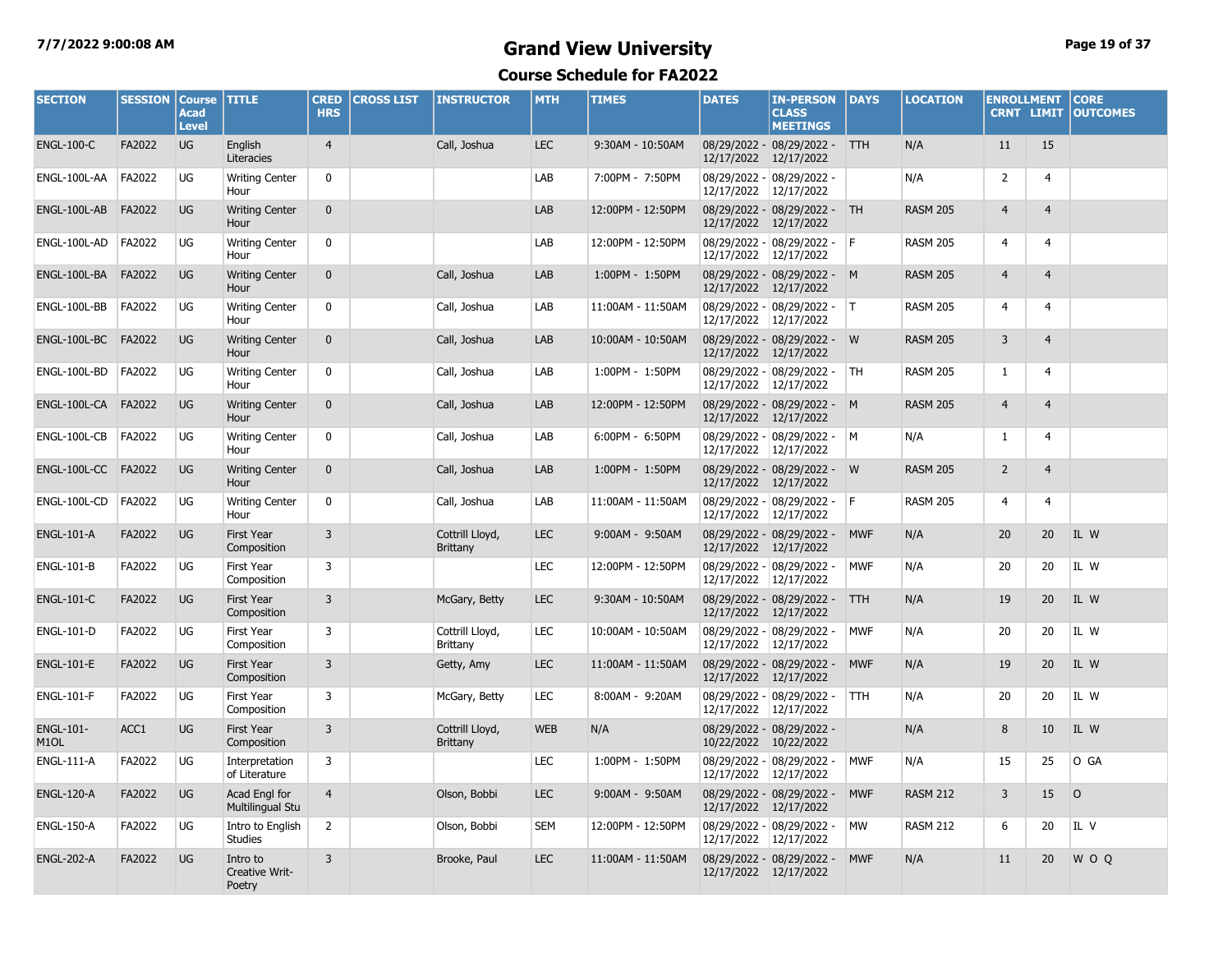# Grand View University

## Course Schedule for FA2022

7/7/2022 9:00:08 AM

| SECTION | SESSION | Course Acad Level | TITLE | CRED HRS | CROSS LIST | INSTRUCTOR | MTH | TIMES | DATES | IN-PERSON CLASS MEETINGS | DAYS | LOCATION | ENROLLMENT CRNT | LIMIT | CORE OUTCOMES |
|---|---|---|---|---|---|---|---|---|---|---|---|---|---|---|---|
| ENGL-100-C | FA2022 | UG | English Literacies | 4 | | Call, Joshua | LEC | 9:30AM - 10:50AM | 08/29/2022 - 12/17/2022 | 08/29/2022 - 12/17/2022 | TTH | N/A | 11 | 15 | |
| ENGL-100L-AA | FA2022 | UG | Writing Center Hour | 0 | | | LAB | 7:00PM - 7:50PM | 08/29/2022 - 12/17/2022 | 08/29/2022 - 12/17/2022 | | N/A | 2 | 4 | |
| ENGL-100L-AB | FA2022 | UG | Writing Center Hour | 0 | | | LAB | 12:00PM - 12:50PM | 08/29/2022 - 12/17/2022 | 08/29/2022 - 12/17/2022 | TH | RASM 205 | 4 | 4 | |
| ENGL-100L-AD | FA2022 | UG | Writing Center Hour | 0 | | | LAB | 12:00PM - 12:50PM | 08/29/2022 - 12/17/2022 | 08/29/2022 - 12/17/2022 | F | RASM 205 | 4 | 4 | |
| ENGL-100L-BA | FA2022 | UG | Writing Center Hour | 0 | | Call, Joshua | LAB | 1:00PM - 1:50PM | 08/29/2022 - 12/17/2022 | 08/29/2022 - 12/17/2022 | M | RASM 205 | 4 | 4 | |
| ENGL-100L-BB | FA2022 | UG | Writing Center Hour | 0 | | Call, Joshua | LAB | 11:00AM - 11:50AM | 08/29/2022 - 12/17/2022 | 08/29/2022 - 12/17/2022 | T | RASM 205 | 4 | 4 | |
| ENGL-100L-BC | FA2022 | UG | Writing Center Hour | 0 | | Call, Joshua | LAB | 10:00AM - 10:50AM | 08/29/2022 - 12/17/2022 | 08/29/2022 - 12/17/2022 | W | RASM 205 | 3 | 4 | |
| ENGL-100L-BD | FA2022 | UG | Writing Center Hour | 0 | | Call, Joshua | LAB | 1:00PM - 1:50PM | 08/29/2022 - 12/17/2022 | 08/29/2022 - 12/17/2022 | TH | RASM 205 | 1 | 4 | |
| ENGL-100L-CA | FA2022 | UG | Writing Center Hour | 0 | | Call, Joshua | LAB | 12:00PM - 12:50PM | 08/29/2022 - 12/17/2022 | 08/29/2022 - 12/17/2022 | M | RASM 205 | 4 | 4 | |
| ENGL-100L-CB | FA2022 | UG | Writing Center Hour | 0 | | Call, Joshua | LAB | 6:00PM - 6:50PM | 08/29/2022 - 12/17/2022 | 08/29/2022 - 12/17/2022 | M | N/A | 1 | 4 | |
| ENGL-100L-CC | FA2022 | UG | Writing Center Hour | 0 | | Call, Joshua | LAB | 1:00PM - 1:50PM | 08/29/2022 - 12/17/2022 | 08/29/2022 - 12/17/2022 | W | RASM 205 | 2 | 4 | |
| ENGL-100L-CD | FA2022 | UG | Writing Center Hour | 0 | | Call, Joshua | LAB | 11:00AM - 11:50AM | 08/29/2022 - 12/17/2022 | 08/29/2022 - 12/17/2022 | F | RASM 205 | 4 | 4 | |
| ENGL-101-A | FA2022 | UG | First Year Composition | 3 | | Cottrill Lloyd, Brittany | LEC | 9:00AM - 9:50AM | 08/29/2022 - 12/17/2022 | 08/29/2022 - 12/17/2022 | MWF | N/A | 20 | 20 | IL W |
| ENGL-101-B | FA2022 | UG | First Year Composition | 3 | | | LEC | 12:00PM - 12:50PM | 08/29/2022 - 12/17/2022 | 08/29/2022 - 12/17/2022 | MWF | N/A | 20 | 20 | IL W |
| ENGL-101-C | FA2022 | UG | First Year Composition | 3 | | McGary, Betty | LEC | 9:30AM - 10:50AM | 08/29/2022 - 12/17/2022 | 08/29/2022 - 12/17/2022 | TTH | N/A | 19 | 20 | IL W |
| ENGL-101-D | FA2022 | UG | First Year Composition | 3 | | Cottrill Lloyd, Brittany | LEC | 10:00AM - 10:50AM | 08/29/2022 - 12/17/2022 | 08/29/2022 - 12/17/2022 | MWF | N/A | 20 | 20 | IL W |
| ENGL-101-E | FA2022 | UG | First Year Composition | 3 | | Getty, Amy | LEC | 11:00AM - 11:50AM | 08/29/2022 - 12/17/2022 | 08/29/2022 - 12/17/2022 | MWF | N/A | 19 | 20 | IL W |
| ENGL-101-F | FA2022 | UG | First Year Composition | 3 | | McGary, Betty | LEC | 8:00AM - 9:20AM | 08/29/2022 - 12/17/2022 | 08/29/2022 - 12/17/2022 | TTH | N/A | 20 | 20 | IL W |
| ENGL-101-M1OL | ACC1 | UG | First Year Composition | 3 | | Cottrill Lloyd, Brittany | WEB | N/A | 08/29/2022 - 10/22/2022 | 08/29/2022 - 10/22/2022 | | N/A | 8 | 10 | IL W |
| ENGL-111-A | FA2022 | UG | Interpretation of Literature | 3 | | | LEC | 1:00PM - 1:50PM | 08/29/2022 - 12/17/2022 | 08/29/2022 - 12/17/2022 | MWF | N/A | 15 | 25 | O GA |
| ENGL-120-A | FA2022 | UG | Acad Engl for Multilingual Stu | 4 | | Olson, Bobbi | LEC | 9:00AM - 9:50AM | 08/29/2022 - 12/17/2022 | 08/29/2022 - 12/17/2022 | MWF | RASM 212 | 3 | 15 | O |
| ENGL-150-A | FA2022 | UG | Intro to English Studies | 2 | | Olson, Bobbi | SEM | 12:00PM - 12:50PM | 08/29/2022 - 12/17/2022 | 08/29/2022 - 12/17/2022 | MW | RASM 212 | 6 | 20 | IL V |
| ENGL-202-A | FA2022 | UG | Intro to Creative Writ-Poetry | 3 | | Brooke, Paul | LEC | 11:00AM - 11:50AM | 08/29/2022 - 12/17/2022 | 08/29/2022 - 12/17/2022 | MWF | N/A | 11 | 20 | W O Q |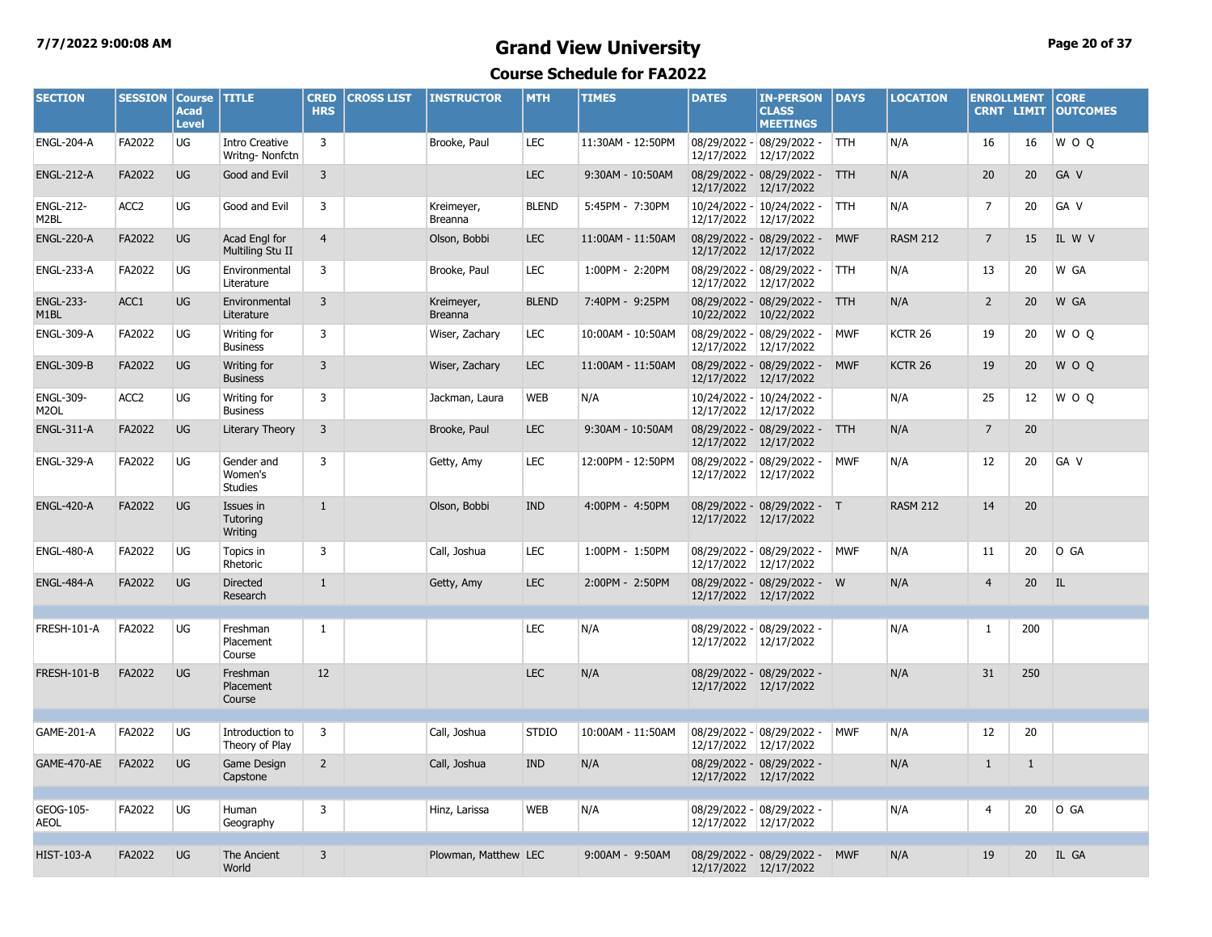# Grand View University

## Course Schedule for FA2022

| SECTION | SESSION | Course Acad Level | TITLE | CRED HRS | CROSS LIST | INSTRUCTOR | MTH | TIMES | DATES | IN-PERSON CLASS MEETINGS | DAYS | LOCATION | ENROLLMENT CRNT | LIMIT | CORE OUTCOMES |
|---|---|---|---|---|---|---|---|---|---|---|---|---|---|---|---|
| ENGL-204-A | FA2022 | UG | Intro Creative Writng- Nonfctn | 3 | | Brooke, Paul | LEC | 11:30AM - 12:50PM | 08/29/2022 - 12/17/2022 | 08/29/2022 - 12/17/2022 | TTH | N/A | 16 | 16 | W O Q |
| ENGL-212-A | FA2022 | UG | Good and Evil | 3 | | | LEC | 9:30AM - 10:50AM | 08/29/2022 - 12/17/2022 | 08/29/2022 - 12/17/2022 | TTH | N/A | 20 | 20 | GA V |
| ENGL-212-M2BL | ACC2 | UG | Good and Evil | 3 | | Kreimeyer, Breanna | BLEND | 5:45PM - 7:30PM | 10/24/2022 - 12/17/2022 | 10/24/2022 - 12/17/2022 | TTH | N/A | 7 | 20 | GA V |
| ENGL-220-A | FA2022 | UG | Acad Engl for Multiling Stu II | 4 | | Olson, Bobbi | LEC | 11:00AM - 11:50AM | 08/29/2022 - 12/17/2022 | 08/29/2022 - 12/17/2022 | MWF | RASM 212 | 7 | 15 | IL W V |
| ENGL-233-A | FA2022 | UG | Environmental Literature | 3 | | Brooke, Paul | LEC | 1:00PM - 2:20PM | 08/29/2022 - 12/17/2022 | 08/29/2022 - 12/17/2022 | TTH | N/A | 13 | 20 | W GA |
| ENGL-233-M1BL | ACC1 | UG | Environmental Literature | 3 | | Kreimeyer, Breanna | BLEND | 7:40PM - 9:25PM | 08/29/2022 - 10/22/2022 | 08/29/2022 - 10/22/2022 | TTH | N/A | 2 | 20 | W GA |
| ENGL-309-A | FA2022 | UG | Writing for Business | 3 | | Wiser, Zachary | LEC | 10:00AM - 10:50AM | 08/29/2022 - 12/17/2022 | 08/29/2022 - 12/17/2022 | MWF | KCTR 26 | 19 | 20 | W O Q |
| ENGL-309-B | FA2022 | UG | Writing for Business | 3 | | Wiser, Zachary | LEC | 11:00AM - 11:50AM | 08/29/2022 - 12/17/2022 | 08/29/2022 - 12/17/2022 | MWF | KCTR 26 | 19 | 20 | W O Q |
| ENGL-309-M2OL | ACC2 | UG | Writing for Business | 3 | | Jackman, Laura | WEB | N/A | 10/24/2022 - 12/17/2022 | 10/24/2022 - 12/17/2022 | | N/A | 25 | 12 | W O Q |
| ENGL-311-A | FA2022 | UG | Literary Theory | 3 | | Brooke, Paul | LEC | 9:30AM - 10:50AM | 08/29/2022 - 12/17/2022 | 08/29/2022 - 12/17/2022 | TTH | N/A | 7 | 20 | |
| ENGL-329-A | FA2022 | UG | Gender and Women's Studies | 3 | | Getty, Amy | LEC | 12:00PM - 12:50PM | 08/29/2022 - 12/17/2022 | 08/29/2022 - 12/17/2022 | MWF | N/A | 12 | 20 | GA V |
| ENGL-420-A | FA2022 | UG | Issues in Tutoring Writing | 1 | | Olson, Bobbi | IND | 4:00PM - 4:50PM | 08/29/2022 - 12/17/2022 | 08/29/2022 - 12/17/2022 | T | RASM 212 | 14 | 20 | |
| ENGL-480-A | FA2022 | UG | Topics in Rhetoric | 3 | | Call, Joshua | LEC | 1:00PM - 1:50PM | 08/29/2022 - 12/17/2022 | 08/29/2022 - 12/17/2022 | MWF | N/A | 11 | 20 | O GA |
| ENGL-484-A | FA2022 | UG | Directed Research | 1 | | Getty, Amy | LEC | 2:00PM - 2:50PM | 08/29/2022 - 12/17/2022 | 08/29/2022 - 12/17/2022 | W | N/A | 4 | 20 | IL |
| | | | | | | | | | | | | | | | |
| FRESH-101-A | FA2022 | UG | Freshman Placement Course | 1 | | | LEC | N/A | 08/29/2022 - 12/17/2022 | 08/29/2022 - 12/17/2022 | | N/A | 1 | 200 | |
| FRESH-101-B | FA2022 | UG | Freshman Placement Course | 12 | | | LEC | N/A | 08/29/2022 - 12/17/2022 | 08/29/2022 - 12/17/2022 | | N/A | 31 | 250 | |
| | | | | | | | | | | | | | | | |
| GAME-201-A | FA2022 | UG | Introduction to Theory of Play | 3 | | Call, Joshua | STDIO | 10:00AM - 11:50AM | 08/29/2022 - 12/17/2022 | 08/29/2022 - 12/17/2022 | MWF | N/A | 12 | 20 | |
| GAME-470-AE | FA2022 | UG | Game Design Capstone | 2 | | Call, Joshua | IND | N/A | 08/29/2022 - 12/17/2022 | 08/29/2022 - 12/17/2022 | | N/A | 1 | 1 | |
| | | | | | | | | | | | | | | | |
| GEOG-105-AEOL | FA2022 | UG | Human Geography | 3 | | Hinz, Larissa | WEB | N/A | 08/29/2022 - 12/17/2022 | 08/29/2022 - 12/17/2022 | | N/A | 4 | 20 | O GA |
| | | | | | | | | | | | | | | | |
| HIST-103-A | FA2022 | UG | The Ancient World | 3 | | Plowman, Matthew | LEC | 9:00AM - 9:50AM | 08/29/2022 - 12/17/2022 | 08/29/2022 - 12/17/2022 | MWF | N/A | 19 | 20 | IL GA |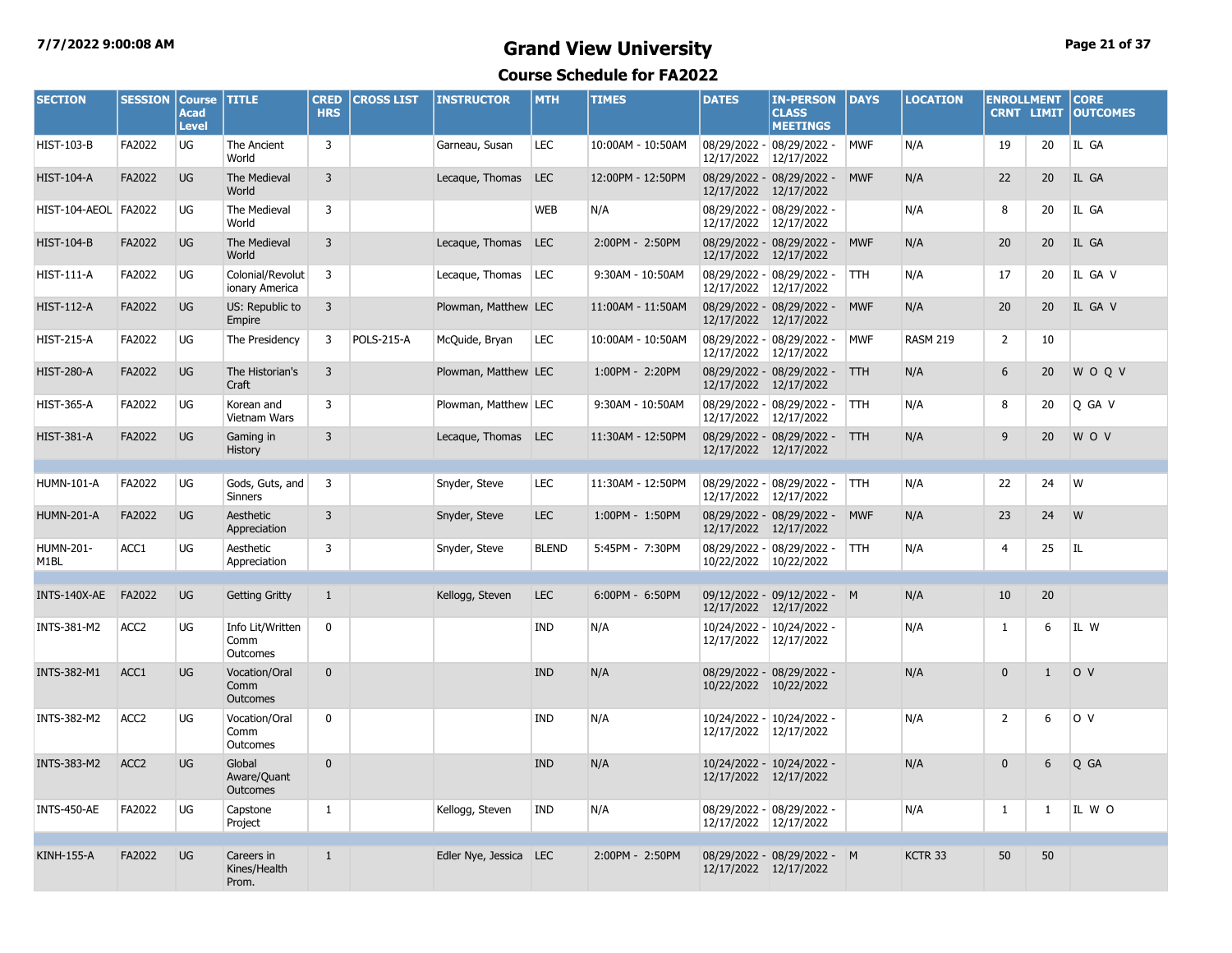# Grand View University

## Course Schedule for FA2022

| SECTION | SESSION | Course Acad Level | TITLE | CRED HRS | CROSS LIST | INSTRUCTOR | MTH | TIMES | DATES | IN-PERSON CLASS MEETINGS | DAYS | LOCATION | ENROLLMENT CRNT | LIMIT | CORE OUTCOMES |
|---|---|---|---|---|---|---|---|---|---|---|---|---|---|---|---|
| HIST-103-B | FA2022 | UG | The Ancient World | 3 | | Garneau, Susan | LEC | 10:00AM - 10:50AM | 08/29/2022 - 12/17/2022 | 08/29/2022 - 12/17/2022 | MWF | N/A | 19 | 20 | IL GA |
| HIST-104-A | FA2022 | UG | The Medieval World | 3 | | Lecaque, Thomas | LEC | 12:00PM - 12:50PM | 08/29/2022 - 12/17/2022 | 08/29/2022 - 12/17/2022 | MWF | N/A | 22 | 20 | IL GA |
| HIST-104-AEOL | FA2022 | UG | The Medieval World | 3 | | | WEB | N/A | 08/29/2022 - 12/17/2022 | 08/29/2022 - 12/17/2022 | | N/A | 8 | 20 | IL GA |
| HIST-104-B | FA2022 | UG | The Medieval World | 3 | | Lecaque, Thomas | LEC | 2:00PM - 2:50PM | 08/29/2022 - 12/17/2022 | 08/29/2022 - 12/17/2022 | MWF | N/A | 20 | 20 | IL GA |
| HIST-111-A | FA2022 | UG | Colonial/Revolutionary America | 3 | | Lecaque, Thomas | LEC | 9:30AM - 10:50AM | 08/29/2022 - 12/17/2022 | 08/29/2022 - 12/17/2022 | TTH | N/A | 17 | 20 | IL GA V |
| HIST-112-A | FA2022 | UG | US: Republic to Empire | 3 | | Plowman, Matthew | LEC | 11:00AM - 11:50AM | 08/29/2022 - 12/17/2022 | 08/29/2022 - 12/17/2022 | MWF | N/A | 20 | 20 | IL GA V |
| HIST-215-A | FA2022 | UG | The Presidency | 3 | POLS-215-A | McQuide, Bryan | LEC | 10:00AM - 10:50AM | 08/29/2022 - 12/17/2022 | 08/29/2022 - 12/17/2022 | MWF | RASM 219 | 2 | 10 | |
| HIST-280-A | FA2022 | UG | The Historian's Craft | 3 | | Plowman, Matthew | LEC | 1:00PM - 2:20PM | 08/29/2022 - 12/17/2022 | 08/29/2022 - 12/17/2022 | TTH | N/A | 6 | 20 | W O Q V |
| HIST-365-A | FA2022 | UG | Korean and Vietnam Wars | 3 | | Plowman, Matthew | LEC | 9:30AM - 10:50AM | 08/29/2022 - 12/17/2022 | 08/29/2022 - 12/17/2022 | TTH | N/A | 8 | 20 | Q GA V |
| HIST-381-A | FA2022 | UG | Gaming in History | 3 | | Lecaque, Thomas | LEC | 11:30AM - 12:50PM | 08/29/2022 - 12/17/2022 | 08/29/2022 - 12/17/2022 | TTH | N/A | 9 | 20 | W O V |
| | | | | | | | | | | | | | | | |
| HUMN-101-A | FA2022 | UG | Gods, Guts, and Sinners | 3 | | Snyder, Steve | LEC | 11:30AM - 12:50PM | 08/29/2022 - 12/17/2022 | 08/29/2022 - 12/17/2022 | TTH | N/A | 22 | 24 | W |
| HUMN-201-A | FA2022 | UG | Aesthetic Appreciation | 3 | | Snyder, Steve | LEC | 1:00PM - 1:50PM | 08/29/2022 - 12/17/2022 | 08/29/2022 - 12/17/2022 | MWF | N/A | 23 | 24 | W |
| HUMN-201-M1BL | ACC1 | UG | Aesthetic Appreciation | 3 | | Snyder, Steve | BLEND | 5:45PM - 7:30PM | 08/29/2022 - 10/22/2022 | 08/29/2022 - 10/22/2022 | TTH | N/A | 4 | 25 | IL |
| | | | | | | | | | | | | | | | |
| INTS-140X-AE | FA2022 | UG | Getting Gritty | 1 | | Kellogg, Steven | LEC | 6:00PM - 6:50PM | 09/12/2022 - 12/17/2022 | 09/12/2022 - 12/17/2022 | M | N/A | 10 | 20 | |
| INTS-381-M2 | ACC2 | UG | Info Lit/Written Comm Outcomes | 0 | | | IND | N/A | 10/24/2022 - 12/17/2022 | 10/24/2022 - 12/17/2022 | | N/A | 1 | 6 | IL W |
| INTS-382-M1 | ACC1 | UG | Vocation/Oral Comm Outcomes | 0 | | | IND | N/A | 08/29/2022 - 10/22/2022 | 08/29/2022 - 10/22/2022 | | N/A | 0 | 1 | O V |
| INTS-382-M2 | ACC2 | UG | Vocation/Oral Comm Outcomes | 0 | | | IND | N/A | 10/24/2022 - 12/17/2022 | 10/24/2022 - 12/17/2022 | | N/A | 2 | 6 | O V |
| INTS-383-M2 | ACC2 | UG | Global Aware/Quant Outcomes | 0 | | | IND | N/A | 10/24/2022 - 12/17/2022 | 10/24/2022 - 12/17/2022 | | N/A | 0 | 6 | Q GA |
| INTS-450-AE | FA2022 | UG | Capstone Project | 1 | | Kellogg, Steven | IND | N/A | 08/29/2022 - 12/17/2022 | 08/29/2022 - 12/17/2022 | | N/A | 1 | 1 | IL W O |
| | | | | | | | | | | | | | | | |
| KINH-155-A | FA2022 | UG | Careers in Kines/Health Prom. | 1 | | Edler Nye, Jessica | LEC | 2:00PM - 2:50PM | 08/29/2022 - 12/17/2022 | 08/29/2022 - 12/17/2022 | M | KCTR 33 | 50 | 50 | |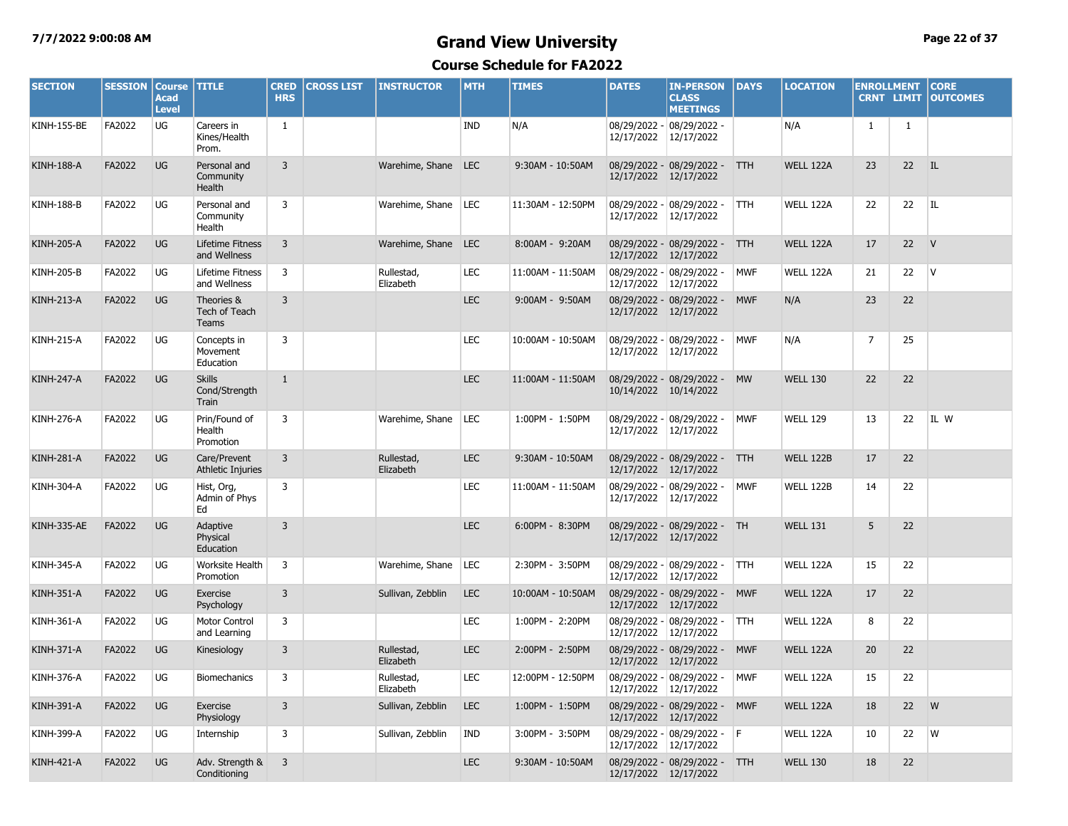# Grand View University

## Course Schedule for FA2022

7/7/2022 9:00:08 AM

| SECTION | SESSION | Course Acad Level | TITLE | CRED HRS | CROSS LIST | INSTRUCTOR | MTH | TIMES | DATES | IN-PERSON CLASS MEETINGS | DAYS | LOCATION | ENROLLMENT CRNT | LIMIT | CORE OUTCOMES |
|---|---|---|---|---|---|---|---|---|---|---|---|---|---|---|---|
| KINH-155-BE | FA2022 | UG | Careers in Kines/Health Prom. | 1 | | | IND | N/A | 08/29/2022 - 12/17/2022 | 08/29/2022 - 12/17/2022 | | N/A | 1 | 1 | |
| KINH-188-A | FA2022 | UG | Personal and Community Health | 3 | | Warehime, Shane | LEC | 9:30AM - 10:50AM | 08/29/2022 - 12/17/2022 | 08/29/2022 - 12/17/2022 | TTH | WELL 122A | 23 | 22 | IL |
| KINH-188-B | FA2022 | UG | Personal and Community Health | 3 | | Warehime, Shane | LEC | 11:30AM - 12:50PM | 08/29/2022 - 12/17/2022 | 08/29/2022 - 12/17/2022 | TTH | WELL 122A | 22 | 22 | IL |
| KINH-205-A | FA2022 | UG | Lifetime Fitness and Wellness | 3 | | Warehime, Shane | LEC | 8:00AM - 9:20AM | 08/29/2022 - 12/17/2022 | 08/29/2022 - 12/17/2022 | TTH | WELL 122A | 17 | 22 | V |
| KINH-205-B | FA2022 | UG | Lifetime Fitness and Wellness | 3 | | Rullestad, Elizabeth | LEC | 11:00AM - 11:50AM | 08/29/2022 - 12/17/2022 | 08/29/2022 - 12/17/2022 | MWF | WELL 122A | 21 | 22 | V |
| KINH-213-A | FA2022 | UG | Theories & Tech of Teach Teams | 3 | | | LEC | 9:00AM - 9:50AM | 08/29/2022 - 12/17/2022 | 08/29/2022 - 12/17/2022 | MWF | N/A | 23 | 22 | |
| KINH-215-A | FA2022 | UG | Concepts in Movement Education | 3 | | | LEC | 10:00AM - 10:50AM | 08/29/2022 - 12/17/2022 | 08/29/2022 - 12/17/2022 | MWF | N/A | 7 | 25 | |
| KINH-247-A | FA2022 | UG | Skills Cond/Strength Train | 1 | | | LEC | 11:00AM - 11:50AM | 08/29/2022 - 10/14/2022 | 08/29/2022 - 10/14/2022 | MW | WELL 130 | 22 | 22 | |
| KINH-276-A | FA2022 | UG | Prin/Found of Health Promotion | 3 | | Warehime, Shane | LEC | 1:00PM - 1:50PM | 08/29/2022 - 12/17/2022 | 08/29/2022 - 12/17/2022 | MWF | WELL 129 | 13 | 22 | IL W |
| KINH-281-A | FA2022 | UG | Care/Prevent Athletic Injuries | 3 | | Rullestad, Elizabeth | LEC | 9:30AM - 10:50AM | 08/29/2022 - 12/17/2022 | 08/29/2022 - 12/17/2022 | TTH | WELL 122B | 17 | 22 | |
| KINH-304-A | FA2022 | UG | Hist, Org, Admin of Phys Ed | 3 | | | LEC | 11:00AM - 11:50AM | 08/29/2022 - 12/17/2022 | 08/29/2022 - 12/17/2022 | MWF | WELL 122B | 14 | 22 | |
| KINH-335-AE | FA2022 | UG | Adaptive Physical Education | 3 | | | LEC | 6:00PM - 8:30PM | 08/29/2022 - 12/17/2022 | 08/29/2022 - 12/17/2022 | TH | WELL 131 | 5 | 22 | |
| KINH-345-A | FA2022 | UG | Worksite Health Promotion | 3 | | Warehime, Shane | LEC | 2:30PM - 3:50PM | 08/29/2022 - 12/17/2022 | 08/29/2022 - 12/17/2022 | TTH | WELL 122A | 15 | 22 | |
| KINH-351-A | FA2022 | UG | Exercise Psychology | 3 | | Sullivan, Zebblin | LEC | 10:00AM - 10:50AM | 08/29/2022 - 12/17/2022 | 08/29/2022 - 12/17/2022 | MWF | WELL 122A | 17 | 22 | |
| KINH-361-A | FA2022 | UG | Motor Control and Learning | 3 | | | LEC | 1:00PM - 2:20PM | 08/29/2022 - 12/17/2022 | 08/29/2022 - 12/17/2022 | TTH | WELL 122A | 8 | 22 | |
| KINH-371-A | FA2022 | UG | Kinesiology | 3 | | Rullestad, Elizabeth | LEC | 2:00PM - 2:50PM | 08/29/2022 - 12/17/2022 | 08/29/2022 - 12/17/2022 | MWF | WELL 122A | 20 | 22 | |
| KINH-376-A | FA2022 | UG | Biomechanics | 3 | | Rullestad, Elizabeth | LEC | 12:00PM - 12:50PM | 08/29/2022 - 12/17/2022 | 08/29/2022 - 12/17/2022 | MWF | WELL 122A | 15 | 22 | |
| KINH-391-A | FA2022 | UG | Exercise Physiology | 3 | | Sullivan, Zebblin | LEC | 1:00PM - 1:50PM | 08/29/2022 - 12/17/2022 | 08/29/2022 - 12/17/2022 | MWF | WELL 122A | 18 | 22 | W |
| KINH-399-A | FA2022 | UG | Internship | 3 | | Sullivan, Zebblin | IND | 3:00PM - 3:50PM | 08/29/2022 - 12/17/2022 | 08/29/2022 - 12/17/2022 | F | WELL 122A | 10 | 22 | W |
| KINH-421-A | FA2022 | UG | Adv. Strength & Conditioning | 3 | | | LEC | 9:30AM - 10:50AM | 08/29/2022 - 12/17/2022 | 08/29/2022 - 12/17/2022 | TTH | WELL 130 | 18 | 22 | |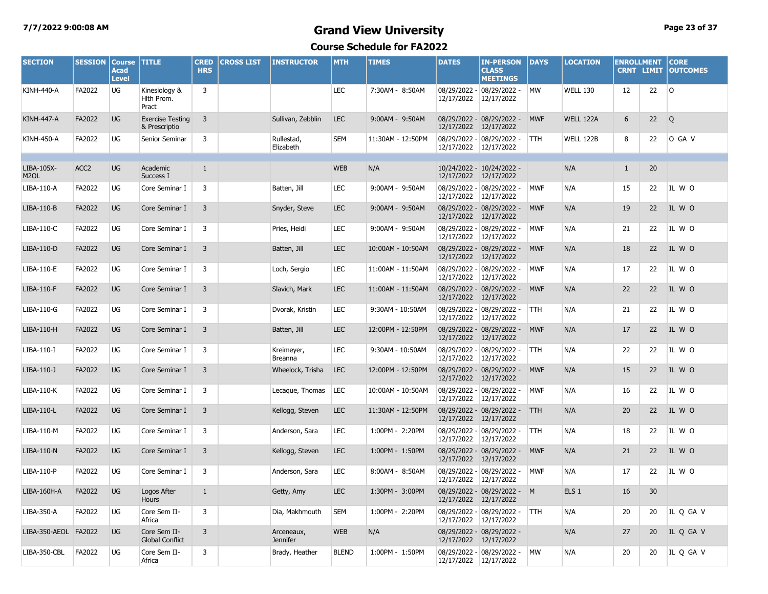# Grand View University

## Course Schedule for FA2022

7/7/2022 9:00:08 AM

| SECTION | SESSION | Course Acad Level | TITLE | CRED HRS | CROSS LIST | INSTRUCTOR | MTH | TIMES | DATES | IN-PERSON CLASS MEETINGS | DAYS | LOCATION | ENROLLMENT CRNT | LIMIT | CORE OUTCOMES |
|---|---|---|---|---|---|---|---|---|---|---|---|---|---|---|---|
| KINH-440-A | FA2022 | UG | Kinesiology & Hlth Prom. Pract | 3 | | | LEC | 7:30AM - 8:50AM | 08/29/2022 - 12/17/2022 | 08/29/2022 - 12/17/2022 | MW | WELL 130 | 12 | 22 | O |
| KINH-447-A | FA2022 | UG | Exercise Testing & Prescriptio | 3 | | Sullivan, Zebblin | LEC | 9:00AM - 9:50AM | 08/29/2022 - 12/17/2022 | 08/29/2022 - 12/17/2022 | MWF | WELL 122A | 6 | 22 | Q |
| KINH-450-A | FA2022 | UG | Senior Seminar | 3 | | Rullestad, Elizabeth | SEM | 11:30AM - 12:50PM | 08/29/2022 - 12/17/2022 | 08/29/2022 - 12/17/2022 | TTH | WELL 122B | 8 | 22 | O GA V |
| | | | | | | | | | | | | | | | |
| LIBA-105X-M2OL | ACC2 | UG | Academic Success I | 1 | | | WEB | N/A | 10/24/2022 - 12/17/2022 | 10/24/2022 - 12/17/2022 | | N/A | 1 | 20 | |
| LIBA-110-A | FA2022 | UG | Core Seminar I | 3 | | Batten, Jill | LEC | 9:00AM - 9:50AM | 08/29/2022 - 12/17/2022 | 08/29/2022 - 12/17/2022 | MWF | N/A | 15 | 22 | IL W O |
| LIBA-110-B | FA2022 | UG | Core Seminar I | 3 | | Snyder, Steve | LEC | 9:00AM - 9:50AM | 08/29/2022 - 12/17/2022 | 08/29/2022 - 12/17/2022 | MWF | N/A | 19 | 22 | IL W O |
| LIBA-110-C | FA2022 | UG | Core Seminar I | 3 | | Pries, Heidi | LEC | 9:00AM - 9:50AM | 08/29/2022 - 12/17/2022 | 08/29/2022 - 12/17/2022 | MWF | N/A | 21 | 22 | IL W O |
| LIBA-110-D | FA2022 | UG | Core Seminar I | 3 | | Batten, Jill | LEC | 10:00AM - 10:50AM | 08/29/2022 - 12/17/2022 | 08/29/2022 - 12/17/2022 | MWF | N/A | 18 | 22 | IL W O |
| LIBA-110-E | FA2022 | UG | Core Seminar I | 3 | | Loch, Sergio | LEC | 11:00AM - 11:50AM | 08/29/2022 - 12/17/2022 | 08/29/2022 - 12/17/2022 | MWF | N/A | 17 | 22 | IL W O |
| LIBA-110-F | FA2022 | UG | Core Seminar I | 3 | | Slavich, Mark | LEC | 11:00AM - 11:50AM | 08/29/2022 - 12/17/2022 | 08/29/2022 - 12/17/2022 | MWF | N/A | 22 | 22 | IL W O |
| LIBA-110-G | FA2022 | UG | Core Seminar I | 3 | | Dvorak, Kristin | LEC | 9:30AM - 10:50AM | 08/29/2022 - 12/17/2022 | 08/29/2022 - 12/17/2022 | TTH | N/A | 21 | 22 | IL W O |
| LIBA-110-H | FA2022 | UG | Core Seminar I | 3 | | Batten, Jill | LEC | 12:00PM - 12:50PM | 08/29/2022 - 12/17/2022 | 08/29/2022 - 12/17/2022 | MWF | N/A | 17 | 22 | IL W O |
| LIBA-110-I | FA2022 | UG | Core Seminar I | 3 | | Kreimeyer, Breanna | LEC | 9:30AM - 10:50AM | 08/29/2022 - 12/17/2022 | 08/29/2022 - 12/17/2022 | TTH | N/A | 22 | 22 | IL W O |
| LIBA-110-J | FA2022 | UG | Core Seminar I | 3 | | Wheelock, Trisha | LEC | 12:00PM - 12:50PM | 08/29/2022 - 12/17/2022 | 08/29/2022 - 12/17/2022 | MWF | N/A | 15 | 22 | IL W O |
| LIBA-110-K | FA2022 | UG | Core Seminar I | 3 | | Lecaque, Thomas | LEC | 10:00AM - 10:50AM | 08/29/2022 - 12/17/2022 | 08/29/2022 - 12/17/2022 | MWF | N/A | 16 | 22 | IL W O |
| LIBA-110-L | FA2022 | UG | Core Seminar I | 3 | | Kellogg, Steven | LEC | 11:30AM - 12:50PM | 08/29/2022 - 12/17/2022 | 08/29/2022 - 12/17/2022 | TTH | N/A | 20 | 22 | IL W O |
| LIBA-110-M | FA2022 | UG | Core Seminar I | 3 | | Anderson, Sara | LEC | 1:00PM - 2:20PM | 08/29/2022 - 12/17/2022 | 08/29/2022 - 12/17/2022 | TTH | N/A | 18 | 22 | IL W O |
| LIBA-110-N | FA2022 | UG | Core Seminar I | 3 | | Kellogg, Steven | LEC | 1:00PM - 1:50PM | 08/29/2022 - 12/17/2022 | 08/29/2022 - 12/17/2022 | MWF | N/A | 21 | 22 | IL W O |
| LIBA-110-P | FA2022 | UG | Core Seminar I | 3 | | Anderson, Sara | LEC | 8:00AM - 8:50AM | 08/29/2022 - 12/17/2022 | 08/29/2022 - 12/17/2022 | MWF | N/A | 17 | 22 | IL W O |
| LIBA-160H-A | FA2022 | UG | Logos After Hours | 1 | | Getty, Amy | LEC | 1:30PM - 3:00PM | 08/29/2022 - 12/17/2022 | 08/29/2022 - 12/17/2022 | M | ELS 1 | 16 | 30 | |
| LIBA-350-A | FA2022 | UG | Core Sem II-Africa | 3 | | Dia, Makhmouth | SEM | 1:00PM - 2:20PM | 08/29/2022 - 12/17/2022 | 08/29/2022 - 12/17/2022 | TTH | N/A | 20 | 20 | IL Q GA V |
| LIBA-350-AEOL | FA2022 | UG | Core Sem II-Global Conflict | 3 | | Arceneaux, Jennifer | WEB | N/A | 08/29/2022 - 12/17/2022 | 08/29/2022 - 12/17/2022 | | N/A | 27 | 20 | IL Q GA V |
| LIBA-350-CBL | FA2022 | UG | Core Sem II-Africa | 3 | | Brady, Heather | BLEND | 1:00PM - 1:50PM | 08/29/2022 - 12/17/2022 | 08/29/2022 - 12/17/2022 | MW | N/A | 20 | 20 | IL Q GA V |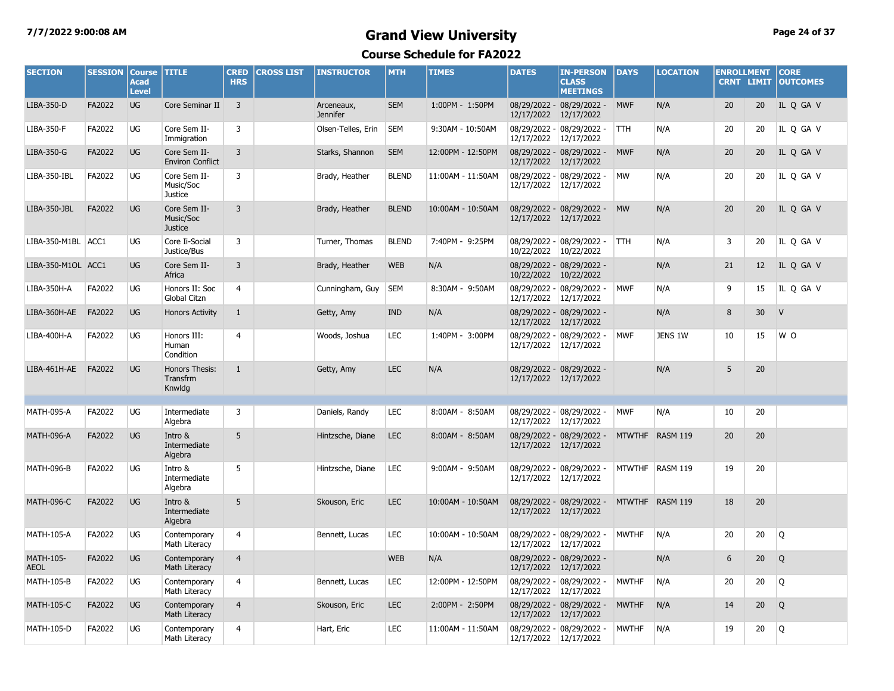# Grand View University

## Course Schedule for FA2022

| SECTION | SESSION | Course Acad Level | TITLE | CRED HRS | CROSS LIST | INSTRUCTOR | MTH | TIMES | DATES | IN-PERSON CLASS MEETINGS | DAYS | LOCATION | ENROLLMENT CRNT | LIMIT | CORE OUTCOMES |
|---|---|---|---|---|---|---|---|---|---|---|---|---|---|---|---|
| LIBA-350-D | FA2022 | UG | Core Seminar II | 3 | | Arceneaux, Jennifer | SEM | 1:00PM - 1:50PM | 08/29/2022 - 12/17/2022 | 08/29/2022 - 12/17/2022 | MWF | N/A | 20 | 20 | IL Q GA V |
| LIBA-350-F | FA2022 | UG | Core Sem II-Immigration | 3 | | Olsen-Telles, Erin | SEM | 9:30AM - 10:50AM | 08/29/2022 - 12/17/2022 | 08/29/2022 - 12/17/2022 | TTH | N/A | 20 | 20 | IL Q GA V |
| LIBA-350-G | FA2022 | UG | Core Sem II-Environ Conflict | 3 | | Starks, Shannon | SEM | 12:00PM - 12:50PM | 08/29/2022 - 12/17/2022 | 08/29/2022 - 12/17/2022 | MWF | N/A | 20 | 20 | IL Q GA V |
| LIBA-350-IBL | FA2022 | UG | Core Sem II-Music/Soc Justice | 3 | | Brady, Heather | BLEND | 11:00AM - 11:50AM | 08/29/2022 - 12/17/2022 | 08/29/2022 - 12/17/2022 | MW | N/A | 20 | 20 | IL Q GA V |
| LIBA-350-JBL | FA2022 | UG | Core Sem II-Music/Soc Justice | 3 | | Brady, Heather | BLEND | 10:00AM - 10:50AM | 08/29/2022 - 12/17/2022 | 08/29/2022 - 12/17/2022 | MW | N/A | 20 | 20 | IL Q GA V |
| LIBA-350-M1BL | ACC1 | UG | Core Ii-Social Justice/Bus | 3 | | Turner, Thomas | BLEND | 7:40PM - 9:25PM | 08/29/2022 - 10/22/2022 | 08/29/2022 - 10/22/2022 | TTH | N/A | 3 | 20 | IL Q GA V |
| LIBA-350-M1OL | ACC1 | UG | Core Sem II-Africa | 3 | | Brady, Heather | WEB | N/A | 08/29/2022 - 10/22/2022 | 08/29/2022 - 10/22/2022 | | N/A | 21 | 12 | IL Q GA V |
| LIBA-350H-A | FA2022 | UG | Honors II: Soc Global Citzn | 4 | | Cunningham, Guy | SEM | 8:30AM - 9:50AM | 08/29/2022 - 12/17/2022 | 08/29/2022 - 12/17/2022 | MWF | N/A | 9 | 15 | IL Q GA V |
| LIBA-360H-AE | FA2022 | UG | Honors Activity | 1 | | Getty, Amy | IND | N/A | 08/29/2022 - 12/17/2022 | 08/29/2022 - 12/17/2022 | | N/A | 8 | 30 | V |
| LIBA-400H-A | FA2022 | UG | Honors III: Human Condition | 4 | | Woods, Joshua | LEC | 1:40PM - 3:00PM | 08/29/2022 - 12/17/2022 | 08/29/2022 - 12/17/2022 | MWF | JENS 1W | 10 | 15 | W O |
| LIBA-461H-AE | FA2022 | UG | Honors Thesis: Transfrm Knwldg | 1 | | Getty, Amy | LEC | N/A | 08/29/2022 - 12/17/2022 | 08/29/2022 - 12/17/2022 | | N/A | 5 | 20 | |
| | | | | | | | | | | | | | | | |
| MATH-095-A | FA2022 | UG | Intermediate Algebra | 3 | | Daniels, Randy | LEC | 8:00AM - 8:50AM | 08/29/2022 - 12/17/2022 | 08/29/2022 - 12/17/2022 | MWF | N/A | 10 | 20 | |
| MATH-096-A | FA2022 | UG | Intro & Intermediate Algebra | 5 | | Hintzsche, Diane | LEC | 8:00AM - 8:50AM | 08/29/2022 - 12/17/2022 | 08/29/2022 - 12/17/2022 | MTWTHF | RASM 119 | 20 | 20 | |
| MATH-096-B | FA2022 | UG | Intro & Intermediate Algebra | 5 | | Hintzsche, Diane | LEC | 9:00AM - 9:50AM | 08/29/2022 - 12/17/2022 | 08/29/2022 - 12/17/2022 | MTWTHF | RASM 119 | 19 | 20 | |
| MATH-096-C | FA2022 | UG | Intro & Intermediate Algebra | 5 | | Skouson, Eric | LEC | 10:00AM - 10:50AM | 08/29/2022 - 12/17/2022 | 08/29/2022 - 12/17/2022 | MTWTHF | RASM 119 | 18 | 20 | |
| MATH-105-A | FA2022 | UG | Contemporary Math Literacy | 4 | | Bennett, Lucas | LEC | 10:00AM - 10:50AM | 08/29/2022 - 12/17/2022 | 08/29/2022 - 12/17/2022 | MWTHF | N/A | 20 | 20 | Q |
| MATH-105-AEOL | FA2022 | UG | Contemporary Math Literacy | 4 | | | WEB | N/A | 08/29/2022 - 12/17/2022 | 08/29/2022 - 12/17/2022 | | N/A | 6 | 20 | Q |
| MATH-105-B | FA2022 | UG | Contemporary Math Literacy | 4 | | Bennett, Lucas | LEC | 12:00PM - 12:50PM | 08/29/2022 - 12/17/2022 | 08/29/2022 - 12/17/2022 | MWTHF | N/A | 20 | 20 | Q |
| MATH-105-C | FA2022 | UG | Contemporary Math Literacy | 4 | | Skouson, Eric | LEC | 2:00PM - 2:50PM | 08/29/2022 - 12/17/2022 | 08/29/2022 - 12/17/2022 | MWTHF | N/A | 14 | 20 | Q |
| MATH-105-D | FA2022 | UG | Contemporary Math Literacy | 4 | | Hart, Eric | LEC | 11:00AM - 11:50AM | 08/29/2022 - 12/17/2022 | 08/29/2022 - 12/17/2022 | MWTHF | N/A | 19 | 20 | Q |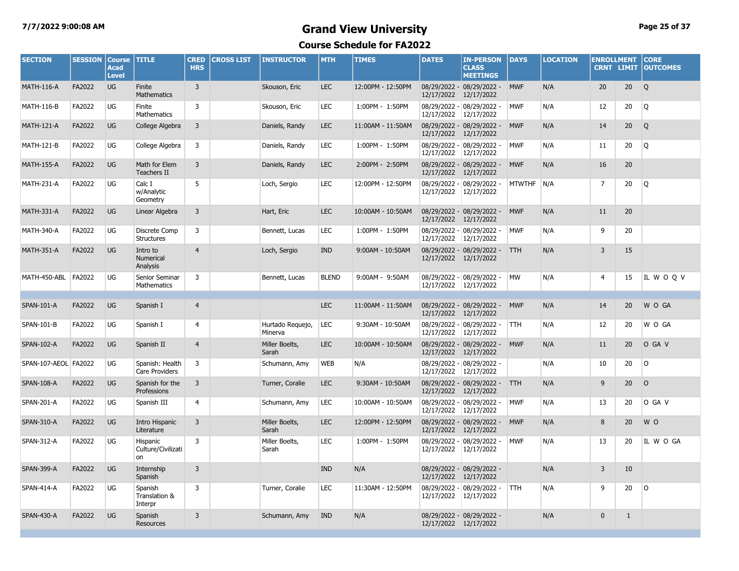# Grand View University

## Course Schedule for FA2022

| SECTION | SESSION | Course Acad Level | TITLE | CRED HRS | CROSS LIST | INSTRUCTOR | MTH | TIMES | DATES | IN-PERSON CLASS MEETINGS | DAYS | LOCATION | ENROLLMENT CRNT | LIMIT | CORE OUTCOMES |
|---|---|---|---|---|---|---|---|---|---|---|---|---|---|---|---|
| MATH-116-A | FA2022 | UG | Finite Mathematics | 3 | | Skouson, Eric | LEC | 12:00PM - 12:50PM | 08/29/2022 - 12/17/2022 | 08/29/2022 - 12/17/2022 | MWF | N/A | 20 | 20 | Q |
| MATH-116-B | FA2022 | UG | Finite Mathematics | 3 | | Skouson, Eric | LEC | 1:00PM - 1:50PM | 08/29/2022 - 12/17/2022 | 08/29/2022 - 12/17/2022 | MWF | N/A | 12 | 20 | Q |
| MATH-121-A | FA2022 | UG | College Algebra | 3 | | Daniels, Randy | LEC | 11:00AM - 11:50AM | 08/29/2022 - 12/17/2022 | 08/29/2022 - 12/17/2022 | MWF | N/A | 14 | 20 | Q |
| MATH-121-B | FA2022 | UG | College Algebra | 3 | | Daniels, Randy | LEC | 1:00PM - 1:50PM | 08/29/2022 - 12/17/2022 | 08/29/2022 - 12/17/2022 | MWF | N/A | 11 | 20 | Q |
| MATH-155-A | FA2022 | UG | Math for Elem Teachers II | 3 | | Daniels, Randy | LEC | 2:00PM - 2:50PM | 08/29/2022 - 12/17/2022 | 08/29/2022 - 12/17/2022 | MWF | N/A | 16 | 20 | |
| MATH-231-A | FA2022 | UG | Calc I w/Analytic Geometry | 5 | | Loch, Sergio | LEC | 12:00PM - 12:50PM | 08/29/2022 - 12/17/2022 | 08/29/2022 - 12/17/2022 | MTWTHF | N/A | 7 | 20 | Q |
| MATH-331-A | FA2022 | UG | Linear Algebra | 3 | | Hart, Eric | LEC | 10:00AM - 10:50AM | 08/29/2022 - 12/17/2022 | 08/29/2022 - 12/17/2022 | MWF | N/A | 11 | 20 | |
| MATH-340-A | FA2022 | UG | Discrete Comp Structures | 3 | | Bennett, Lucas | LEC | 1:00PM - 1:50PM | 08/29/2022 - 12/17/2022 | 08/29/2022 - 12/17/2022 | MWF | N/A | 9 | 20 | |
| MATH-351-A | FA2022 | UG | Intro to Numerical Analysis | 4 | | Loch, Sergio | IND | 9:00AM - 10:50AM | 08/29/2022 - 12/17/2022 | 08/29/2022 - 12/17/2022 | TTH | N/A | 3 | 15 | |
| MATH-450-ABL | FA2022 | UG | Senior Seminar Mathematics | 3 | | Bennett, Lucas | BLEND | 9:00AM - 9:50AM | 08/29/2022 - 12/17/2022 | 08/29/2022 - 12/17/2022 | MW | N/A | 4 | 15 | IL W O Q V |
| SPAN-101-A | FA2022 | UG | Spanish I | 4 | | | LEC | 11:00AM - 11:50AM | 08/29/2022 - 12/17/2022 | 08/29/2022 - 12/17/2022 | MWF | N/A | 14 | 20 | W O GA |
| SPAN-101-B | FA2022 | UG | Spanish I | 4 | | Hurtado Requejo, Minerva | LEC | 9:30AM - 10:50AM | 08/29/2022 - 12/17/2022 | 08/29/2022 - 12/17/2022 | TTH | N/A | 12 | 20 | W O GA |
| SPAN-102-A | FA2022 | UG | Spanish II | 4 | | Miller Boelts, Sarah | LEC | 10:00AM - 10:50AM | 08/29/2022 - 12/17/2022 | 08/29/2022 - 12/17/2022 | MWF | N/A | 11 | 20 | O GA V |
| SPAN-107-AEOL | FA2022 | UG | Spanish: Health Care Providers | 3 | | Schumann, Amy | WEB | N/A | 08/29/2022 - 12/17/2022 | 08/29/2022 - 12/17/2022 | | N/A | 10 | 20 | O |
| SPAN-108-A | FA2022 | UG | Spanish for the Professions | 3 | | Turner, Coralie | LEC | 9:30AM - 10:50AM | 08/29/2022 - 12/17/2022 | 08/29/2022 - 12/17/2022 | TTH | N/A | 9 | 20 | O |
| SPAN-201-A | FA2022 | UG | Spanish III | 4 | | Schumann, Amy | LEC | 10:00AM - 10:50AM | 08/29/2022 - 12/17/2022 | 08/29/2022 - 12/17/2022 | MWF | N/A | 13 | 20 | O GA V |
| SPAN-310-A | FA2022 | UG | Intro Hispanic Literature | 3 | | Miller Boelts, Sarah | LEC | 12:00PM - 12:50PM | 08/29/2022 - 12/17/2022 | 08/29/2022 - 12/17/2022 | MWF | N/A | 8 | 20 | W O |
| SPAN-312-A | FA2022 | UG | Hispanic Culture/Civilization | 3 | | Miller Boelts, Sarah | LEC | 1:00PM - 1:50PM | 08/29/2022 - 12/17/2022 | 08/29/2022 - 12/17/2022 | MWF | N/A | 13 | 20 | IL W O GA |
| SPAN-399-A | FA2022 | UG | Internship Spanish | 3 | | | IND | N/A | 08/29/2022 - 12/17/2022 | 08/29/2022 - 12/17/2022 | | N/A | 3 | 10 | |
| SPAN-414-A | FA2022 | UG | Spanish Translation & Interpr | 3 | | Turner, Coralie | LEC | 11:30AM - 12:50PM | 08/29/2022 - 12/17/2022 | 08/29/2022 - 12/17/2022 | TTH | N/A | 9 | 20 | O |
| SPAN-430-A | FA2022 | UG | Spanish Resources | 3 | | Schumann, Amy | IND | N/A | 08/29/2022 - 12/17/2022 | 08/29/2022 - 12/17/2022 | | N/A | 0 | 1 | |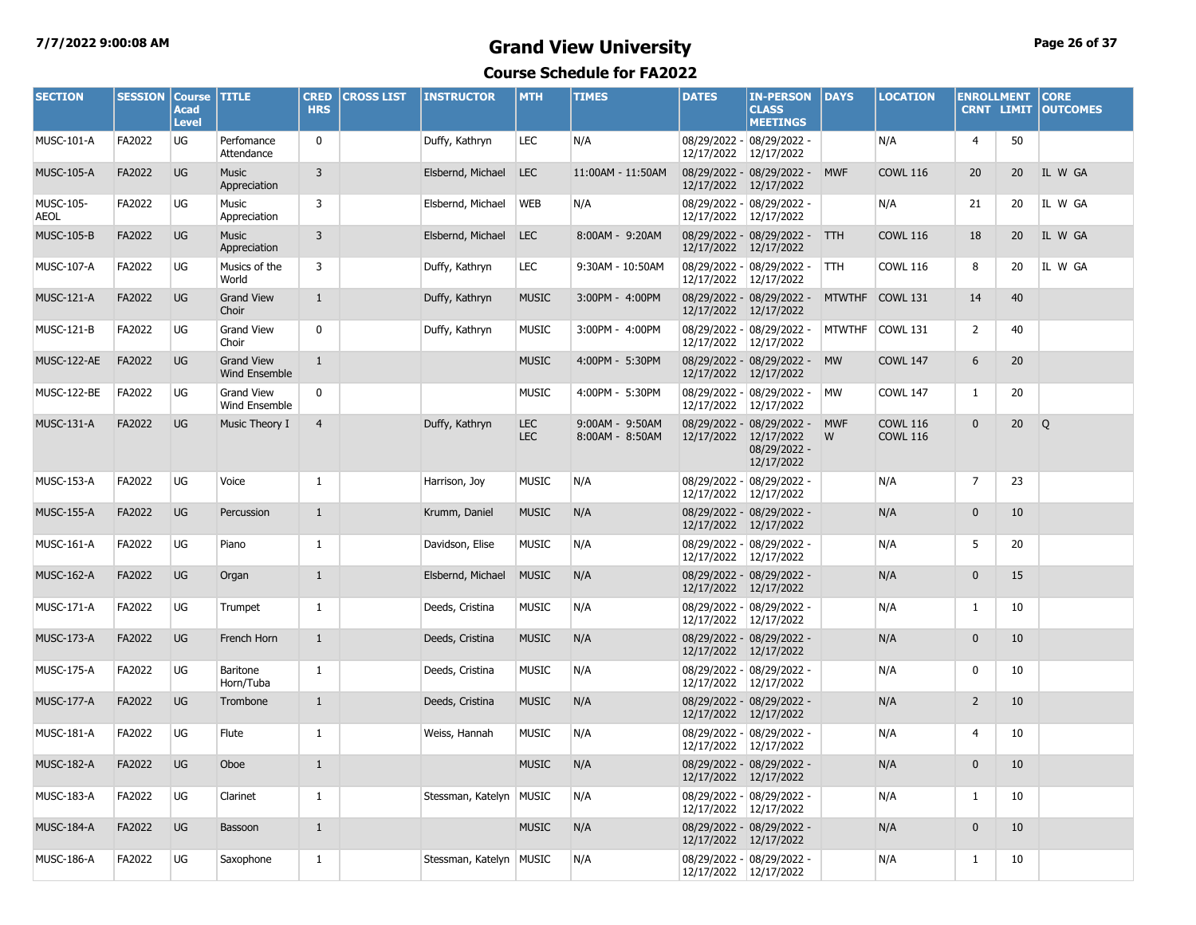# Grand View University

## Course Schedule for FA2022

7/7/2022 9:00:08 AM

| SECTION | SESSION | Course Acad Level | TITLE | CRED HRS | CROSS LIST | INSTRUCTOR | MTH | TIMES | DATES | IN-PERSON CLASS MEETINGS | DAYS | LOCATION | ENROLLMENT CRNT | ENROLLMENT LIMIT | CORE OUTCOMES |
|---|---|---|---|---|---|---|---|---|---|---|---|---|---|---|---|
| MUSC-101-A | FA2022 | UG | Perfomance Attendance | 0 | | Duffy, Kathryn | LEC | N/A | 08/29/2022 - 12/17/2022 | 08/29/2022 - 12/17/2022 | | N/A | 4 | 50 | |
| MUSC-105-A | FA2022 | UG | Music Appreciation | 3 | | Elsbernd, Michael | LEC | 11:00AM - 11:50AM | 08/29/2022 - 12/17/2022 | 08/29/2022 - 12/17/2022 | MWF | COWL 116 | 20 | 20 | IL W GA |
| MUSC-105-AEOL | FA2022 | UG | Music Appreciation | 3 | | Elsbernd, Michael | WEB | N/A | 08/29/2022 - 12/17/2022 | 08/29/2022 - 12/17/2022 | | N/A | 21 | 20 | IL W GA |
| MUSC-105-B | FA2022 | UG | Music Appreciation | 3 | | Elsbernd, Michael | LEC | 8:00AM - 9:20AM | 08/29/2022 - 12/17/2022 | 08/29/2022 - 12/17/2022 | TTH | COWL 116 | 18 | 20 | IL W GA |
| MUSC-107-A | FA2022 | UG | Musics of the World | 3 | | Duffy, Kathryn | LEC | 9:30AM - 10:50AM | 08/29/2022 - 12/17/2022 | 08/29/2022 - 12/17/2022 | TTH | COWL 116 | 8 | 20 | IL W GA |
| MUSC-121-A | FA2022 | UG | Grand View Choir | 1 | | Duffy, Kathryn | MUSIC | 3:00PM - 4:00PM | 08/29/2022 - 12/17/2022 | 08/29/2022 - 12/17/2022 | MTWTHF | COWL 131 | 14 | 40 | |
| MUSC-121-B | FA2022 | UG | Grand View Choir | 0 | | Duffy, Kathryn | MUSIC | 3:00PM - 4:00PM | 08/29/2022 - 12/17/2022 | 08/29/2022 - 12/17/2022 | MTWTHF | COWL 131 | 2 | 40 | |
| MUSC-122-AE | FA2022 | UG | Grand View Wind Ensemble | 1 | | | MUSIC | 4:00PM - 5:30PM | 08/29/2022 - 12/17/2022 | 08/29/2022 - 12/17/2022 | MW | COWL 147 | 6 | 20 | |
| MUSC-122-BE | FA2022 | UG | Grand View Wind Ensemble | 0 | | | MUSIC | 4:00PM - 5:30PM | 08/29/2022 - 12/17/2022 | 08/29/2022 - 12/17/2022 | MW | COWL 147 | 1 | 20 | |
| MUSC-131-A | FA2022 | UG | Music Theory I | 4 | | Duffy, Kathryn | LEC LEC | 9:00AM - 9:50AM 8:00AM - 8:50AM | 08/29/2022 - 12/17/2022 | 08/29/2022 - 12/17/2022 08/29/2022 - 12/17/2022 | MWF W | COWL 116 COWL 116 | 0 | 20 | Q |
| MUSC-153-A | FA2022 | UG | Voice | 1 | | Harrison, Joy | MUSIC | N/A | 08/29/2022 - 12/17/2022 | 08/29/2022 - 12/17/2022 | | N/A | 7 | 23 | |
| MUSC-155-A | FA2022 | UG | Percussion | 1 | | Krumm, Daniel | MUSIC | N/A | 08/29/2022 - 12/17/2022 | 08/29/2022 - 12/17/2022 | | N/A | 0 | 10 | |
| MUSC-161-A | FA2022 | UG | Piano | 1 | | Davidson, Elise | MUSIC | N/A | 08/29/2022 - 12/17/2022 | 08/29/2022 - 12/17/2022 | | N/A | 5 | 20 | |
| MUSC-162-A | FA2022 | UG | Organ | 1 | | Elsbernd, Michael | MUSIC | N/A | 08/29/2022 - 12/17/2022 | 08/29/2022 - 12/17/2022 | | N/A | 0 | 15 | |
| MUSC-171-A | FA2022 | UG | Trumpet | 1 | | Deeds, Cristina | MUSIC | N/A | 08/29/2022 - 12/17/2022 | 08/29/2022 - 12/17/2022 | | N/A | 1 | 10 | |
| MUSC-173-A | FA2022 | UG | French Horn | 1 | | Deeds, Cristina | MUSIC | N/A | 08/29/2022 - 12/17/2022 | 08/29/2022 - 12/17/2022 | | N/A | 0 | 10 | |
| MUSC-175-A | FA2022 | UG | Baritone Horn/Tuba | 1 | | Deeds, Cristina | MUSIC | N/A | 08/29/2022 - 12/17/2022 | 08/29/2022 - 12/17/2022 | | N/A | 0 | 10 | |
| MUSC-177-A | FA2022 | UG | Trombone | 1 | | Deeds, Cristina | MUSIC | N/A | 08/29/2022 - 12/17/2022 | 08/29/2022 - 12/17/2022 | | N/A | 2 | 10 | |
| MUSC-181-A | FA2022 | UG | Flute | 1 | | Weiss, Hannah | MUSIC | N/A | 08/29/2022 - 12/17/2022 | 08/29/2022 - 12/17/2022 | | N/A | 4 | 10 | |
| MUSC-182-A | FA2022 | UG | Oboe | 1 | | | MUSIC | N/A | 08/29/2022 - 12/17/2022 | 08/29/2022 - 12/17/2022 | | N/A | 0 | 10 | |
| MUSC-183-A | FA2022 | UG | Clarinet | 1 | | Stessman, Katelyn | MUSIC | N/A | 08/29/2022 - 12/17/2022 | 08/29/2022 - 12/17/2022 | | N/A | 1 | 10 | |
| MUSC-184-A | FA2022 | UG | Bassoon | 1 | | | MUSIC | N/A | 08/29/2022 - 12/17/2022 | 08/29/2022 - 12/17/2022 | | N/A | 0 | 10 | |
| MUSC-186-A | FA2022 | UG | Saxophone | 1 | | Stessman, Katelyn | MUSIC | N/A | 08/29/2022 - 12/17/2022 | 08/29/2022 - 12/17/2022 | | N/A | 1 | 10 | |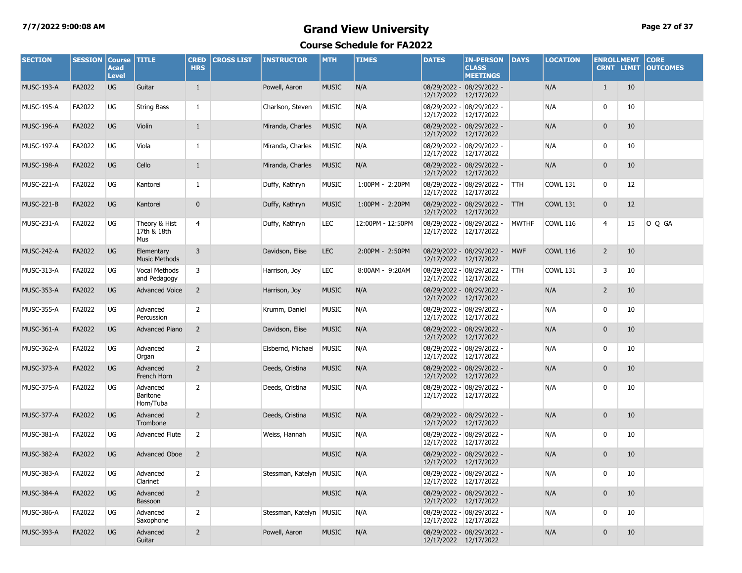# Grand View University

## Course Schedule for FA2022

| SECTION | SESSION | Course Acad Level | TITLE | CRED HRS | CROSS LIST | INSTRUCTOR | MTH | TIMES | DATES | IN-PERSON CLASS MEETINGS | DAYS | LOCATION | ENROLLMENT CRNT | ENROLLMENT LIMIT | CORE OUTCOMES |
|---|---|---|---|---|---|---|---|---|---|---|---|---|---|---|---|
| MUSC-193-A | FA2022 | UG | Guitar | 1 | | Powell, Aaron | MUSIC | N/A | 08/29/2022 - 12/17/2022 | 08/29/2022 - 12/17/2022 | | N/A | 1 | 10 | |
| MUSC-195-A | FA2022 | UG | String Bass | 1 | | Charlson, Steven | MUSIC | N/A | 08/29/2022 - 12/17/2022 | 08/29/2022 - 12/17/2022 | | N/A | 0 | 10 | |
| MUSC-196-A | FA2022 | UG | Violin | 1 | | Miranda, Charles | MUSIC | N/A | 08/29/2022 - 12/17/2022 | 08/29/2022 - 12/17/2022 | | N/A | 0 | 10 | |
| MUSC-197-A | FA2022 | UG | Viola | 1 | | Miranda, Charles | MUSIC | N/A | 08/29/2022 - 12/17/2022 | 08/29/2022 - 12/17/2022 | | N/A | 0 | 10 | |
| MUSC-198-A | FA2022 | UG | Cello | 1 | | Miranda, Charles | MUSIC | N/A | 08/29/2022 - 12/17/2022 | 08/29/2022 - 12/17/2022 | | N/A | 0 | 10 | |
| MUSC-221-A | FA2022 | UG | Kantorei | 1 | | Duffy, Kathryn | MUSIC | 1:00PM - 2:20PM | 08/29/2022 - 12/17/2022 | 08/29/2022 - 12/17/2022 | TTH | COWL 131 | 0 | 12 | |
| MUSC-221-B | FA2022 | UG | Kantorei | 0 | | Duffy, Kathryn | MUSIC | 1:00PM - 2:20PM | 08/29/2022 - 12/17/2022 | 08/29/2022 - 12/17/2022 | TTH | COWL 131 | 0 | 12 | |
| MUSC-231-A | FA2022 | UG | Theory & Hist 17th & 18th Mus | 4 | | Duffy, Kathryn | LEC | 12:00PM - 12:50PM | 08/29/2022 - 12/17/2022 | 08/29/2022 - 12/17/2022 | MWTHF | COWL 116 | 4 | 15 | O Q GA |
| MUSC-242-A | FA2022 | UG | Elementary Music Methods | 3 | | Davidson, Elise | LEC | 2:00PM - 2:50PM | 08/29/2022 - 12/17/2022 | 08/29/2022 - 12/17/2022 | MWF | COWL 116 | 2 | 10 | |
| MUSC-313-A | FA2022 | UG | Vocal Methods and Pedagogy | 3 | | Harrison, Joy | LEC | 8:00AM - 9:20AM | 08/29/2022 - 12/17/2022 | 08/29/2022 - 12/17/2022 | TTH | COWL 131 | 3 | 10 | |
| MUSC-353-A | FA2022 | UG | Advanced Voice | 2 | | Harrison, Joy | MUSIC | N/A | 08/29/2022 - 12/17/2022 | 08/29/2022 - 12/17/2022 | | N/A | 2 | 10 | |
| MUSC-355-A | FA2022 | UG | Advanced Percussion | 2 | | Krumm, Daniel | MUSIC | N/A | 08/29/2022 - 12/17/2022 | 08/29/2022 - 12/17/2022 | | N/A | 0 | 10 | |
| MUSC-361-A | FA2022 | UG | Advanced Piano | 2 | | Davidson, Elise | MUSIC | N/A | 08/29/2022 - 12/17/2022 | 08/29/2022 - 12/17/2022 | | N/A | 0 | 10 | |
| MUSC-362-A | FA2022 | UG | Advanced Organ | 2 | | Elsbernd, Michael | MUSIC | N/A | 08/29/2022 - 12/17/2022 | 08/29/2022 - 12/17/2022 | | N/A | 0 | 10 | |
| MUSC-373-A | FA2022 | UG | Advanced French Horn | 2 | | Deeds, Cristina | MUSIC | N/A | 08/29/2022 - 12/17/2022 | 08/29/2022 - 12/17/2022 | | N/A | 0 | 10 | |
| MUSC-375-A | FA2022 | UG | Advanced Baritone Horn/Tuba | 2 | | Deeds, Cristina | MUSIC | N/A | 08/29/2022 - 12/17/2022 | 08/29/2022 - 12/17/2022 | | N/A | 0 | 10 | |
| MUSC-377-A | FA2022 | UG | Advanced Trombone | 2 | | Deeds, Cristina | MUSIC | N/A | 08/29/2022 - 12/17/2022 | 08/29/2022 - 12/17/2022 | | N/A | 0 | 10 | |
| MUSC-381-A | FA2022 | UG | Advanced Flute | 2 | | Weiss, Hannah | MUSIC | N/A | 08/29/2022 - 12/17/2022 | 08/29/2022 - 12/17/2022 | | N/A | 0 | 10 | |
| MUSC-382-A | FA2022 | UG | Advanced Oboe | 2 | | | MUSIC | N/A | 08/29/2022 - 12/17/2022 | 08/29/2022 - 12/17/2022 | | N/A | 0 | 10 | |
| MUSC-383-A | FA2022 | UG | Advanced Clarinet | 2 | | Stessman, Katelyn | MUSIC | N/A | 08/29/2022 - 12/17/2022 | 08/29/2022 - 12/17/2022 | | N/A | 0 | 10 | |
| MUSC-384-A | FA2022 | UG | Advanced Bassoon | 2 | | | MUSIC | N/A | 08/29/2022 - 12/17/2022 | 08/29/2022 - 12/17/2022 | | N/A | 0 | 10 | |
| MUSC-386-A | FA2022 | UG | Advanced Saxophone | 2 | | Stessman, Katelyn | MUSIC | N/A | 08/29/2022 - 12/17/2022 | 08/29/2022 - 12/17/2022 | | N/A | 0 | 10 | |
| MUSC-393-A | FA2022 | UG | Advanced Guitar | 2 | | Powell, Aaron | MUSIC | N/A | 08/29/2022 - 12/17/2022 | 08/29/2022 - 12/17/2022 | | N/A | 0 | 10 | |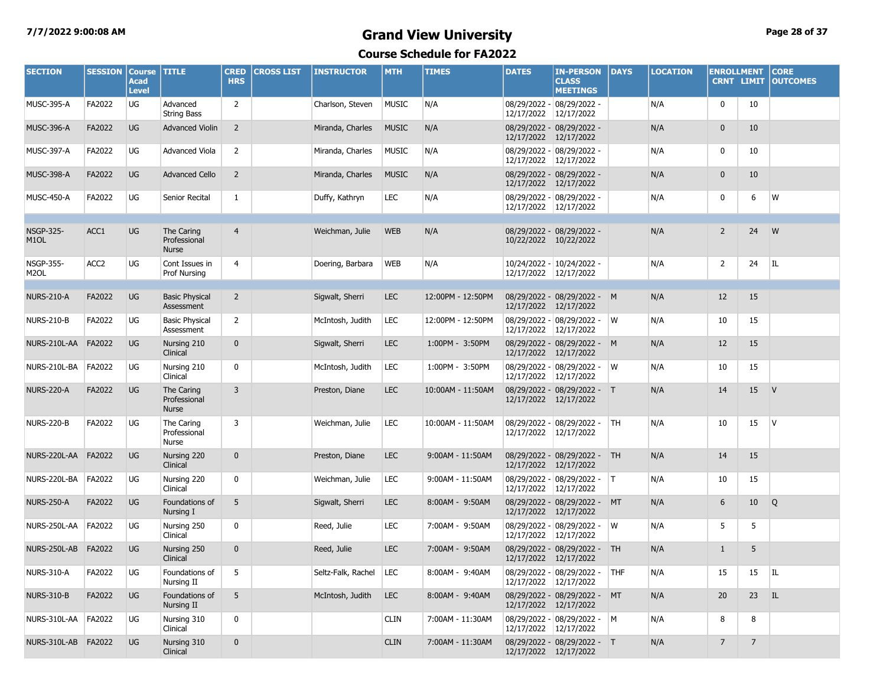# Grand View University

## Course Schedule for FA2022

7/7/2022 9:00:08 AM

| SECTION | SESSION | Course Acad Level | TITLE | CRED HRS | CROSS LIST | INSTRUCTOR | MTH | TIMES | DATES | IN-PERSON CLASS MEETINGS | DAYS | LOCATION | ENROLLMENT CRNT | LIMIT | CORE OUTCOMES |
|---|---|---|---|---|---|---|---|---|---|---|---|---|---|---|---|
| MUSC-395-A | FA2022 | UG | Advanced String Bass | 2 | | Charlson, Steven | MUSIC | N/A | 08/29/2022 - 12/17/2022 | 08/29/2022 - 12/17/2022 | | N/A | 0 | 10 | |
| MUSC-396-A | FA2022 | UG | Advanced Violin | 2 | | Miranda, Charles | MUSIC | N/A | 08/29/2022 - 12/17/2022 | 08/29/2022 - 12/17/2022 | | N/A | 0 | 10 | |
| MUSC-397-A | FA2022 | UG | Advanced Viola | 2 | | Miranda, Charles | MUSIC | N/A | 08/29/2022 - 12/17/2022 | 08/29/2022 - 12/17/2022 | | N/A | 0 | 10 | |
| MUSC-398-A | FA2022 | UG | Advanced Cello | 2 | | Miranda, Charles | MUSIC | N/A | 08/29/2022 - 12/17/2022 | 08/29/2022 - 12/17/2022 | | N/A | 0 | 10 | |
| MUSC-450-A | FA2022 | UG | Senior Recital | 1 | | Duffy, Kathryn | LEC | N/A | 08/29/2022 - 12/17/2022 | 08/29/2022 - 12/17/2022 | | N/A | 0 | 6 | W |
| | | | | | | | | | | | | | | | |
| NSGP-325-M1OL | ACC1 | UG | The Caring Professional Nurse | 4 | | Weichman, Julie | WEB | N/A | 08/29/2022 - 10/22/2022 | 08/29/2022 - 10/22/2022 | | N/A | 2 | 24 | W |
| NSGP-355-M2OL | ACC2 | UG | Cont Issues in Prof Nursing | 4 | | Doering, Barbara | WEB | N/A | 10/24/2022 - 12/17/2022 | 10/24/2022 - 12/17/2022 | | N/A | 2 | 24 | IL |
| | | | | | | | | | | | | | | | |
| NURS-210-A | FA2022 | UG | Basic Physical Assessment | 2 | | Sigwalt, Sherri | LEC | 12:00PM - 12:50PM | 08/29/2022 - 12/17/2022 | 08/29/2022 - 12/17/2022 | M | N/A | 12 | 15 | |
| NURS-210-B | FA2022 | UG | Basic Physical Assessment | 2 | | McIntosh, Judith | LEC | 12:00PM - 12:50PM | 08/29/2022 - 12/17/2022 | 08/29/2022 - 12/17/2022 | W | N/A | 10 | 15 | |
| NURS-210L-AA | FA2022 | UG | Nursing 210 Clinical | 0 | | Sigwalt, Sherri | LEC | 1:00PM - 3:50PM | 08/29/2022 - 12/17/2022 | 08/29/2022 - 12/17/2022 | M | N/A | 12 | 15 | |
| NURS-210L-BA | FA2022 | UG | Nursing 210 Clinical | 0 | | McIntosh, Judith | LEC | 1:00PM - 3:50PM | 08/29/2022 - 12/17/2022 | 08/29/2022 - 12/17/2022 | W | N/A | 10 | 15 | |
| NURS-220-A | FA2022 | UG | The Caring Professional Nurse | 3 | | Preston, Diane | LEC | 10:00AM - 11:50AM | 08/29/2022 - 12/17/2022 | 08/29/2022 - 12/17/2022 | T | N/A | 14 | 15 | V |
| NURS-220-B | FA2022 | UG | The Caring Professional Nurse | 3 | | Weichman, Julie | LEC | 10:00AM - 11:50AM | 08/29/2022 - 12/17/2022 | 08/29/2022 - 12/17/2022 | TH | N/A | 10 | 15 | V |
| NURS-220L-AA | FA2022 | UG | Nursing 220 Clinical | 0 | | Preston, Diane | LEC | 9:00AM - 11:50AM | 08/29/2022 - 12/17/2022 | 08/29/2022 - 12/17/2022 | TH | N/A | 14 | 15 | |
| NURS-220L-BA | FA2022 | UG | Nursing 220 Clinical | 0 | | Weichman, Julie | LEC | 9:00AM - 11:50AM | 08/29/2022 - 12/17/2022 | 08/29/2022 - 12/17/2022 | T | N/A | 10 | 15 | |
| NURS-250-A | FA2022 | UG | Foundations of Nursing I | 5 | | Sigwalt, Sherri | LEC | 8:00AM - 9:50AM | 08/29/2022 - 12/17/2022 | 08/29/2022 - 12/17/2022 | MT | N/A | 6 | 10 | Q |
| NURS-250L-AA | FA2022 | UG | Nursing 250 Clinical | 0 | | Reed, Julie | LEC | 7:00AM - 9:50AM | 08/29/2022 - 12/17/2022 | 08/29/2022 - 12/17/2022 | W | N/A | 5 | 5 | |
| NURS-250L-AB | FA2022 | UG | Nursing 250 Clinical | 0 | | Reed, Julie | LEC | 7:00AM - 9:50AM | 08/29/2022 - 12/17/2022 | 08/29/2022 - 12/17/2022 | TH | N/A | 1 | 5 | |
| NURS-310-A | FA2022 | UG | Foundations of Nursing II | 5 | | Seltz-Falk, Rachel | LEC | 8:00AM - 9:40AM | 08/29/2022 - 12/17/2022 | 08/29/2022 - 12/17/2022 | THF | N/A | 15 | 15 | IL |
| NURS-310-B | FA2022 | UG | Foundations of Nursing II | 5 | | McIntosh, Judith | LEC | 8:00AM - 9:40AM | 08/29/2022 - 12/17/2022 | 08/29/2022 - 12/17/2022 | MT | N/A | 20 | 23 | IL |
| NURS-310L-AA | FA2022 | UG | Nursing 310 Clinical | 0 | | | CLIN | 7:00AM - 11:30AM | 08/29/2022 - 12/17/2022 | 08/29/2022 - 12/17/2022 | M | N/A | 8 | 8 | |
| NURS-310L-AB | FA2022 | UG | Nursing 310 Clinical | 0 | | | CLIN | 7:00AM - 11:30AM | 08/29/2022 - 12/17/2022 | 08/29/2022 - 12/17/2022 | T | N/A | 7 | 7 | |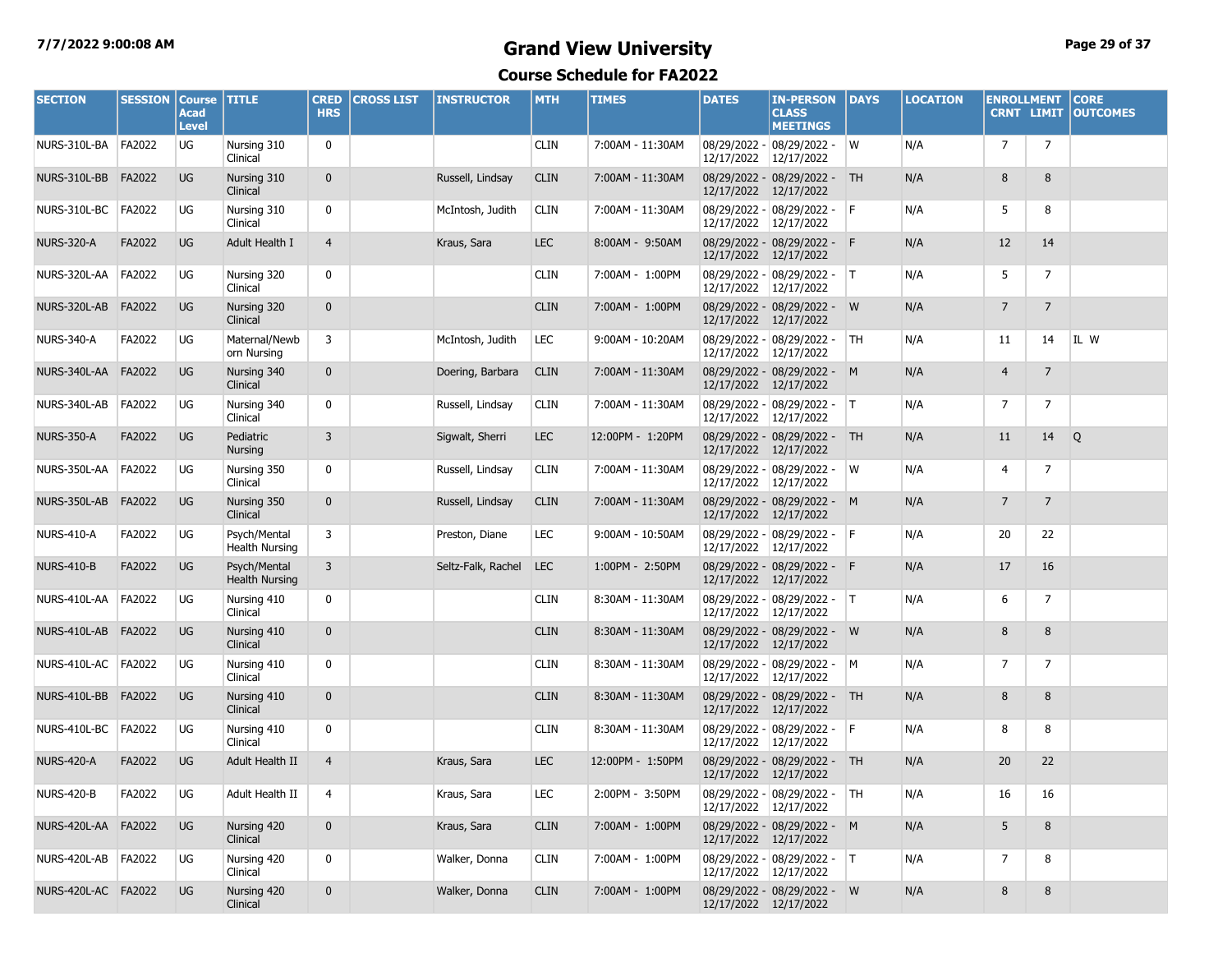# Grand View University

## Course Schedule for FA2022

| SECTION | SESSION | Course Acad Level | TITLE | CRED HRS | CROSS LIST | INSTRUCTOR | MTH | TIMES | DATES | IN-PERSON CLASS MEETINGS | DAYS | LOCATION | ENROLLMENT CRNT | LIMIT | CORE OUTCOMES |
|---|---|---|---|---|---|---|---|---|---|---|---|---|---|---|---|
| NURS-310L-BA | FA2022 | UG | Nursing 310 Clinical | 0 | | | CLIN | 7:00AM - 11:30AM | 08/29/2022 - 12/17/2022 | 08/29/2022 - 12/17/2022 | W | N/A | 7 | 7 | |
| NURS-310L-BB | FA2022 | UG | Nursing 310 Clinical | 0 | | Russell, Lindsay | CLIN | 7:00AM - 11:30AM | 08/29/2022 - 12/17/2022 | 08/29/2022 - 12/17/2022 | TH | N/A | 8 | 8 | |
| NURS-310L-BC | FA2022 | UG | Nursing 310 Clinical | 0 | | McIntosh, Judith | CLIN | 7:00AM - 11:30AM | 08/29/2022 - 12/17/2022 | 08/29/2022 - 12/17/2022 | F | N/A | 5 | 8 | |
| NURS-320-A | FA2022 | UG | Adult Health I | 4 | | Kraus, Sara | LEC | 8:00AM - 9:50AM | 08/29/2022 - 12/17/2022 | 08/29/2022 - 12/17/2022 | F | N/A | 12 | 14 | |
| NURS-320L-AA | FA2022 | UG | Nursing 320 Clinical | 0 | | | CLIN | 7:00AM - 1:00PM | 08/29/2022 - 12/17/2022 | 08/29/2022 - 12/17/2022 | T | N/A | 5 | 7 | |
| NURS-320L-AB | FA2022 | UG | Nursing 320 Clinical | 0 | | | CLIN | 7:00AM - 1:00PM | 08/29/2022 - 12/17/2022 | 08/29/2022 - 12/17/2022 | W | N/A | 7 | 7 | |
| NURS-340-A | FA2022 | UG | Maternal/Newborn Nursing | 3 | | McIntosh, Judith | LEC | 9:00AM - 10:20AM | 08/29/2022 - 12/17/2022 | 08/29/2022 - 12/17/2022 | TH | N/A | 11 | 14 | IL W |
| NURS-340L-AA | FA2022 | UG | Nursing 340 Clinical | 0 | | Doering, Barbara | CLIN | 7:00AM - 11:30AM | 08/29/2022 - 12/17/2022 | 08/29/2022 - 12/17/2022 | M | N/A | 4 | 7 | |
| NURS-340L-AB | FA2022 | UG | Nursing 340 Clinical | 0 | | Russell, Lindsay | CLIN | 7:00AM - 11:30AM | 08/29/2022 - 12/17/2022 | 08/29/2022 - 12/17/2022 | T | N/A | 7 | 7 | |
| NURS-350-A | FA2022 | UG | Pediatric Nursing | 3 | | Sigwalt, Sherri | LEC | 12:00PM - 1:20PM | 08/29/2022 - 12/17/2022 | 08/29/2022 - 12/17/2022 | TH | N/A | 11 | 14 | Q |
| NURS-350L-AA | FA2022 | UG | Nursing 350 Clinical | 0 | | Russell, Lindsay | CLIN | 7:00AM - 11:30AM | 08/29/2022 - 12/17/2022 | 08/29/2022 - 12/17/2022 | W | N/A | 4 | 7 | |
| NURS-350L-AB | FA2022 | UG | Nursing 350 Clinical | 0 | | Russell, Lindsay | CLIN | 7:00AM - 11:30AM | 08/29/2022 - 12/17/2022 | 08/29/2022 - 12/17/2022 | M | N/A | 7 | 7 | |
| NURS-410-A | FA2022 | UG | Psych/Mental Health Nursing | 3 | | Preston, Diane | LEC | 9:00AM - 10:50AM | 08/29/2022 - 12/17/2022 | 08/29/2022 - 12/17/2022 | F | N/A | 20 | 22 | |
| NURS-410-B | FA2022 | UG | Psych/Mental Health Nursing | 3 | | Seltz-Falk, Rachel | LEC | 1:00PM - 2:50PM | 08/29/2022 - 12/17/2022 | 08/29/2022 - 12/17/2022 | F | N/A | 17 | 16 | |
| NURS-410L-AA | FA2022 | UG | Nursing 410 Clinical | 0 | | | CLIN | 8:30AM - 11:30AM | 08/29/2022 - 12/17/2022 | 08/29/2022 - 12/17/2022 | T | N/A | 6 | 7 | |
| NURS-410L-AB | FA2022 | UG | Nursing 410 Clinical | 0 | | | CLIN | 8:30AM - 11:30AM | 08/29/2022 - 12/17/2022 | 08/29/2022 - 12/17/2022 | W | N/A | 8 | 8 | |
| NURS-410L-AC | FA2022 | UG | Nursing 410 Clinical | 0 | | | CLIN | 8:30AM - 11:30AM | 08/29/2022 - 12/17/2022 | 08/29/2022 - 12/17/2022 | M | N/A | 7 | 7 | |
| NURS-410L-BB | FA2022 | UG | Nursing 410 Clinical | 0 | | | CLIN | 8:30AM - 11:30AM | 08/29/2022 - 12/17/2022 | 08/29/2022 - 12/17/2022 | TH | N/A | 8 | 8 | |
| NURS-410L-BC | FA2022 | UG | Nursing 410 Clinical | 0 | | | CLIN | 8:30AM - 11:30AM | 08/29/2022 - 12/17/2022 | 08/29/2022 - 12/17/2022 | F | N/A | 8 | 8 | |
| NURS-420-A | FA2022 | UG | Adult Health II | 4 | | Kraus, Sara | LEC | 12:00PM - 1:50PM | 08/29/2022 - 12/17/2022 | 08/29/2022 - 12/17/2022 | TH | N/A | 20 | 22 | |
| NURS-420-B | FA2022 | UG | Adult Health II | 4 | | Kraus, Sara | LEC | 2:00PM - 3:50PM | 08/29/2022 - 12/17/2022 | 08/29/2022 - 12/17/2022 | TH | N/A | 16 | 16 | |
| NURS-420L-AA | FA2022 | UG | Nursing 420 Clinical | 0 | | Kraus, Sara | CLIN | 7:00AM - 1:00PM | 08/29/2022 - 12/17/2022 | 08/29/2022 - 12/17/2022 | M | N/A | 5 | 8 | |
| NURS-420L-AB | FA2022 | UG | Nursing 420 Clinical | 0 | | Walker, Donna | CLIN | 7:00AM - 1:00PM | 08/29/2022 - 12/17/2022 | 08/29/2022 - 12/17/2022 | T | N/A | 7 | 8 | |
| NURS-420L-AC | FA2022 | UG | Nursing 420 Clinical | 0 | | Walker, Donna | CLIN | 7:00AM - 1:00PM | 08/29/2022 - 12/17/2022 | 08/29/2022 - 12/17/2022 | W | N/A | 8 | 8 | |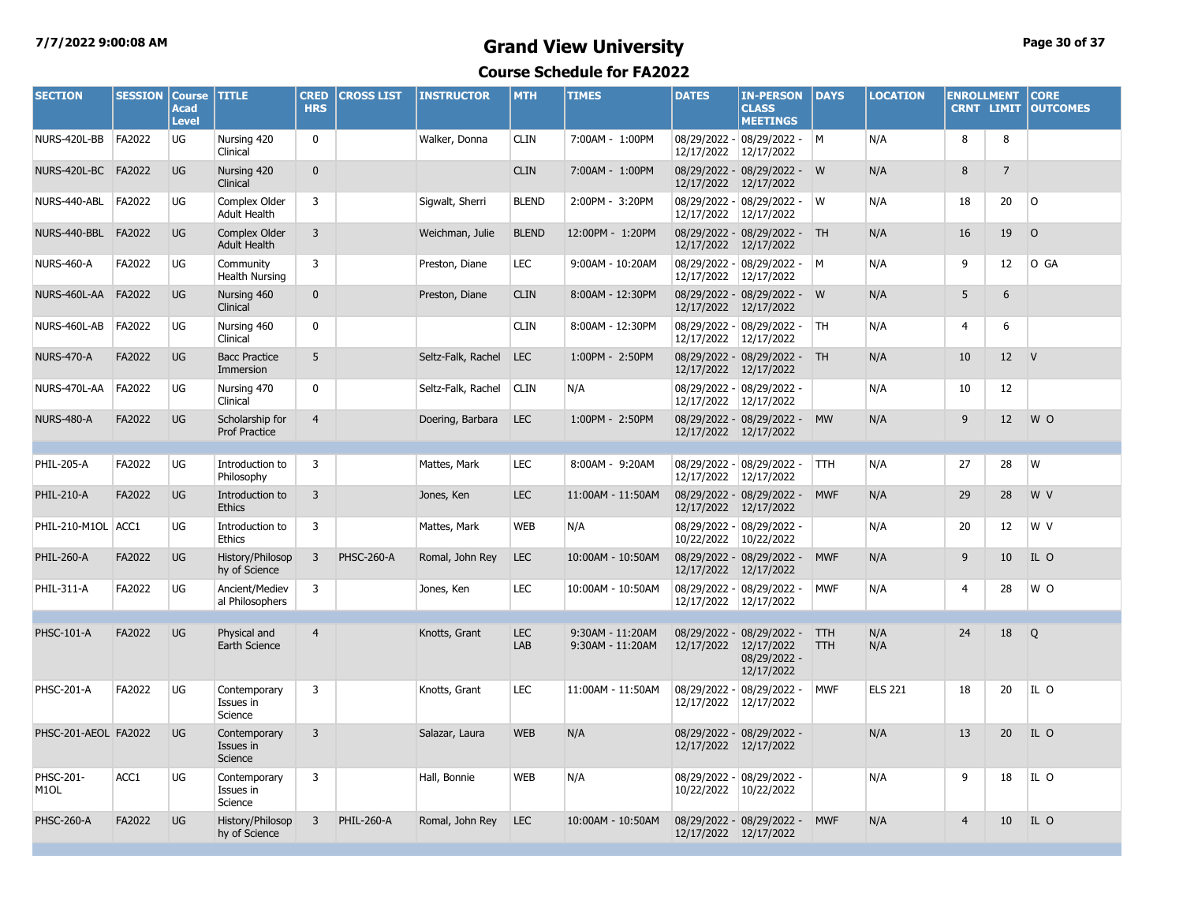# Grand View University

## Course Schedule for FA2022

| SECTION | SESSION | Course Acad Level | TITLE | CRED HRS | CROSS LIST | INSTRUCTOR | MTH | TIMES | DATES | IN-PERSON CLASS MEETINGS | DAYS | LOCATION | ENROLLMENT CRNT | LIMIT | CORE OUTCOMES |
|---|---|---|---|---|---|---|---|---|---|---|---|---|---|---|---|
| NURS-420L-BB | FA2022 | UG | Nursing 420 Clinical | 0 | | Walker, Donna | CLIN | 7:00AM - 1:00PM | 08/29/2022 - 12/17/2022 | 08/29/2022 - 12/17/2022 | M | N/A | 8 | 8 | |
| NURS-420L-BC | FA2022 | UG | Nursing 420 Clinical | 0 | | | CLIN | 7:00AM - 1:00PM | 08/29/2022 - 12/17/2022 | 08/29/2022 - 12/17/2022 | W | N/A | 8 | 7 | |
| NURS-440-ABL | FA2022 | UG | Complex Older Adult Health | 3 | | Sigwalt, Sherri | BLEND | 2:00PM - 3:20PM | 08/29/2022 - 12/17/2022 | 08/29/2022 - 12/17/2022 | W | N/A | 18 | 20 | O |
| NURS-440-BBL | FA2022 | UG | Complex Older Adult Health | 3 | | Weichman, Julie | BLEND | 12:00PM - 1:20PM | 08/29/2022 - 12/17/2022 | 08/29/2022 - 12/17/2022 | TH | N/A | 16 | 19 | O |
| NURS-460-A | FA2022 | UG | Community Health Nursing | 3 | | Preston, Diane | LEC | 9:00AM - 10:20AM | 08/29/2022 - 12/17/2022 | 08/29/2022 - 12/17/2022 | M | N/A | 9 | 12 | O GA |
| NURS-460L-AA | FA2022 | UG | Nursing 460 Clinical | 0 | | Preston, Diane | CLIN | 8:00AM - 12:30PM | 08/29/2022 - 12/17/2022 | 08/29/2022 - 12/17/2022 | W | N/A | 5 | 6 | |
| NURS-460L-AB | FA2022 | UG | Nursing 460 Clinical | 0 | | | CLIN | 8:00AM - 12:30PM | 08/29/2022 - 12/17/2022 | 08/29/2022 - 12/17/2022 | TH | N/A | 4 | 6 | |
| NURS-470-A | FA2022 | UG | Bacc Practice Immersion | 5 | | Seltz-Falk, Rachel | LEC | 1:00PM - 2:50PM | 08/29/2022 - 12/17/2022 | 08/29/2022 - 12/17/2022 | TH | N/A | 10 | 12 | V |
| NURS-470L-AA | FA2022 | UG | Nursing 470 Clinical | 0 | | Seltz-Falk, Rachel | CLIN | N/A | 08/29/2022 - 12/17/2022 | 08/29/2022 - 12/17/2022 | | N/A | 10 | 12 | |
| NURS-480-A | FA2022 | UG | Scholarship for Prof Practice | 4 | | Doering, Barbara | LEC | 1:00PM - 2:50PM | 08/29/2022 - 12/17/2022 | 08/29/2022 - 12/17/2022 | MW | N/A | 9 | 12 | W O |
| | | | | | | | | | | | | | | | |
| PHIL-205-A | FA2022 | UG | Introduction to Philosophy | 3 | | Mattes, Mark | LEC | 8:00AM - 9:20AM | 08/29/2022 - 12/17/2022 | 08/29/2022 - 12/17/2022 | TTH | N/A | 27 | 28 | W |
| PHIL-210-A | FA2022 | UG | Introduction to Ethics | 3 | | Jones, Ken | LEC | 11:00AM - 11:50AM | 08/29/2022 - 12/17/2022 | 08/29/2022 - 12/17/2022 | MWF | N/A | 29 | 28 | W V |
| PHIL-210-M1OL | ACC1 | UG | Introduction to Ethics | 3 | | Mattes, Mark | WEB | N/A | 08/29/2022 - 10/22/2022 | 08/29/2022 - 10/22/2022 | | N/A | 20 | 12 | W V |
| PHIL-260-A | FA2022 | UG | History/Philosophy of Science | 3 | PHSC-260-A | Romal, John Rey | LEC | 10:00AM - 10:50AM | 08/29/2022 - 12/17/2022 | 08/29/2022 - 12/17/2022 | MWF | N/A | 9 | 10 | IL O |
| PHIL-311-A | FA2022 | UG | Ancient/Medieval Philosophers | 3 | | Jones, Ken | LEC | 10:00AM - 10:50AM | 08/29/2022 - 12/17/2022 | 08/29/2022 - 12/17/2022 | MWF | N/A | 4 | 28 | W O |
| | | | | | | | | | | | | | | | |
| PHSC-101-A | FA2022 | UG | Physical and Earth Science | 4 | | Knotts, Grant | LEC LAB | 9:30AM - 11:20AM 9:30AM - 11:20AM | 08/29/2022 - 12/17/2022 | 08/29/2022 - 12/17/2022 08/29/2022 - 12/17/2022 | TTH TTH | N/A N/A | 24 | 18 | Q |
| PHSC-201-A | FA2022 | UG | Contemporary Issues in Science | 3 | | Knotts, Grant | LEC | 11:00AM - 11:50AM | 08/29/2022 - 12/17/2022 | 08/29/2022 - 12/17/2022 | MWF | ELS 221 | 18 | 20 | IL O |
| PHSC-201-AEOL | FA2022 | UG | Contemporary Issues in Science | 3 | | Salazar, Laura | WEB | N/A | 08/29/2022 - 12/17/2022 | 08/29/2022 - 12/17/2022 | | N/A | 13 | 20 | IL O |
| PHSC-201-M1OL | ACC1 | UG | Contemporary Issues in Science | 3 | | Hall, Bonnie | WEB | N/A | 08/29/2022 - 10/22/2022 | 08/29/2022 - 10/22/2022 | | N/A | 9 | 18 | IL O |
| PHSC-260-A | FA2022 | UG | History/Philosophy of Science | 3 | PHIL-260-A | Romal, John Rey | LEC | 10:00AM - 10:50AM | 08/29/2022 - 12/17/2022 | 08/29/2022 - 12/17/2022 | MWF | N/A | 4 | 10 | IL O |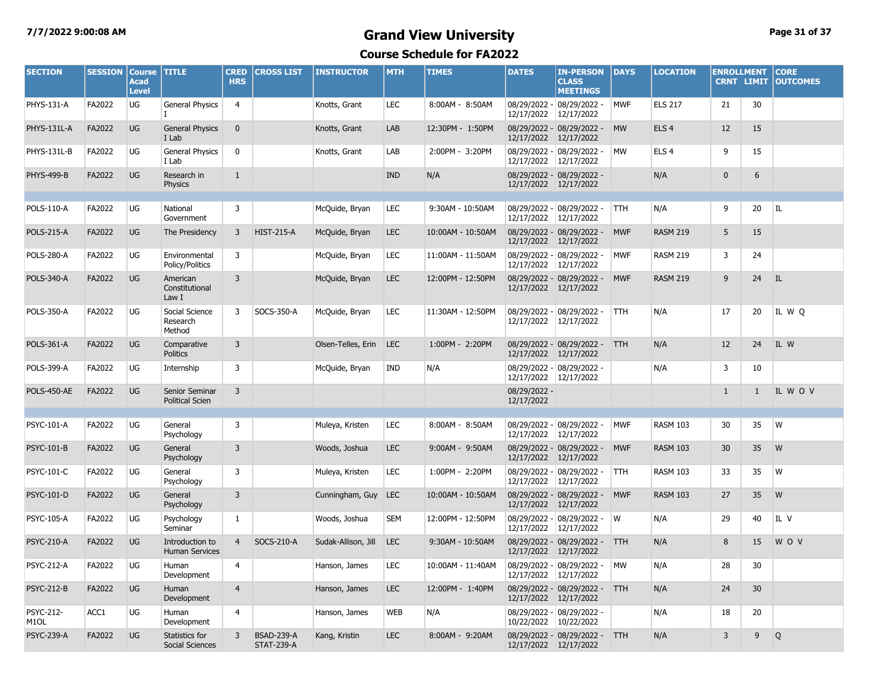# Grand View University

## Course Schedule for FA2022

| SECTION | SESSION | Course Acad Level | TITLE | CRED HRS | CROSS LIST | INSTRUCTOR | MTH | TIMES | DATES | IN-PERSON CLASS MEETINGS | DAYS | LOCATION | ENROLLMENT CRNT | LIMIT | CORE OUTCOMES |
|---|---|---|---|---|---|---|---|---|---|---|---|---|---|---|---|
| PHYS-131-A | FA2022 | UG | General Physics I | 4 | | Knotts, Grant | LEC | 8:00AM - 8:50AM | 08/29/2022 - 12/17/2022 | 08/29/2022 - 12/17/2022 | MWF | ELS 217 | 21 | 30 | |
| PHYS-131L-A | FA2022 | UG | General Physics I Lab | 0 | | Knotts, Grant | LAB | 12:30PM - 1:50PM | 08/29/2022 - 12/17/2022 | 08/29/2022 - 12/17/2022 | MW | ELS 4 | 12 | 15 | |
| PHYS-131L-B | FA2022 | UG | General Physics I Lab | 0 | | Knotts, Grant | LAB | 2:00PM - 3:20PM | 08/29/2022 - 12/17/2022 | 08/29/2022 - 12/17/2022 | MW | ELS 4 | 9 | 15 | |
| PHYS-499-B | FA2022 | UG | Research in Physics | 1 | | | IND | N/A | 08/29/2022 - 12/17/2022 | 08/29/2022 - 12/17/2022 | | N/A | 0 | 6 | |
| | | | | | | | | | | | | | | | |
| POLS-110-A | FA2022 | UG | National Government | 3 | | McQuide, Bryan | LEC | 9:30AM - 10:50AM | 08/29/2022 - 12/17/2022 | 08/29/2022 - 12/17/2022 | TTH | N/A | 9 | 20 | IL |
| POLS-215-A | FA2022 | UG | The Presidency | 3 | HIST-215-A | McQuide, Bryan | LEC | 10:00AM - 10:50AM | 08/29/2022 - 12/17/2022 | 08/29/2022 - 12/17/2022 | MWF | RASM 219 | 5 | 15 | |
| POLS-280-A | FA2022 | UG | Environmental Policy/Politics | 3 | | McQuide, Bryan | LEC | 11:00AM - 11:50AM | 08/29/2022 - 12/17/2022 | 08/29/2022 - 12/17/2022 | MWF | RASM 219 | 3 | 24 | |
| POLS-340-A | FA2022 | UG | American Constitutional Law I | 3 | | McQuide, Bryan | LEC | 12:00PM - 12:50PM | 08/29/2022 - 12/17/2022 | 08/29/2022 - 12/17/2022 | MWF | RASM 219 | 9 | 24 | IL |
| POLS-350-A | FA2022 | UG | Social Science Research Method | 3 | SOCS-350-A | McQuide, Bryan | LEC | 11:30AM - 12:50PM | 08/29/2022 - 12/17/2022 | 08/29/2022 - 12/17/2022 | TTH | N/A | 17 | 20 | IL W Q |
| POLS-361-A | FA2022 | UG | Comparative Politics | 3 | | Olsen-Telles, Erin | LEC | 1:00PM - 2:20PM | 08/29/2022 - 12/17/2022 | 08/29/2022 - 12/17/2022 | TTH | N/A | 12 | 24 | IL W |
| POLS-399-A | FA2022 | UG | Internship | 3 | | McQuide, Bryan | IND | N/A | 08/29/2022 - 12/17/2022 | 08/29/2022 - 12/17/2022 | | N/A | 3 | 10 | |
| POLS-450-AE | FA2022 | UG | Senior Seminar Political Scien | 3 | | | | | 08/29/2022 - 12/17/2022 | | | | 1 | 1 | IL W O V |
| | | | | | | | | | | | | | | | |
| PSYC-101-A | FA2022 | UG | General Psychology | 3 | | Muleya, Kristen | LEC | 8:00AM - 8:50AM | 08/29/2022 - 12/17/2022 | 08/29/2022 - 12/17/2022 | MWF | RASM 103 | 30 | 35 | W |
| PSYC-101-B | FA2022 | UG | General Psychology | 3 | | Woods, Joshua | LEC | 9:00AM - 9:50AM | 08/29/2022 - 12/17/2022 | 08/29/2022 - 12/17/2022 | MWF | RASM 103 | 30 | 35 | W |
| PSYC-101-C | FA2022 | UG | General Psychology | 3 | | Muleya, Kristen | LEC | 1:00PM - 2:20PM | 08/29/2022 - 12/17/2022 | 08/29/2022 - 12/17/2022 | TTH | RASM 103 | 33 | 35 | W |
| PSYC-101-D | FA2022 | UG | General Psychology | 3 | | Cunningham, Guy | LEC | 10:00AM - 10:50AM | 08/29/2022 - 12/17/2022 | 08/29/2022 - 12/17/2022 | MWF | RASM 103 | 27 | 35 | W |
| PSYC-105-A | FA2022 | UG | Psychology Seminar | 1 | | Woods, Joshua | SEM | 12:00PM - 12:50PM | 08/29/2022 - 12/17/2022 | 08/29/2022 - 12/17/2022 | W | N/A | 29 | 40 | IL V |
| PSYC-210-A | FA2022 | UG | Introduction to Human Services | 4 | SOCS-210-A | Sudak-Allison, Jill | LEC | 9:30AM - 10:50AM | 08/29/2022 - 12/17/2022 | 08/29/2022 - 12/17/2022 | TTH | N/A | 8 | 15 | W O V |
| PSYC-212-A | FA2022 | UG | Human Development | 4 | | Hanson, James | LEC | 10:00AM - 11:40AM | 08/29/2022 - 12/17/2022 | 08/29/2022 - 12/17/2022 | MW | N/A | 28 | 30 | |
| PSYC-212-B | FA2022 | UG | Human Development | 4 | | Hanson, James | LEC | 12:00PM - 1:40PM | 08/29/2022 - 12/17/2022 | 08/29/2022 - 12/17/2022 | TTH | N/A | 24 | 30 | |
| PSYC-212-M1OL | ACC1 | UG | Human Development | 4 | | Hanson, James | WEB | N/A | 08/29/2022 - 10/22/2022 | 08/29/2022 - 10/22/2022 | | N/A | 18 | 20 | |
| PSYC-239-A | FA2022 | UG | Statistics for Social Sciences | 3 | BSAD-239-A STAT-239-A | Kang, Kristin | LEC | 8:00AM - 9:20AM | 08/29/2022 - 12/17/2022 | 08/29/2022 - 12/17/2022 | TTH | N/A | 3 | 9 | Q |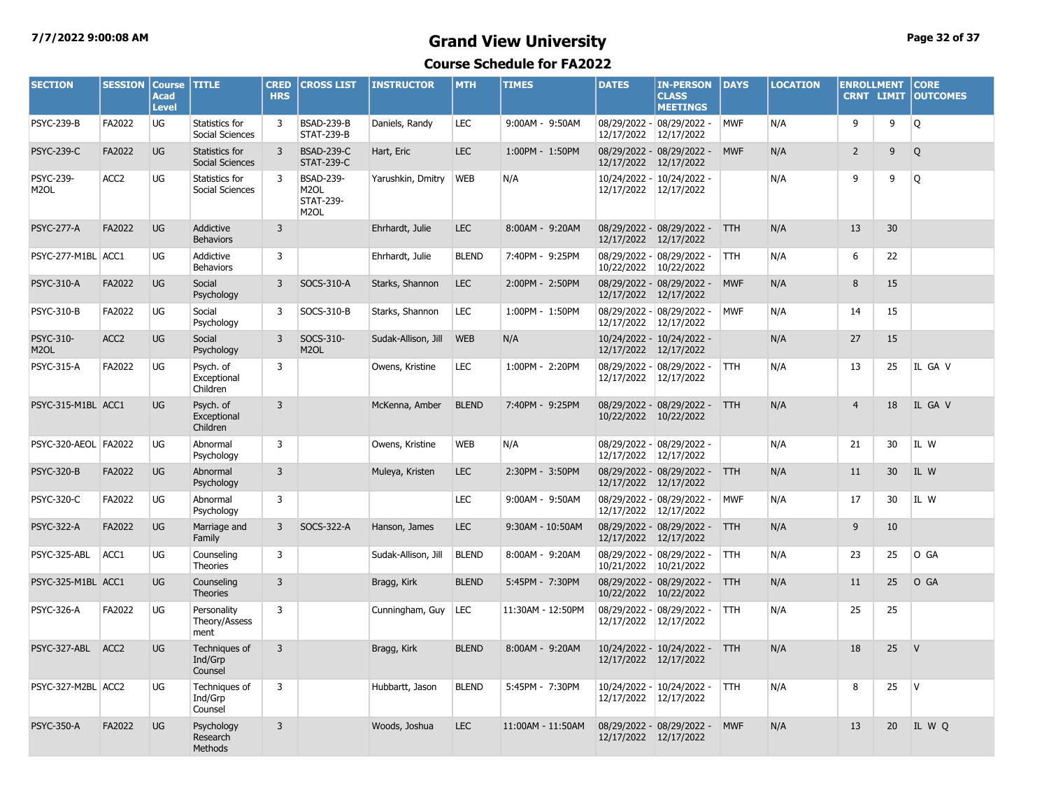# Grand View University

## Course Schedule for FA2022

7/7/2022 9:00:08 AM

| SECTION | SESSION | Course Acad Level | TITLE | CRED HRS | CROSS LIST | INSTRUCTOR | MTH | TIMES | DATES | IN-PERSON CLASS MEETINGS | DAYS | LOCATION | ENROLLMENT CRNT | LIMIT | CORE OUTCOMES |
|---|---|---|---|---|---|---|---|---|---|---|---|---|---|---|---|
| PSYC-239-B | FA2022 | UG | Statistics for Social Sciences | 3 | BSAD-239-B STAT-239-B | Daniels, Randy | LEC | 9:00AM - 9:50AM | 08/29/2022 - 12/17/2022 | 08/29/2022 - 12/17/2022 | MWF | N/A | 9 | 9 | Q |
| PSYC-239-C | FA2022 | UG | Statistics for Social Sciences | 3 | BSAD-239-C STAT-239-C | Hart, Eric | LEC | 1:00PM - 1:50PM | 08/29/2022 - 12/17/2022 | 08/29/2022 - 12/17/2022 | MWF | N/A | 2 | 9 | Q |
| PSYC-239-M2OL | ACC2 | UG | Statistics for Social Sciences | 3 | BSAD-239-M2OL STAT-239-M2OL | Yarushkin, Dmitry | WEB | N/A | 10/24/2022 - 12/17/2022 | 10/24/2022 - 12/17/2022 | | N/A | 9 | 9 | Q |
| PSYC-277-A | FA2022 | UG | Addictive Behaviors | 3 | | Ehrhardt, Julie | LEC | 8:00AM - 9:20AM | 08/29/2022 - 12/17/2022 | 08/29/2022 - 12/17/2022 | TTH | N/A | 13 | 30 | |
| PSYC-277-M1BL | ACC1 | UG | Addictive Behaviors | 3 | | Ehrhardt, Julie | BLEND | 7:40PM - 9:25PM | 08/29/2022 - 10/22/2022 | 08/29/2022 - 10/22/2022 | TTH | N/A | 6 | 22 | |
| PSYC-310-A | FA2022 | UG | Social Psychology | 3 | SOCS-310-A | Starks, Shannon | LEC | 2:00PM - 2:50PM | 08/29/2022 - 12/17/2022 | 08/29/2022 - 12/17/2022 | MWF | N/A | 8 | 15 | |
| PSYC-310-B | FA2022 | UG | Social Psychology | 3 | SOCS-310-B | Starks, Shannon | LEC | 1:00PM - 1:50PM | 08/29/2022 - 12/17/2022 | 08/29/2022 - 12/17/2022 | MWF | N/A | 14 | 15 | |
| PSYC-310-M2OL | ACC2 | UG | Social Psychology | 3 | SOCS-310-M2OL | Sudak-Allison, Jill | WEB | N/A | 10/24/2022 - 12/17/2022 | 10/24/2022 - 12/17/2022 | | N/A | 27 | 15 | |
| PSYC-315-A | FA2022 | UG | Psych. of Exceptional Children | 3 | | Owens, Kristine | LEC | 1:00PM - 2:20PM | 08/29/2022 - 12/17/2022 | 08/29/2022 - 12/17/2022 | TTH | N/A | 13 | 25 | IL GA V |
| PSYC-315-M1BL | ACC1 | UG | Psych. of Exceptional Children | 3 | | McKenna, Amber | BLEND | 7:40PM - 9:25PM | 08/29/2022 - 10/22/2022 | 08/29/2022 - 10/22/2022 | TTH | N/A | 4 | 18 | IL GA V |
| PSYC-320-AEOL | FA2022 | UG | Abnormal Psychology | 3 | | Owens, Kristine | WEB | N/A | 08/29/2022 - 12/17/2022 | 08/29/2022 - 12/17/2022 | | N/A | 21 | 30 | IL W |
| PSYC-320-B | FA2022 | UG | Abnormal Psychology | 3 | | Muleya, Kristen | LEC | 2:30PM - 3:50PM | 08/29/2022 - 12/17/2022 | 08/29/2022 - 12/17/2022 | TTH | N/A | 11 | 30 | IL W |
| PSYC-320-C | FA2022 | UG | Abnormal Psychology | 3 | | | LEC | 9:00AM - 9:50AM | 08/29/2022 - 12/17/2022 | 08/29/2022 - 12/17/2022 | MWF | N/A | 17 | 30 | IL W |
| PSYC-322-A | FA2022 | UG | Marriage and Family | 3 | SOCS-322-A | Hanson, James | LEC | 9:30AM - 10:50AM | 08/29/2022 - 12/17/2022 | 08/29/2022 - 12/17/2022 | TTH | N/A | 9 | 10 | |
| PSYC-325-ABL | ACC1 | UG | Counseling Theories | 3 | | Sudak-Allison, Jill | BLEND | 8:00AM - 9:20AM | 08/29/2022 - 10/21/2022 | 08/29/2022 - 10/21/2022 | TTH | N/A | 23 | 25 | O GA |
| PSYC-325-M1BL | ACC1 | UG | Counseling Theories | 3 | | Bragg, Kirk | BLEND | 5:45PM - 7:30PM | 08/29/2022 - 10/22/2022 | 08/29/2022 - 10/22/2022 | TTH | N/A | 11 | 25 | O GA |
| PSYC-326-A | FA2022 | UG | Personality Theory/Assessment | 3 | | Cunningham, Guy | LEC | 11:30AM - 12:50PM | 08/29/2022 - 12/17/2022 | 08/29/2022 - 12/17/2022 | TTH | N/A | 25 | 25 | |
| PSYC-327-ABL | ACC2 | UG | Techniques of Ind/Grp Counsel | 3 | | Bragg, Kirk | BLEND | 8:00AM - 9:20AM | 10/24/2022 - 12/17/2022 | 10/24/2022 - 12/17/2022 | TTH | N/A | 18 | 25 | V |
| PSYC-327-M2BL | ACC2 | UG | Techniques of Ind/Grp Counsel | 3 | | Hubbartt, Jason | BLEND | 5:45PM - 7:30PM | 10/24/2022 - 12/17/2022 | 10/24/2022 - 12/17/2022 | TTH | N/A | 8 | 25 | V |
| PSYC-350-A | FA2022 | UG | Psychology Research Methods | 3 | | Woods, Joshua | LEC | 11:00AM - 11:50AM | 08/29/2022 - 12/17/2022 | 08/29/2022 - 12/17/2022 | MWF | N/A | 13 | 20 | IL W Q |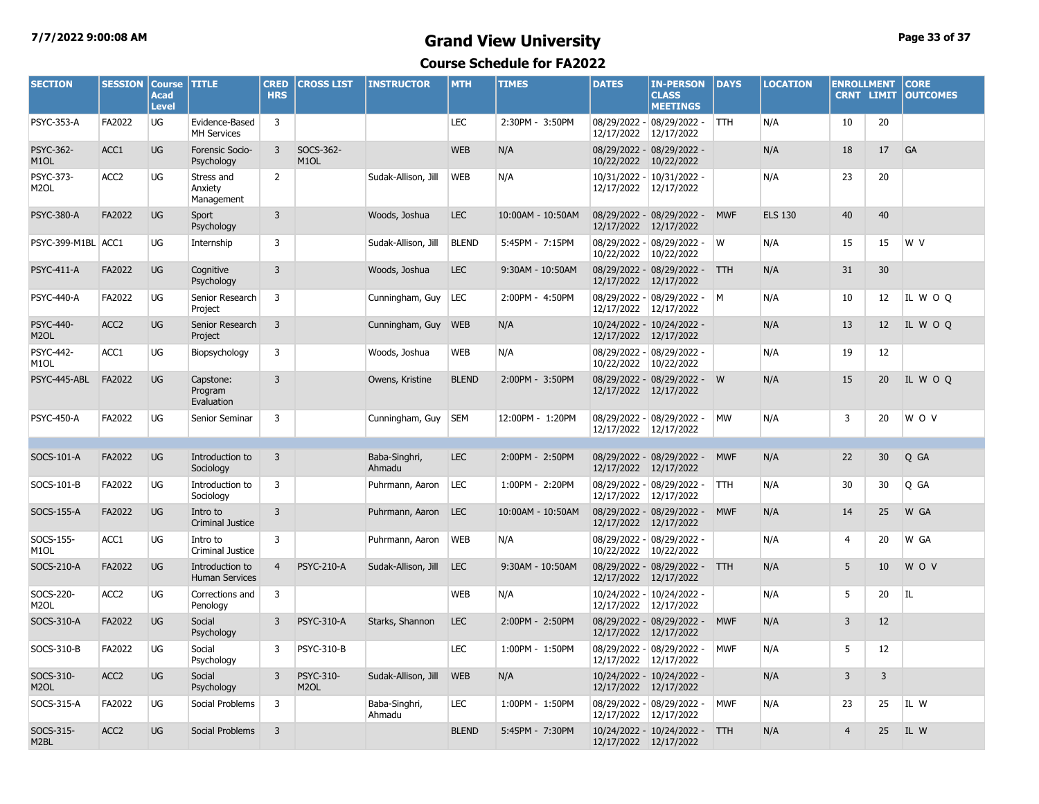# Grand View University

## Course Schedule for FA2022

7/7/2022 9:00:08 AM

| SECTION | SESSION | Course Acad Level | TITLE | CRED HRS | CROSS LIST | INSTRUCTOR | MTH | TIMES | DATES | IN-PERSON CLASS MEETINGS | DAYS | LOCATION | ENROLLMENT CRNT | LIMIT | CORE OUTCOMES |
|---|---|---|---|---|---|---|---|---|---|---|---|---|---|---|---|
| PSYC-353-A | FA2022 | UG | Evidence-Based MH Services | 3 | | | LEC | 2:30PM - 3:50PM | 08/29/2022 - 12/17/2022 | 08/29/2022 - 12/17/2022 | TTH | N/A | 10 | 20 | |
| PSYC-362-M1OL | ACC1 | UG | Forensic Socio-Psychology | 3 | SOCS-362-M1OL | | WEB | N/A | 08/29/2022 - 10/22/2022 | 08/29/2022 - 10/22/2022 | | N/A | 18 | 17 | GA |
| PSYC-373-M2OL | ACC2 | UG | Stress and Anxiety Management | 2 | | Sudak-Allison, Jill | WEB | N/A | 10/31/2022 - 12/17/2022 | 10/31/2022 - 12/17/2022 | | N/A | 23 | 20 | |
| PSYC-380-A | FA2022 | UG | Sport Psychology | 3 | | Woods, Joshua | LEC | 10:00AM - 10:50AM | 08/29/2022 - 12/17/2022 | 08/29/2022 - 12/17/2022 | MWF | ELS 130 | 40 | 40 | |
| PSYC-399-M1BL | ACC1 | UG | Internship | 3 | | Sudak-Allison, Jill | BLEND | 5:45PM - 7:15PM | 08/29/2022 - 10/22/2022 | 08/29/2022 - 10/22/2022 | W | N/A | 15 | 15 | W V |
| PSYC-411-A | FA2022 | UG | Cognitive Psychology | 3 | | Woods, Joshua | LEC | 9:30AM - 10:50AM | 08/29/2022 - 12/17/2022 | 08/29/2022 - 12/17/2022 | TTH | N/A | 31 | 30 | |
| PSYC-440-A | FA2022 | UG | Senior Research Project | 3 | | Cunningham, Guy | LEC | 2:00PM - 4:50PM | 08/29/2022 - 12/17/2022 | 08/29/2022 - 12/17/2022 | M | N/A | 10 | 12 | IL W O Q |
| PSYC-440-M2OL | ACC2 | UG | Senior Research Project | 3 | | Cunningham, Guy | WEB | N/A | 10/24/2022 - 12/17/2022 | 10/24/2022 - 12/17/2022 | | N/A | 13 | 12 | IL W O Q |
| PSYC-442-M1OL | ACC1 | UG | Biopsychology | 3 | | Woods, Joshua | WEB | N/A | 08/29/2022 - 10/22/2022 | 08/29/2022 - 10/22/2022 | | N/A | 19 | 12 | |
| PSYC-445-ABL | FA2022 | UG | Capstone: Program Evaluation | 3 | | Owens, Kristine | BLEND | 2:00PM - 3:50PM | 08/29/2022 - 12/17/2022 | 08/29/2022 - 12/17/2022 | W | N/A | 15 | 20 | IL W O Q |
| PSYC-450-A | FA2022 | UG | Senior Seminar | 3 | | Cunningham, Guy | SEM | 12:00PM - 1:20PM | 08/29/2022 - 12/17/2022 | 08/29/2022 - 12/17/2022 | MW | N/A | 3 | 20 | W O V |
| | | | | | | | | | | | | | | | |
| SOCS-101-A | FA2022 | UG | Introduction to Sociology | 3 | | Baba-Singhri, Ahmadu | LEC | 2:00PM - 2:50PM | 08/29/2022 - 12/17/2022 | 08/29/2022 - 12/17/2022 | MWF | N/A | 22 | 30 | Q GA |
| SOCS-101-B | FA2022 | UG | Introduction to Sociology | 3 | | Puhrmann, Aaron | LEC | 1:00PM - 2:20PM | 08/29/2022 - 12/17/2022 | 08/29/2022 - 12/17/2022 | TTH | N/A | 30 | 30 | Q GA |
| SOCS-155-A | FA2022 | UG | Intro to Criminal Justice | 3 | | Puhrmann, Aaron | LEC | 10:00AM - 10:50AM | 08/29/2022 - 12/17/2022 | 08/29/2022 - 12/17/2022 | MWF | N/A | 14 | 25 | W GA |
| SOCS-155-M1OL | ACC1 | UG | Intro to Criminal Justice | 3 | | Puhrmann, Aaron | WEB | N/A | 08/29/2022 - 10/22/2022 | 08/29/2022 - 10/22/2022 | | N/A | 4 | 20 | W GA |
| SOCS-210-A | FA2022 | UG | Introduction to Human Services | 4 | PSYC-210-A | Sudak-Allison, Jill | LEC | 9:30AM - 10:50AM | 08/29/2022 - 12/17/2022 | 08/29/2022 - 12/17/2022 | TTH | N/A | 5 | 10 | W O V |
| SOCS-220-M2OL | ACC2 | UG | Corrections and Penology | 3 | | | WEB | N/A | 10/24/2022 - 12/17/2022 | 10/24/2022 - 12/17/2022 | | N/A | 5 | 20 | IL |
| SOCS-310-A | FA2022 | UG | Social Psychology | 3 | PSYC-310-A | Starks, Shannon | LEC | 2:00PM - 2:50PM | 08/29/2022 - 12/17/2022 | 08/29/2022 - 12/17/2022 | MWF | N/A | 3 | 12 | |
| SOCS-310-B | FA2022 | UG | Social Psychology | 3 | PSYC-310-B | | LEC | 1:00PM - 1:50PM | 08/29/2022 - 12/17/2022 | 08/29/2022 - 12/17/2022 | MWF | N/A | 5 | 12 | |
| SOCS-310-M2OL | ACC2 | UG | Social Psychology | 3 | PSYC-310-M2OL | Sudak-Allison, Jill | WEB | N/A | 10/24/2022 - 12/17/2022 | 10/24/2022 - 12/17/2022 | | N/A | 3 | 3 | |
| SOCS-315-A | FA2022 | UG | Social Problems | 3 | | Baba-Singhri, Ahmadu | LEC | 1:00PM - 1:50PM | 08/29/2022 - 12/17/2022 | 08/29/2022 - 12/17/2022 | MWF | N/A | 23 | 25 | IL W |
| SOCS-315-M2BL | ACC2 | UG | Social Problems | 3 | | | BLEND | 5:45PM - 7:30PM | 10/24/2022 - 12/17/2022 | 10/24/2022 - 12/17/2022 | TTH | N/A | 4 | 25 | IL W |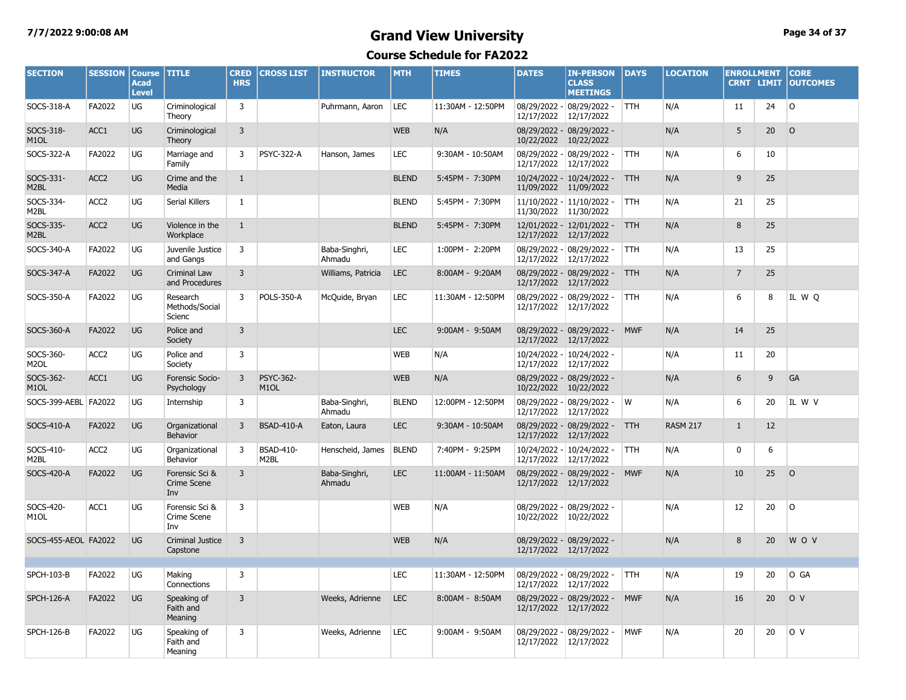# Grand View University

## Course Schedule for FA2022

| SECTION | SESSION | Course Acad Level | TITLE | CRED HRS | CROSS LIST | INSTRUCTOR | MTH | TIMES | DATES | IN-PERSON CLASS MEETINGS | DAYS | LOCATION | ENROLLMENT CRNT | LIMIT | CORE OUTCOMES |
|---|---|---|---|---|---|---|---|---|---|---|---|---|---|---|---|
| SOCS-318-A | FA2022 | UG | Criminological Theory | 3 | | Puhrmann, Aaron | LEC | 11:30AM - 12:50PM | 08/29/2022 - 12/17/2022 | 08/29/2022 - 12/17/2022 | TTH | N/A | 11 | 24 | O |
| SOCS-318-M1OL | ACC1 | UG | Criminological Theory | 3 | | | WEB | N/A | 08/29/2022 - 10/22/2022 | 08/29/2022 - 10/22/2022 | | N/A | 5 | 20 | O |
| SOCS-322-A | FA2022 | UG | Marriage and Family | 3 | PSYC-322-A | Hanson, James | LEC | 9:30AM - 10:50AM | 08/29/2022 - 12/17/2022 | 08/29/2022 - 12/17/2022 | TTH | N/A | 6 | 10 | |
| SOCS-331-M2BL | ACC2 | UG | Crime and the Media | 1 | | | BLEND | 5:45PM - 7:30PM | 10/24/2022 - 11/09/2022 | 10/24/2022 - 11/09/2022 | TTH | N/A | 9 | 25 | |
| SOCS-334-M2BL | ACC2 | UG | Serial Killers | 1 | | | BLEND | 5:45PM - 7:30PM | 11/10/2022 - 11/30/2022 | 11/10/2022 - 11/30/2022 | TTH | N/A | 21 | 25 | |
| SOCS-335-M2BL | ACC2 | UG | Violence in the Workplace | 1 | | | BLEND | 5:45PM - 7:30PM | 12/01/2022 - 12/17/2022 | 12/01/2022 - 12/17/2022 | TTH | N/A | 8 | 25 | |
| SOCS-340-A | FA2022 | UG | Juvenile Justice and Gangs | 3 | | Baba-Singhri, Ahmadu | LEC | 1:00PM - 2:20PM | 08/29/2022 - 12/17/2022 | 08/29/2022 - 12/17/2022 | TTH | N/A | 13 | 25 | |
| SOCS-347-A | FA2022 | UG | Criminal Law and Procedures | 3 | | Williams, Patricia | LEC | 8:00AM - 9:20AM | 08/29/2022 - 12/17/2022 | 08/29/2022 - 12/17/2022 | TTH | N/A | 7 | 25 | |
| SOCS-350-A | FA2022 | UG | Research Methods/Social Scienc | 3 | POLS-350-A | McQuide, Bryan | LEC | 11:30AM - 12:50PM | 08/29/2022 - 12/17/2022 | 08/29/2022 - 12/17/2022 | TTH | N/A | 6 | 8 | IL W Q |
| SOCS-360-A | FA2022 | UG | Police and Society | 3 | | | LEC | 9:00AM - 9:50AM | 08/29/2022 - 12/17/2022 | 08/29/2022 - 12/17/2022 | MWF | N/A | 14 | 25 | |
| SOCS-360-M2OL | ACC2 | UG | Police and Society | 3 | | | WEB | N/A | 10/24/2022 - 12/17/2022 | 10/24/2022 - 12/17/2022 | | N/A | 11 | 20 | |
| SOCS-362-M1OL | ACC1 | UG | Forensic Socio-Psychology | 3 | PSYC-362-M1OL | | WEB | N/A | 08/29/2022 - 10/22/2022 | 08/29/2022 - 10/22/2022 | | N/A | 6 | 9 | GA |
| SOCS-399-AEBL | FA2022 | UG | Internship | 3 | | Baba-Singhri, Ahmadu | BLEND | 12:00PM - 12:50PM | 08/29/2022 - 12/17/2022 | 08/29/2022 - 12/17/2022 | W | N/A | 6 | 20 | IL W V |
| SOCS-410-A | FA2022 | UG | Organizational Behavior | 3 | BSAD-410-A | Eaton, Laura | LEC | 9:30AM - 10:50AM | 08/29/2022 - 12/17/2022 | 08/29/2022 - 12/17/2022 | TTH | RASM 217 | 1 | 12 | |
| SOCS-410-M2BL | ACC2 | UG | Organizational Behavior | 3 | BSAD-410-M2BL | Henscheid, James | BLEND | 7:40PM - 9:25PM | 10/24/2022 - 12/17/2022 | 10/24/2022 - 12/17/2022 | TTH | N/A | 0 | 6 | |
| SOCS-420-A | FA2022 | UG | Forensic Sci & Crime Scene Inv | 3 | | Baba-Singhri, Ahmadu | LEC | 11:00AM - 11:50AM | 08/29/2022 - 12/17/2022 | 08/29/2022 - 12/17/2022 | MWF | N/A | 10 | 25 | O |
| SOCS-420-M1OL | ACC1 | UG | Forensic Sci & Crime Scene Inv | 3 | | | WEB | N/A | 08/29/2022 - 10/22/2022 | 08/29/2022 - 10/22/2022 | | N/A | 12 | 20 | O |
| SOCS-455-AEOL | FA2022 | UG | Criminal Justice Capstone | 3 | | | WEB | N/A | 08/29/2022 - 12/17/2022 | 08/29/2022 - 12/17/2022 | | N/A | 8 | 20 | W O V |
| | | | | | | | | | | | | | | | |
| SPCH-103-B | FA2022 | UG | Making Connections | 3 | | | LEC | 11:30AM - 12:50PM | 08/29/2022 - 12/17/2022 | 08/29/2022 - 12/17/2022 | TTH | N/A | 19 | 20 | O GA |
| SPCH-126-A | FA2022 | UG | Speaking of Faith and Meaning | 3 | | Weeks, Adrienne | LEC | 8:00AM - 8:50AM | 08/29/2022 - 12/17/2022 | 08/29/2022 - 12/17/2022 | MWF | N/A | 16 | 20 | O V |
| SPCH-126-B | FA2022 | UG | Speaking of Faith and Meaning | 3 | | Weeks, Adrienne | LEC | 9:00AM - 9:50AM | 08/29/2022 - 12/17/2022 | 08/29/2022 - 12/17/2022 | MWF | N/A | 20 | 20 | O V |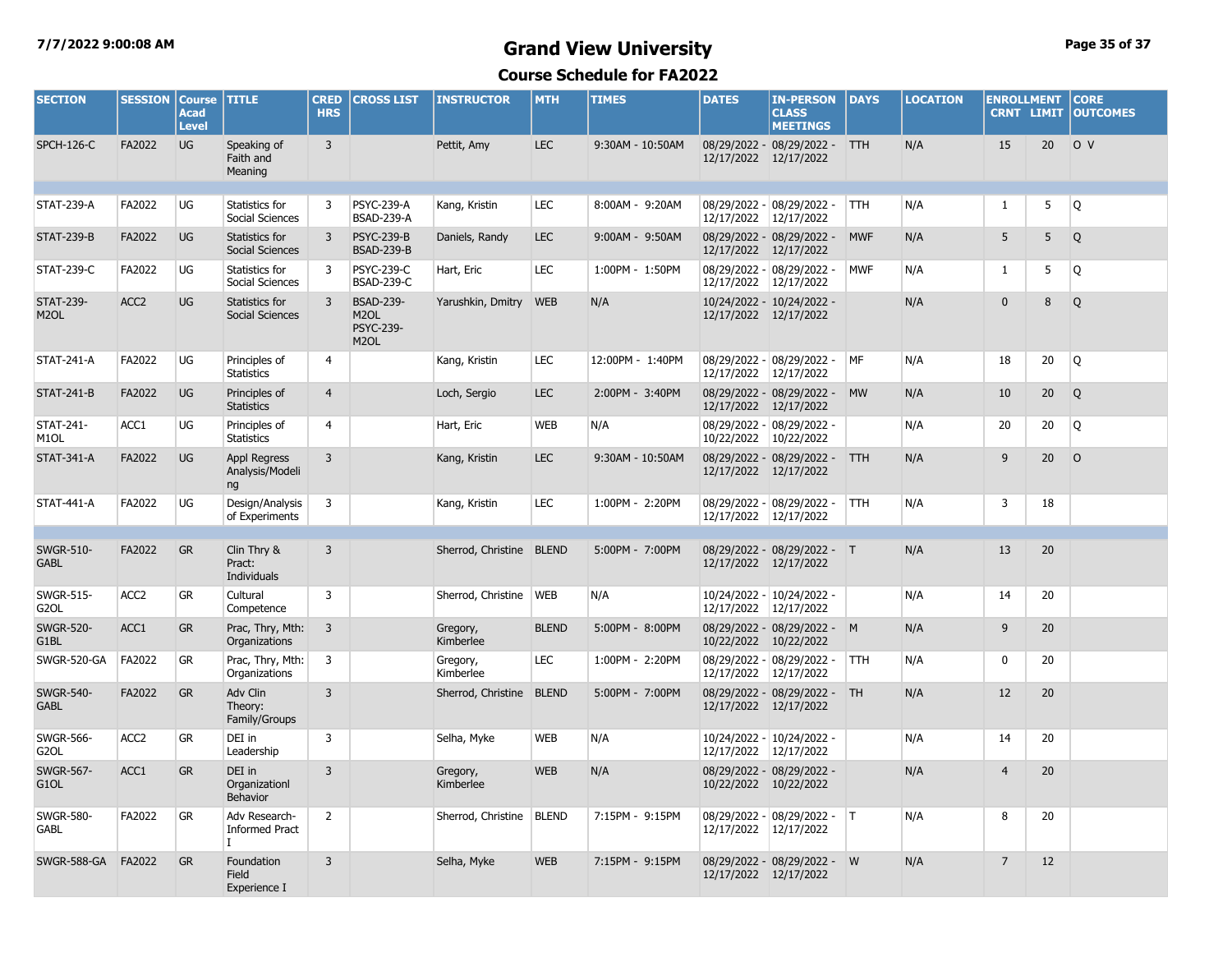# Grand View University

## Course Schedule for FA2022

| SECTION | SESSION | Course Acad Level | TITLE | CRED HRS | CROSS LIST | INSTRUCTOR | MTH | TIMES | DATES | IN-PERSON CLASS MEETINGS | DAYS | LOCATION | ENROLLMENT CRNT | LIMIT | CORE OUTCOMES |
|---|---|---|---|---|---|---|---|---|---|---|---|---|---|---|---|
| SPCH-126-C | FA2022 | UG | Speaking of Faith and Meaning | 3 | | Pettit, Amy | LEC | 9:30AM - 10:50AM | 08/29/2022 - 12/17/2022 | 08/29/2022 - 12/17/2022 | TTH | N/A | 15 | 20 | O V |
| | | | | | | | | | | | | | | | |
| STAT-239-A | FA2022 | UG | Statistics for Social Sciences | 3 | PSYC-239-A BSAD-239-A | Kang, Kristin | LEC | 8:00AM - 9:20AM | 08/29/2022 - 12/17/2022 | 08/29/2022 - 12/17/2022 | TTH | N/A | 1 | 5 | Q |
| STAT-239-B | FA2022 | UG | Statistics for Social Sciences | 3 | PSYC-239-B BSAD-239-B | Daniels, Randy | LEC | 9:00AM - 9:50AM | 08/29/2022 - 12/17/2022 | 08/29/2022 - 12/17/2022 | MWF | N/A | 5 | 5 | Q |
| STAT-239-C | FA2022 | UG | Statistics for Social Sciences | 3 | PSYC-239-C BSAD-239-C | Hart, Eric | LEC | 1:00PM - 1:50PM | 08/29/2022 - 12/17/2022 | 08/29/2022 - 12/17/2022 | MWF | N/A | 1 | 5 | Q |
| STAT-239-M2OL | ACC2 | UG | Statistics for Social Sciences | 3 | BSAD-239-M2OL PSYC-239-M2OL | Yarushkin, Dmitry | WEB | N/A | 10/24/2022 - 12/17/2022 | 10/24/2022 - 12/17/2022 | | N/A | 0 | 8 | Q |
| STAT-241-A | FA2022 | UG | Principles of Statistics | 4 | | Kang, Kristin | LEC | 12:00PM - 1:40PM | 08/29/2022 - 12/17/2022 | 08/29/2022 - 12/17/2022 | MF | N/A | 18 | 20 | Q |
| STAT-241-B | FA2022 | UG | Principles of Statistics | 4 | | Loch, Sergio | LEC | 2:00PM - 3:40PM | 08/29/2022 - 12/17/2022 | 08/29/2022 - 12/17/2022 | MW | N/A | 10 | 20 | Q |
| STAT-241-M1OL | ACC1 | UG | Principles of Statistics | 4 | | Hart, Eric | WEB | N/A | 08/29/2022 - 10/22/2022 | 08/29/2022 - 10/22/2022 | | N/A | 20 | 20 | Q |
| STAT-341-A | FA2022 | UG | Appl Regress Analysis/Modeling | 3 | | Kang, Kristin | LEC | 9:30AM - 10:50AM | 08/29/2022 - 12/17/2022 | 08/29/2022 - 12/17/2022 | TTH | N/A | 9 | 20 | O |
| STAT-441-A | FA2022 | UG | Design/Analysis of Experiments | 3 | | Kang, Kristin | LEC | 1:00PM - 2:20PM | 08/29/2022 - 12/17/2022 | 08/29/2022 - 12/17/2022 | TTH | N/A | 3 | 18 | |
| | | | | | | | | | | | | | | | |
| SWGR-510-GABL | FA2022 | GR | Clin Thry & Pract: Individuals | 3 | | Sherrod, Christine | BLEND | 5:00PM - 7:00PM | 08/29/2022 - 12/17/2022 | 08/29/2022 - 12/17/2022 | T | N/A | 13 | 20 | |
| SWGR-515-G2OL | ACC2 | GR | Cultural Competence | 3 | | Sherrod, Christine | WEB | N/A | 10/24/2022 - 12/17/2022 | 10/24/2022 - 12/17/2022 | | N/A | 14 | 20 | |
| SWGR-520-G1BL | ACC1 | GR | Prac, Thry, Mth: Organizations | 3 | | Gregory, Kimberlee | BLEND | 5:00PM - 8:00PM | 08/29/2022 - 10/22/2022 | 08/29/2022 - 10/22/2022 | M | N/A | 9 | 20 | |
| SWGR-520-GA | FA2022 | GR | Prac, Thry, Mth: Organizations | 3 | | Gregory, Kimberlee | LEC | 1:00PM - 2:20PM | 08/29/2022 - 12/17/2022 | 08/29/2022 - 12/17/2022 | TTH | N/A | 0 | 20 | |
| SWGR-540-GABL | FA2022 | GR | Adv Clin Theory: Family/Groups | 3 | | Sherrod, Christine | BLEND | 5:00PM - 7:00PM | 08/29/2022 - 12/17/2022 | 08/29/2022 - 12/17/2022 | TH | N/A | 12 | 20 | |
| SWGR-566-G2OL | ACC2 | GR | DEI in Leadership | 3 | | Selha, Myke | WEB | N/A | 10/24/2022 - 12/17/2022 | 10/24/2022 - 12/17/2022 | | N/A | 14 | 20 | |
| SWGR-567-G1OL | ACC1 | GR | DEI in Organizationl Behavior | 3 | | Gregory, Kimberlee | WEB | N/A | 08/29/2022 - 10/22/2022 | 08/29/2022 - 10/22/2022 | | N/A | 4 | 20 | |
| SWGR-580-GABL | FA2022 | GR | Adv Research-Informed Pract I | 2 | | Sherrod, Christine | BLEND | 7:15PM - 9:15PM | 08/29/2022 - 12/17/2022 | 08/29/2022 - 12/17/2022 | T | N/A | 8 | 20 | |
| SWGR-588-GA | FA2022 | GR | Foundation Field Experience I | 3 | | Selha, Myke | WEB | 7:15PM - 9:15PM | 08/29/2022 - 12/17/2022 | 08/29/2022 - 12/17/2022 | W | N/A | 7 | 12 | |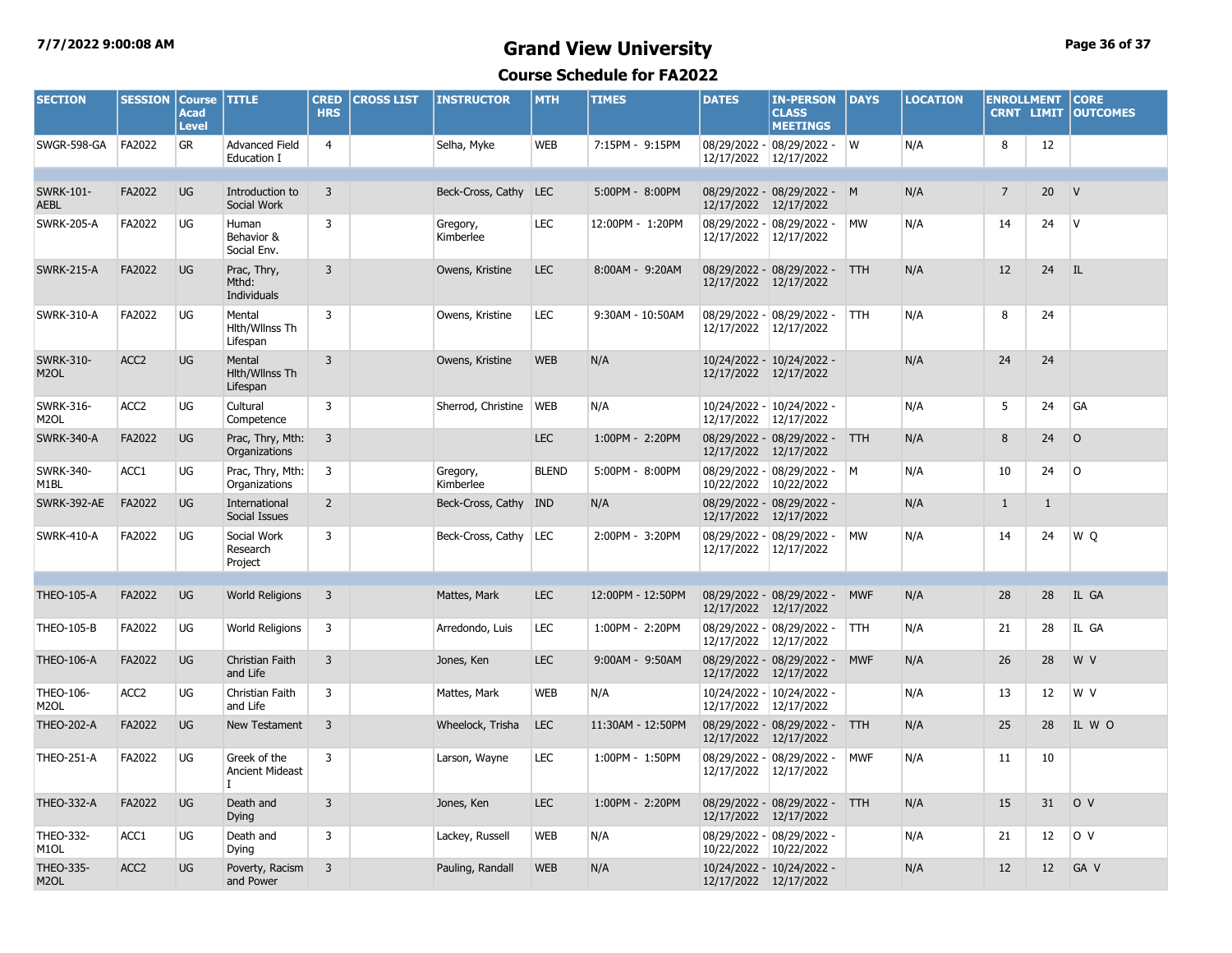# Grand View University

## Course Schedule for FA2022

7/7/2022 9:00:08 AM

| SECTION | SESSION | Course Acad Level | TITLE | CRED HRS | CROSS LIST | INSTRUCTOR | MTH | TIMES | DATES | IN-PERSON CLASS MEETINGS | DAYS | LOCATION | ENROLLMENT CRNT | ENROLLMENT LIMIT | CORE OUTCOMES |
|---|---|---|---|---|---|---|---|---|---|---|---|---|---|---|---|
| SWGR-598-GA | FA2022 | GR | Advanced Field Education I | 4 | | Selha, Myke | WEB | 7:15PM - 9:15PM | 08/29/2022 - 12/17/2022 | 08/29/2022 - 12/17/2022 | W | N/A | 8 | 12 | |
| SWRK-101-AEBL | FA2022 | UG | Introduction to Social Work | 3 | | Beck-Cross, Cathy | LEC | 5:00PM - 8:00PM | 08/29/2022 - 12/17/2022 | 08/29/2022 - 12/17/2022 | M | N/A | 7 | 20 | V |
| SWRK-205-A | FA2022 | UG | Human Behavior & Social Env. | 3 | | Gregory, Kimberlee | LEC | 12:00PM - 1:20PM | 08/29/2022 - 12/17/2022 | 08/29/2022 - 12/17/2022 | MW | N/A | 14 | 24 | V |
| SWRK-215-A | FA2022 | UG | Prac, Thry, Mthd: Individuals | 3 | | Owens, Kristine | LEC | 8:00AM - 9:20AM | 08/29/2022 - 12/17/2022 | 08/29/2022 - 12/17/2022 | TTH | N/A | 12 | 24 | IL |
| SWRK-310-A | FA2022 | UG | Mental Hlth/Wllnss Th Lifespan | 3 | | Owens, Kristine | LEC | 9:30AM - 10:50AM | 08/29/2022 - 12/17/2022 | 08/29/2022 - 12/17/2022 | TTH | N/A | 8 | 24 | |
| SWRK-310-M2OL | ACC2 | UG | Mental Hlth/Wllnss Th Lifespan | 3 | | Owens, Kristine | WEB | N/A | 10/24/2022 - 12/17/2022 | 10/24/2022 - 12/17/2022 | | N/A | 24 | 24 | |
| SWRK-316-M2OL | ACC2 | UG | Cultural Competence | 3 | | Sherrod, Christine | WEB | N/A | 10/24/2022 - 12/17/2022 | 10/24/2022 - 12/17/2022 | | N/A | 5 | 24 | GA |
| SWRK-340-A | FA2022 | UG | Prac, Thry, Mth: Organizations | 3 | | | LEC | 1:00PM - 2:20PM | 08/29/2022 - 12/17/2022 | 08/29/2022 - 12/17/2022 | TTH | N/A | 8 | 24 | O |
| SWRK-340-M1BL | ACC1 | UG | Prac, Thry, Mth: Organizations | 3 | | Gregory, Kimberlee | BLEND | 5:00PM - 8:00PM | 08/29/2022 - 10/22/2022 | 08/29/2022 - 10/22/2022 | M | N/A | 10 | 24 | O |
| SWRK-392-AE | FA2022 | UG | International Social Issues | 2 | | Beck-Cross, Cathy | IND | N/A | 08/29/2022 - 12/17/2022 | 08/29/2022 - 12/17/2022 | | N/A | 1 | 1 | |
| SWRK-410-A | FA2022 | UG | Social Work Research Project | 3 | | Beck-Cross, Cathy | LEC | 2:00PM - 3:20PM | 08/29/2022 - 12/17/2022 | 08/29/2022 - 12/17/2022 | MW | N/A | 14 | 24 | W Q |
| THEO-105-A | FA2022 | UG | World Religions | 3 | | Mattes, Mark | LEC | 12:00PM - 12:50PM | 08/29/2022 - 12/17/2022 | 08/29/2022 - 12/17/2022 | MWF | N/A | 28 | 28 | IL GA |
| THEO-105-B | FA2022 | UG | World Religions | 3 | | Arredondo, Luis | LEC | 1:00PM - 2:20PM | 08/29/2022 - 12/17/2022 | 08/29/2022 - 12/17/2022 | TTH | N/A | 21 | 28 | IL GA |
| THEO-106-A | FA2022 | UG | Christian Faith and Life | 3 | | Jones, Ken | LEC | 9:00AM - 9:50AM | 08/29/2022 - 12/17/2022 | 08/29/2022 - 12/17/2022 | MWF | N/A | 26 | 28 | W V |
| THEO-106-M2OL | ACC2 | UG | Christian Faith and Life | 3 | | Mattes, Mark | WEB | N/A | 10/24/2022 - 12/17/2022 | 10/24/2022 - 12/17/2022 | | N/A | 13 | 12 | W V |
| THEO-202-A | FA2022 | UG | New Testament | 3 | | Wheelock, Trisha | LEC | 11:30AM - 12:50PM | 08/29/2022 - 12/17/2022 | 08/29/2022 - 12/17/2022 | TTH | N/A | 25 | 28 | IL W O |
| THEO-251-A | FA2022 | UG | Greek of the Ancient Mideast I | 3 | | Larson, Wayne | LEC | 1:00PM - 1:50PM | 08/29/2022 - 12/17/2022 | 08/29/2022 - 12/17/2022 | MWF | N/A | 11 | 10 | |
| THEO-332-A | FA2022 | UG | Death and Dying | 3 | | Jones, Ken | LEC | 1:00PM - 2:20PM | 08/29/2022 - 12/17/2022 | 08/29/2022 - 12/17/2022 | TTH | N/A | 15 | 31 | O V |
| THEO-332-M1OL | ACC1 | UG | Death and Dying | 3 | | Lackey, Russell | WEB | N/A | 08/29/2022 - 10/22/2022 | 08/29/2022 - 10/22/2022 | | N/A | 21 | 12 | O V |
| THEO-335-M2OL | ACC2 | UG | Poverty, Racism and Power | 3 | | Pauling, Randall | WEB | N/A | 10/24/2022 - 12/17/2022 | 10/24/2022 - 12/17/2022 | | N/A | 12 | 12 | GA V |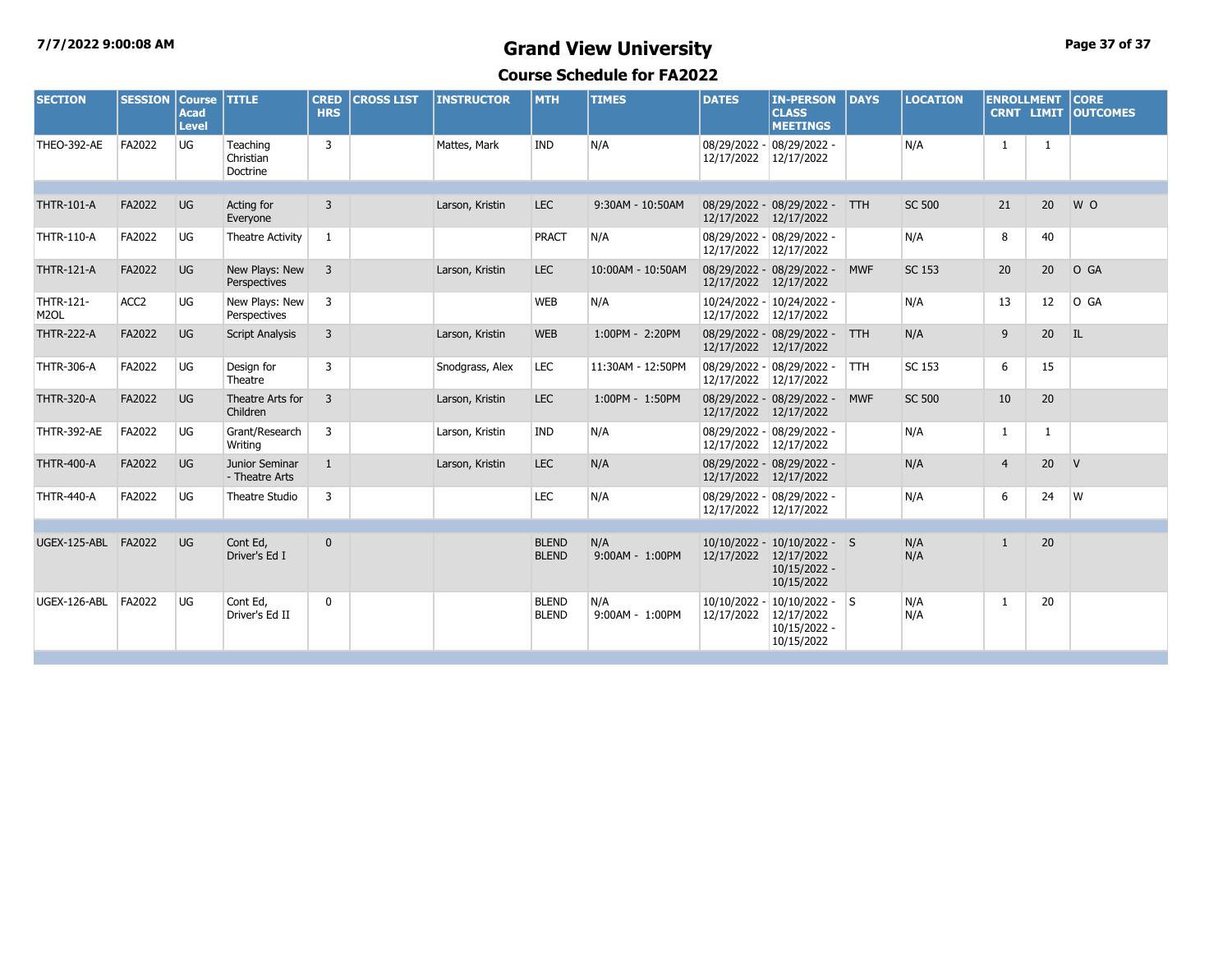# Grand View University

## Course Schedule for FA2022

| SECTION | SESSION | Course Acad Level | TITLE | CRED HRS | CROSS LIST | INSTRUCTOR | MTH | TIMES | DATES | IN-PERSON CLASS MEETINGS | DAYS | LOCATION | ENROLLMENT CRNT | LIMIT | CORE OUTCOMES |
|---|---|---|---|---|---|---|---|---|---|---|---|---|---|---|---|
| THEO-392-AE | FA2022 | UG | Teaching Christian Doctrine | 3 | | Mattes, Mark | IND | N/A | 08/29/2022 - 12/17/2022 | 08/29/2022 - 12/17/2022 | | N/A | 1 | 1 | |
| THTR-101-A | FA2022 | UG | Acting for Everyone | 3 | | Larson, Kristin | LEC | 9:30AM - 10:50AM | 08/29/2022 - 12/17/2022 | 08/29/2022 - 12/17/2022 | TTH | SC 500 | 21 | 20 | W O |
| THTR-110-A | FA2022 | UG | Theatre Activity | 1 | | | PRACT | N/A | 08/29/2022 - 12/17/2022 | 08/29/2022 - 12/17/2022 | | N/A | 8 | 40 | |
| THTR-121-A | FA2022 | UG | New Plays: New Perspectives | 3 | | Larson, Kristin | LEC | 10:00AM - 10:50AM | 08/29/2022 - 12/17/2022 | 08/29/2022 - 12/17/2022 | MWF | SC 153 | 20 | 20 | O GA |
| THTR-121-M2OL | ACC2 | UG | New Plays: New Perspectives | 3 | | | WEB | N/A | 10/24/2022 - 12/17/2022 | 10/24/2022 - 12/17/2022 | | N/A | 13 | 12 | O GA |
| THTR-222-A | FA2022 | UG | Script Analysis | 3 | | Larson, Kristin | WEB | 1:00PM - 2:20PM | 08/29/2022 - 12/17/2022 | 08/29/2022 - 12/17/2022 | TTH | N/A | 9 | 20 | IL |
| THTR-306-A | FA2022 | UG | Design for Theatre | 3 | | Snodgrass, Alex | LEC | 11:30AM - 12:50PM | 08/29/2022 - 12/17/2022 | 08/29/2022 - 12/17/2022 | TTH | SC 153 | 6 | 15 | |
| THTR-320-A | FA2022 | UG | Theatre Arts for Children | 3 | | Larson, Kristin | LEC | 1:00PM - 1:50PM | 08/29/2022 - 12/17/2022 | 08/29/2022 - 12/17/2022 | MWF | SC 500 | 10 | 20 | |
| THTR-392-AE | FA2022 | UG | Grant/Research Writing | 3 | | Larson, Kristin | IND | N/A | 08/29/2022 - 12/17/2022 | 08/29/2022 - 12/17/2022 | | N/A | 1 | 1 | |
| THTR-400-A | FA2022 | UG | Junior Seminar - Theatre Arts | 1 | | Larson, Kristin | LEC | N/A | 08/29/2022 - 12/17/2022 | 08/29/2022 - 12/17/2022 | | N/A | 4 | 20 | V |
| THTR-440-A | FA2022 | UG | Theatre Studio | 3 | | | LEC | N/A | 08/29/2022 - 12/17/2022 | 08/29/2022 - 12/17/2022 | | N/A | 6 | 24 | W |
| UGEX-125-ABL | FA2022 | UG | Cont Ed, Driver's Ed I | 0 | | | BLEND BLEND | N/A 9:00AM - 1:00PM | 10/10/2022 - 12/17/2022 | 10/10/2022 - 12/17/2022 10/15/2022 - 10/15/2022 | S | N/A N/A | 1 | 20 | |
| UGEX-126-ABL | FA2022 | UG | Cont Ed, Driver's Ed II | 0 | | | BLEND BLEND | N/A 9:00AM - 1:00PM | 10/10/2022 - 12/17/2022 | 10/10/2022 - 12/17/2022 10/15/2022 - 10/15/2022 | S | N/A N/A | 1 | 20 | |